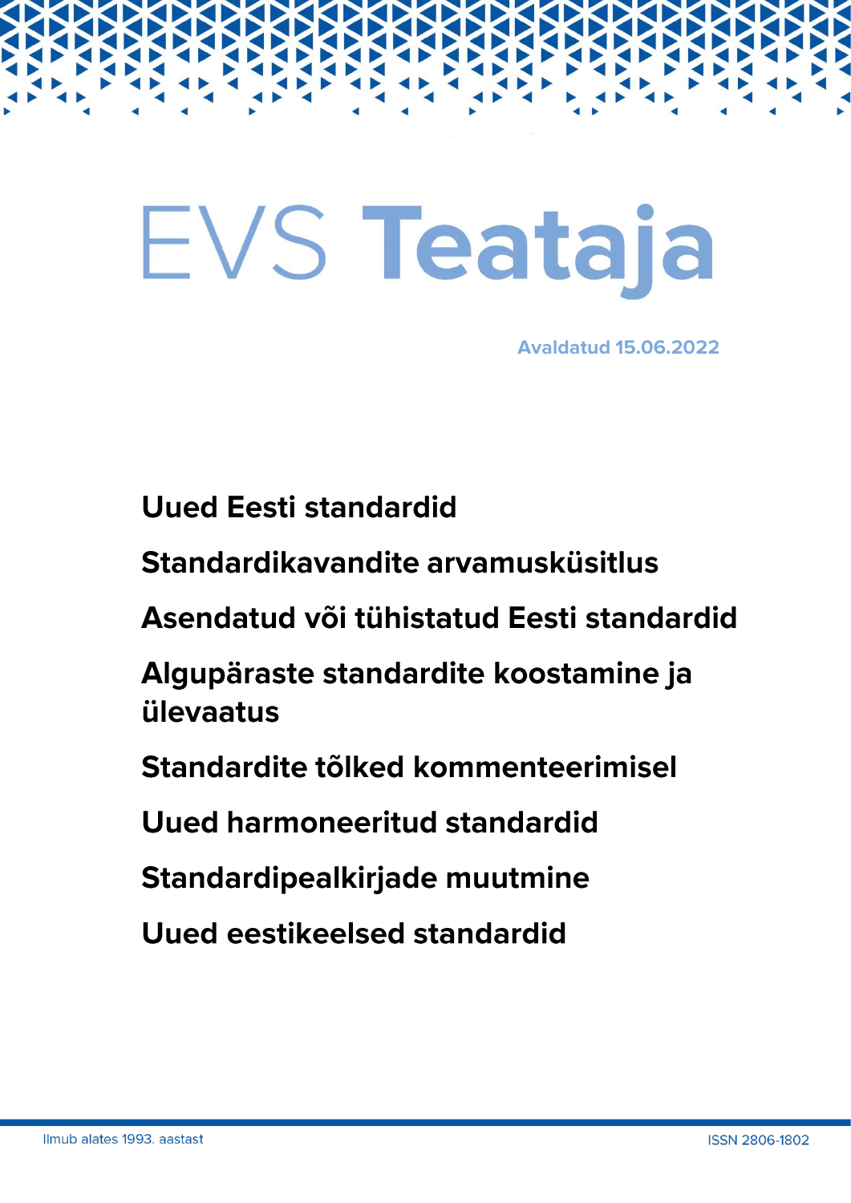# EVS Teataja

Avaldatud 15.06.2022

**Uued Eesti standardid**

**Standardikavandite arvamusküsitlus**

**Asendatud või tühistatud Eesti standardid**

**Algupäraste standardite koostamine ja ülevaatus**

**Standardite tõlked kommenteerimisel**

**Uued harmoneeritud standardid**

**Standardipealkirjade muutmine**

**Uued eestikeelsed standardid**

Ilmub alates 1993. aastast

ISSN 2806-1802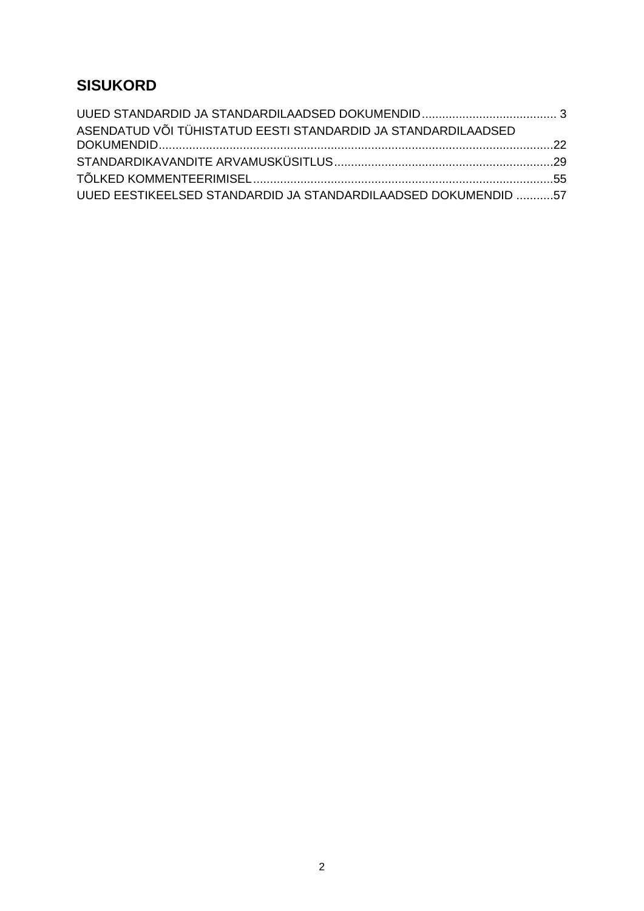# SISUKORD

UUED STANDARDID JA STANDARDILAADSED DOKUMENDID........................................ 3

ASENDATUD VÕI TÜHISTATUD EESTI STANDARDID JA STANDARDILAADSED DOKUMENDID.....................................................................................................................22

STANDARDIKAVANDITE ARVAMUSKÜSITLUS.................................................................29

TÕLKED KOMMENTEERIMISEL.........................................................................................55

UUED EESTIKEELSED STANDARDID JA STANDARDILAADSED DOKUMENDID ...........57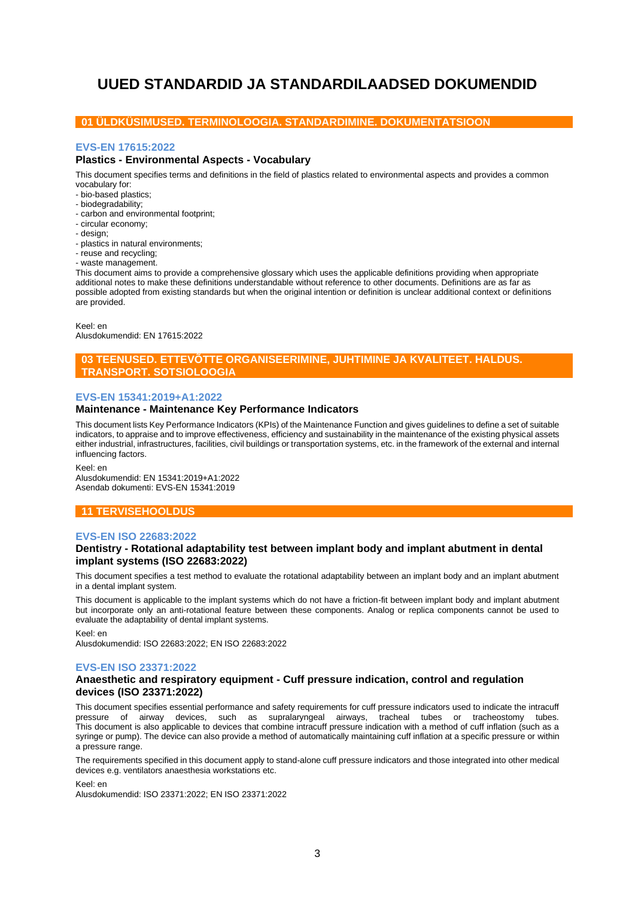# UUED STANDARDID JA STANDARDILAADSED DOKUMENDID

## 01 ÜLDKÜSIMUSED. TERMINOLOOGIA. STANDARDIMINE. DOKUMENTATSIOON

### EVS-EN 17615:2022

**Plastics - Environmental Aspects - Vocabulary**

This document specifies terms and definitions in the field of plastics related to environmental aspects and provides a common vocabulary for:

- bio-based plastics;
- biodegradability;
- carbon and environmental footprint;
- circular economy;
- design;
- plastics in natural environments;
- reuse and recycling;
- waste management.

This document aims to provide a comprehensive glossary which uses the applicable definitions providing when appropriate additional notes to make these definitions understandable without reference to other documents. Definitions are as far as possible adopted from existing standards but when the original intention or definition is unclear additional context or definitions are provided.

Keel: en
Alusdokumendid: EN 17615:2022

## 03 TEENUSED. ETTEVÕTTE ORGANISEERIMINE, JUHTIMINE JA KVALITEET. HALDUS. TRANSPORT. SOTSIOLOOGIA

### EVS-EN 15341:2019+A1:2022

**Maintenance - Maintenance Key Performance Indicators**

This document lists Key Performance Indicators (KPIs) of the Maintenance Function and gives guidelines to define a set of suitable indicators, to appraise and to improve effectiveness, efficiency and sustainability in the maintenance of the existing physical assets either industrial, infrastructures, facilities, civil buildings or transportation systems, etc. in the framework of the external and internal influencing factors.

Keel: en
Alusdokumendid: EN 15341:2019+A1:2022
Asendab dokumenti: EVS-EN 15341:2019

## 11 TERVISEHOOLDUS

### EVS-EN ISO 22683:2022

**Dentistry - Rotational adaptability test between implant body and implant abutment in dental implant systems (ISO 22683:2022)**

This document specifies a test method to evaluate the rotational adaptability between an implant body and an implant abutment in a dental implant system.

This document is applicable to the implant systems which do not have a friction-fit between implant body and implant abutment but incorporate only an anti-rotational feature between these components. Analog or replica components cannot be used to evaluate the adaptability of dental implant systems.

Keel: en
Alusdokumendid: ISO 22683:2022; EN ISO 22683:2022

### EVS-EN ISO 23371:2022

**Anaesthetic and respiratory equipment - Cuff pressure indication, control and regulation devices (ISO 23371:2022)**

This document specifies essential performance and safety requirements for cuff pressure indicators used to indicate the intracuff pressure of airway devices, such as supralaryngeal airways, tracheal tubes or tracheostomy tubes. This document is also applicable to devices that combine intracuff pressure indication with a method of cuff inflation (such as a syringe or pump). The device can also provide a method of automatically maintaining cuff inflation at a specific pressure or within a pressure range.

The requirements specified in this document apply to stand-alone cuff pressure indicators and those integrated into other medical devices e.g. ventilators anaesthesia workstations etc.

Keel: en
Alusdokumendid: ISO 23371:2022; EN ISO 23371:2022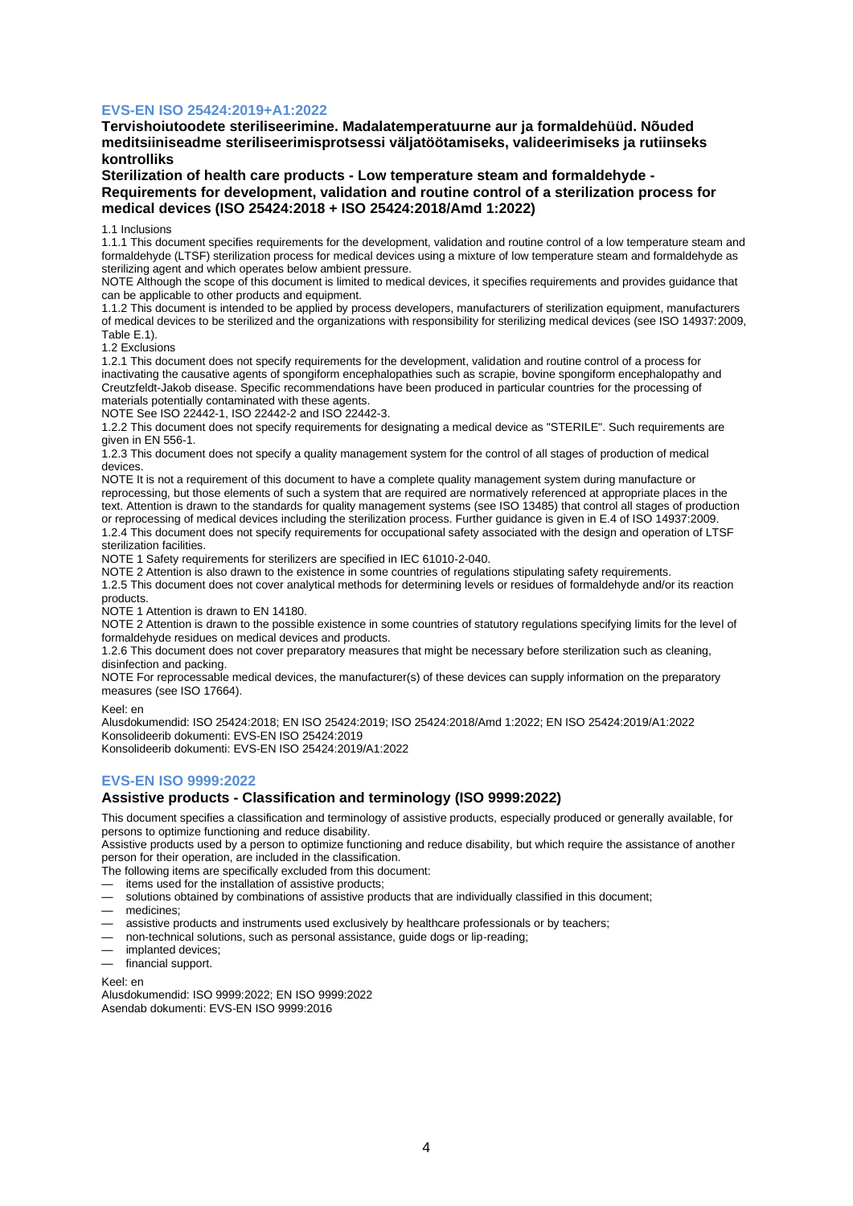## EVS-EN ISO 25424:2019+A1:2022

**Tervishoiutoodete steriliseerimine. Madalatemperatuurne aur ja formaldehüüd. Nõuded meditsiiniseadme steriliseerimisprotsessi väljatöötamiseks, valideerimiseks ja rutiinseks kontrolliks**

**Sterilization of health care products - Low temperature steam and formaldehyde - Requirements for development, validation and routine control of a sterilization process for medical devices (ISO 25424:2018 + ISO 25424:2018/Amd 1:2022)**

1.1 Inclusions
1.1.1 This document specifies requirements for the development, validation and routine control of a low temperature steam and formaldehyde (LTSF) sterilization process for medical devices using a mixture of low temperature steam and formaldehyde as sterilizing agent and which operates below ambient pressure.
NOTE Although the scope of this document is limited to medical devices, it specifies requirements and provides guidance that can be applicable to other products and equipment.
1.1.2 This document is intended to be applied by process developers, manufacturers of sterilization equipment, manufacturers of medical devices to be sterilized and the organizations with responsibility for sterilizing medical devices (see ISO 14937:2009, Table E.1).
1.2 Exclusions
1.2.1 This document does not specify requirements for the development, validation and routine control of a process for inactivating the causative agents of spongiform encephalopathies such as scrapie, bovine spongiform encephalopathy and Creutzfeldt-Jakob disease. Specific recommendations have been produced in particular countries for the processing of materials potentially contaminated with these agents.
NOTE See ISO 22442-1, ISO 22442-2 and ISO 22442-3.
1.2.2 This document does not specify requirements for designating a medical device as "STERILE". Such requirements are given in EN 556-1.
1.2.3 This document does not specify a quality management system for the control of all stages of production of medical devices.
NOTE It is not a requirement of this document to have a complete quality management system during manufacture or reprocessing, but those elements of such a system that are required are normatively referenced at appropriate places in the text. Attention is drawn to the standards for quality management systems (see ISO 13485) that control all stages of production or reprocessing of medical devices including the sterilization process. Further guidance is given in E.4 of ISO 14937:2009.
1.2.4 This document does not specify requirements for occupational safety associated with the design and operation of LTSF sterilization facilities.
NOTE 1 Safety requirements for sterilizers are specified in IEC 61010-2-040.
NOTE 2 Attention is also drawn to the existence in some countries of regulations stipulating safety requirements.
1.2.5 This document does not cover analytical methods for determining levels or residues of formaldehyde and/or its reaction products.
NOTE 1 Attention is drawn to EN 14180.
NOTE 2 Attention is drawn to the possible existence in some countries of statutory regulations specifying limits for the level of formaldehyde residues on medical devices and products.
1.2.6 This document does not cover preparatory measures that might be necessary before sterilization such as cleaning, disinfection and packing.
NOTE For reprocessable medical devices, the manufacturer(s) of these devices can supply information on the preparatory measures (see ISO 17664).

Keel: en
Alusdokumendid: ISO 25424:2018; EN ISO 25424:2019; ISO 25424:2018/Amd 1:2022; EN ISO 25424:2019/A1:2022
Konsolideerib dokumenti: EVS-EN ISO 25424:2019
Konsolideerib dokumenti: EVS-EN ISO 25424:2019/A1:2022

## EVS-EN ISO 9999:2022

**Assistive products - Classification and terminology (ISO 9999:2022)**

This document specifies a classification and terminology of assistive products, especially produced or generally available, for persons to optimize functioning and reduce disability.
Assistive products used by a person to optimize functioning and reduce disability, but which require the assistance of another person for their operation, are included in the classification.
The following items are specifically excluded from this document:

- items used for the installation of assistive products;
- solutions obtained by combinations of assistive products that are individually classified in this document;
- medicines;
- assistive products and instruments used exclusively by healthcare professionals or by teachers;
- non-technical solutions, such as personal assistance, guide dogs or lip-reading;
- implanted devices;
- financial support.

Keel: en
Alusdokumendid: ISO 9999:2022; EN ISO 9999:2022
Asendab dokumenti: EVS-EN ISO 9999:2016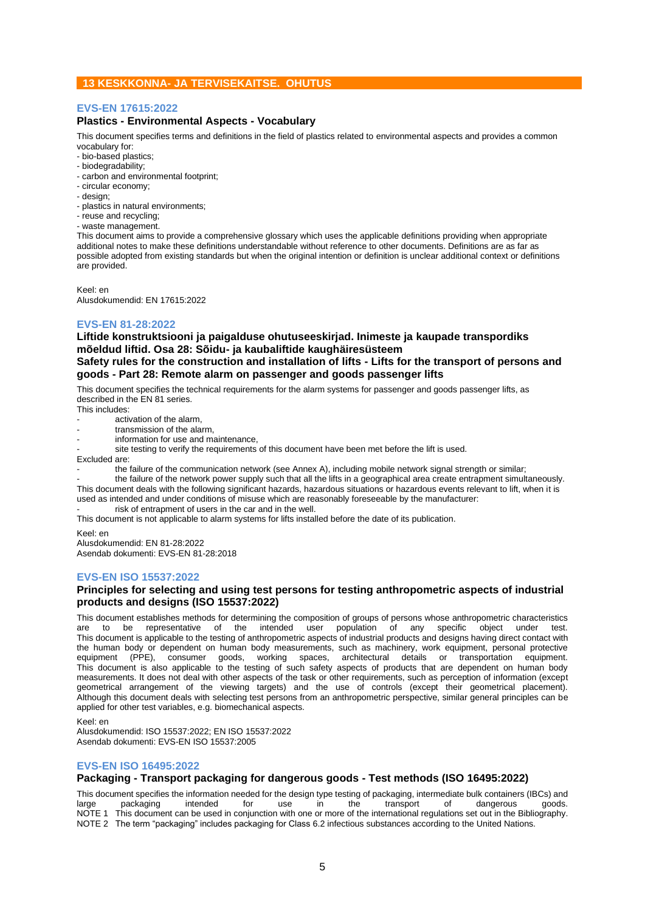## 13 KESKKONNA- JA TERVISEKAITSE. OHUTUS

### EVS-EN 17615:2022

**Plastics - Environmental Aspects - Vocabulary**

This document specifies terms and definitions in the field of plastics related to environmental aspects and provides a common vocabulary for:

- bio-based plastics;
- biodegradability;
- carbon and environmental footprint;
- circular economy;
- design;
- plastics in natural environments;
- reuse and recycling;
- waste management.

This document aims to provide a comprehensive glossary which uses the applicable definitions providing when appropriate additional notes to make these definitions understandable without reference to other documents. Definitions are as far as possible adopted from existing standards but when the original intention or definition is unclear additional context or definitions are provided.

Keel: en
Alusdokumendid: EN 17615:2022

### EVS-EN 81-28:2022

**Liftide konstruktsiooni ja paigalduse ohutuseeskirjad. Inimeste ja kaupade transpordiks mõeldud liftid. Osa 28: Sõidu- ja kaubaliftide kaughäiresüsteem**
**Safety rules for the construction and installation of lifts - Lifts for the transport of persons and goods - Part 28: Remote alarm on passenger and goods passenger lifts**

This document specifies the technical requirements for the alarm systems for passenger and goods passenger lifts, as described in the EN 81 series.
This includes:

- activation of the alarm,
- transmission of the alarm,
- information for use and maintenance,
- site testing to verify the requirements of this document have been met before the lift is used.

Excluded are:

- the failure of the communication network (see Annex A), including mobile network signal strength or similar;
- the failure of the network power supply such that all the lifts in a geographical area create entrapment simultaneously.

This document deals with the following significant hazards, hazardous situations or hazardous events relevant to lift, when it is used as intended and under conditions of misuse which are reasonably foreseeable by the manufacturer:

- risk of entrapment of users in the car and in the well.

This document is not applicable to alarm systems for lifts installed before the date of its publication.

Keel: en
Alusdokumendid: EN 81-28:2022
Asendab dokumenti: EVS-EN 81-28:2018

### EVS-EN ISO 15537:2022

**Principles for selecting and using test persons for testing anthropometric aspects of industrial products and designs (ISO 15537:2022)**

This document establishes methods for determining the composition of groups of persons whose anthropometric characteristics are to be representative of the intended user population of any specific object under test. This document is applicable to the testing of anthropometric aspects of industrial products and designs having direct contact with the human body or dependent on human body measurements, such as machinery, work equipment, personal protective equipment (PPE), consumer goods, working spaces, architectural details or transportation equipment. This document is also applicable to the testing of such safety aspects of products that are dependent on human body measurements. It does not deal with other aspects of the task or other requirements, such as perception of information (except geometrical arrangement of the viewing targets) and the use of controls (except their geometrical placement). Although this document deals with selecting test persons from an anthropometric perspective, similar general principles can be applied for other test variables, e.g. biomechanical aspects.

Keel: en
Alusdokumendid: ISO 15537:2022; EN ISO 15537:2022
Asendab dokumenti: EVS-EN ISO 15537:2005

### EVS-EN ISO 16495:2022

**Packaging - Transport packaging for dangerous goods - Test methods (ISO 16495:2022)**

This document specifies the information needed for the design type testing of packaging, intermediate bulk containers (IBCs) and large packaging intended for use in the transport of dangerous goods.
NOTE 1 This document can be used in conjunction with one or more of the international regulations set out in the Bibliography.
NOTE 2 The term "packaging" includes packaging for Class 6.2 infectious substances according to the United Nations.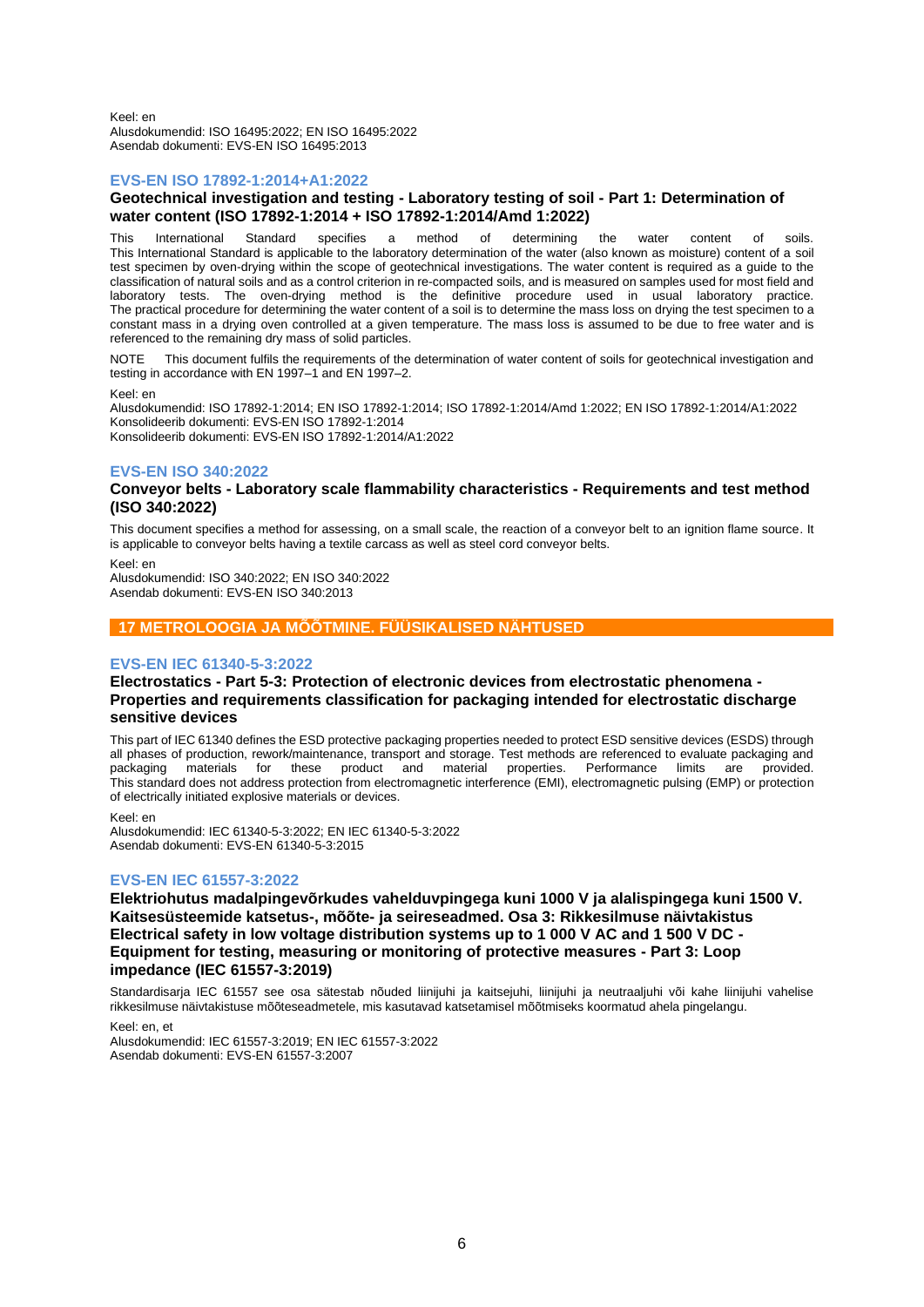Keel: en
Alusdokumendid: ISO 16495:2022; EN ISO 16495:2022
Asendab dokumenti: EVS-EN ISO 16495:2013

### EVS-EN ISO 17892-1:2014+A1:2022

**Geotechnical investigation and testing - Laboratory testing of soil - Part 1: Determination of water content (ISO 17892-1:2014 + ISO 17892-1:2014/Amd 1:2022)**

This International Standard specifies a method of determining the water content of soils. This International Standard is applicable to the laboratory determination of the water (also known as moisture) content of a soil test specimen by oven-drying within the scope of geotechnical investigations. The water content is required as a guide to the classification of natural soils and as a control criterion in re-compacted soils, and is measured on samples used for most field and laboratory tests. The oven-drying method is the definitive procedure used in usual laboratory practice. The practical procedure for determining the water content of a soil is to determine the mass loss on drying the test specimen to a constant mass in a drying oven controlled at a given temperature. The mass loss is assumed to be due to free water and is referenced to the remaining dry mass of solid particles.

NOTE This document fulfils the requirements of the determination of water content of soils for geotechnical investigation and testing in accordance with EN 1997–1 and EN 1997–2.

Keel: en
Alusdokumendid: ISO 17892-1:2014; EN ISO 17892-1:2014; ISO 17892-1:2014/Amd 1:2022; EN ISO 17892-1:2014/A1:2022
Konsolideerib dokumenti: EVS-EN ISO 17892-1:2014
Konsolideerib dokumenti: EVS-EN ISO 17892-1:2014/A1:2022

### EVS-EN ISO 340:2022

**Conveyor belts - Laboratory scale flammability characteristics - Requirements and test method (ISO 340:2022)**

This document specifies a method for assessing, on a small scale, the reaction of a conveyor belt to an ignition flame source. It is applicable to conveyor belts having a textile carcass as well as steel cord conveyor belts.

Keel: en
Alusdokumendid: ISO 340:2022; EN ISO 340:2022
Asendab dokumenti: EVS-EN ISO 340:2013

## 17 METROLOOGIA JA MÕÕTMINE. FÜÜSIKALISED NÄHTUSED

### EVS-EN IEC 61340-5-3:2022

**Electrostatics - Part 5-3: Protection of electronic devices from electrostatic phenomena - Properties and requirements classification for packaging intended for electrostatic discharge sensitive devices**

This part of IEC 61340 defines the ESD protective packaging properties needed to protect ESD sensitive devices (ESDS) through all phases of production, rework/maintenance, transport and storage. Test methods are referenced to evaluate packaging and packaging materials for these product and material properties. Performance limits are provided. This standard does not address protection from electromagnetic interference (EMI), electromagnetic pulsing (EMP) or protection of electrically initiated explosive materials or devices.

Keel: en
Alusdokumendid: IEC 61340-5-3:2022; EN IEC 61340-5-3:2022
Asendab dokumenti: EVS-EN 61340-5-3:2015

### EVS-EN IEC 61557-3:2022

**Elektriohutus madalpingevõrkudes vahelduvpingega kuni 1000 V ja alalispingega kuni 1500 V. Kaitsesüsteemide katsetus-, mõõte- ja seireseadmed. Osa 3: Rikkesilmuse näivtakistus**
**Electrical safety in low voltage distribution systems up to 1 000 V AC and 1 500 V DC - Equipment for testing, measuring or monitoring of protective measures - Part 3: Loop impedance (IEC 61557-3:2019)**

Standardisarja IEC 61557 see osa sätestab nõuded liinijuhi ja kaitsejuhi, liinijuhi ja neutraaljuhi või kahe liinijuhi vahelise rikkesilmuse näivtakistuse mõõteseadmetele, mis kasutavad katsetamisel mõõtmiseks koormatud ahela pingelangu.

Keel: en, et
Alusdokumendid: IEC 61557-3:2019; EN IEC 61557-3:2022
Asendab dokumenti: EVS-EN 61557-3:2007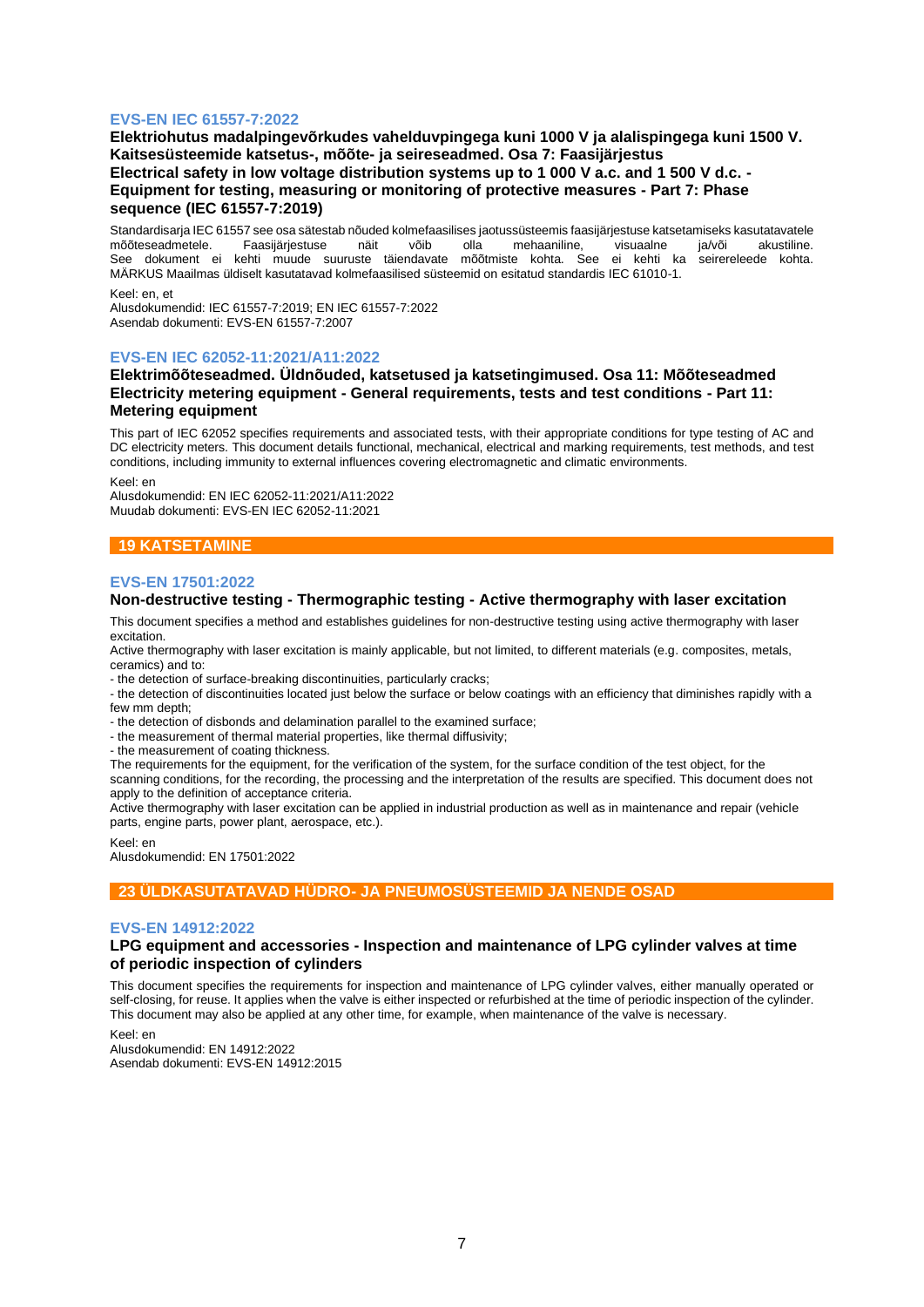### EVS-EN IEC 61557-7:2022

**Elektriohutus madalpingevõrkudes vahelduvpingega kuni 1000 V ja alalispingega kuni 1500 V. Kaitsesüsteemide katsetus-, mõõte- ja seireseadmed. Osa 7: Faasijärjestus**
**Electrical safety in low voltage distribution systems up to 1 000 V a.c. and 1 500 V d.c. - Equipment for testing, measuring or monitoring of protective measures - Part 7: Phase sequence (IEC 61557-7:2019)**

Standardisarja IEC 61557 see osa sätestab nõuded kolmefaasilises jaotussüsteemis faasijärjestuse katsetamiseks kasutatavatele mõõteseadmetele. Faasijärjestuse näit võib olla mehaaniline, visuaalne ja/või akustiline. See dokument ei kehti muude suuruste täiendavate mõõtmiste kohta. See ei kehti ka seirereleede kohta. MÄRKUS Maailmas üldiselt kasutatavad kolmefaasilised süsteemid on esitatud standardis IEC 61010-1.

Keel: en, et
Alusdokumendid: IEC 61557-7:2019; EN IEC 61557-7:2022
Asendab dokumenti: EVS-EN 61557-7:2007

### EVS-EN IEC 62052-11:2021/A11:2022

**Elektrimõõteseadmed. Üldnõuded, katsetused ja katsetingimused. Osa 11: Mõõteseadmed**
**Electricity metering equipment - General requirements, tests and test conditions - Part 11: Metering equipment**

This part of IEC 62052 specifies requirements and associated tests, with their appropriate conditions for type testing of AC and DC electricity meters. This document details functional, mechanical, electrical and marking requirements, test methods, and test conditions, including immunity to external influences covering electromagnetic and climatic environments.

Keel: en
Alusdokumendid: EN IEC 62052-11:2021/A11:2022
Muudab dokumenti: EVS-EN IEC 62052-11:2021

## 19 KATSETAMINE

### EVS-EN 17501:2022

**Non-destructive testing - Thermographic testing - Active thermography with laser excitation**

This document specifies a method and establishes guidelines for non-destructive testing using active thermography with laser excitation.
Active thermography with laser excitation is mainly applicable, but not limited, to different materials (e.g. composites, metals, ceramics) and to:
- the detection of surface-breaking discontinuities, particularly cracks;
- the detection of discontinuities located just below the surface or below coatings with an efficiency that diminishes rapidly with a few mm depth;
- the detection of disbonds and delamination parallel to the examined surface;
- the measurement of thermal material properties, like thermal diffusivity;
- the measurement of coating thickness.

The requirements for the equipment, for the verification of the system, for the surface condition of the test object, for the scanning conditions, for the recording, the processing and the interpretation of the results are specified. This document does not apply to the definition of acceptance criteria.
Active thermography with laser excitation can be applied in industrial production as well as in maintenance and repair (vehicle parts, engine parts, power plant, aerospace, etc.).

Keel: en
Alusdokumendid: EN 17501:2022

## 23 ÜLDKASUTATAVAD HÜDRO- JA PNEUMOSÜSTEEMID JA NENDE OSAD

### EVS-EN 14912:2022

**LPG equipment and accessories - Inspection and maintenance of LPG cylinder valves at time of periodic inspection of cylinders**

This document specifies the requirements for inspection and maintenance of LPG cylinder valves, either manually operated or self-closing, for reuse. It applies when the valve is either inspected or refurbished at the time of periodic inspection of the cylinder. This document may also be applied at any other time, for example, when maintenance of the valve is necessary.

Keel: en
Alusdokumendid: EN 14912:2022
Asendab dokumenti: EVS-EN 14912:2015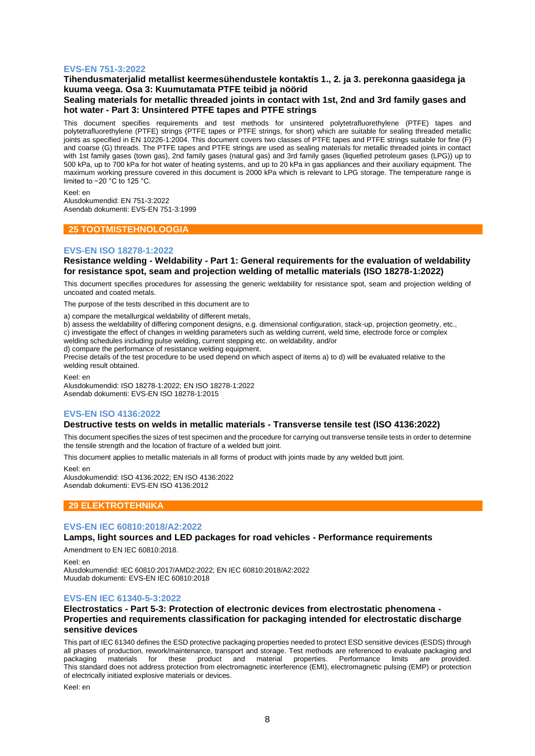### EVS-EN 751-3:2022

**Tihendusmaterjalid metallist keermesühendustele kontaktis 1., 2. ja 3. perekonna gaasidega ja kuuma veega. Osa 3: Kuumutamata PTFE teibid ja nöörid**

**Sealing materials for metallic threaded joints in contact with 1st, 2nd and 3rd family gases and hot water - Part 3: Unsintered PTFE tapes and PTFE strings**

This document specifies requirements and test methods for unsintered polytetrafluorethylene (PTFE) tapes and polytetrafluorethylene (PTFE) strings (PTFE tapes or PTFE strings, for short) which are suitable for sealing threaded metallic joints as specified in EN 10226-1:2004. This document covers two classes of PTFE tapes and PTFE strings suitable for fine (F) and coarse (G) threads. The PTFE tapes and PTFE strings are used as sealing materials for metallic threaded joints in contact with 1st family gases (town gas), 2nd family gases (natural gas) and 3rd family gases (liquefied petroleum gases (LPG)) up to 500 kPa, up to 700 kPa for hot water of heating systems, and up to 20 kPa in gas appliances and their auxiliary equipment. The maximum working pressure covered in this document is 2000 kPa which is relevant to LPG storage. The temperature range is limited to −20 °C to 125 °C.

Keel: en
Alusdokumendid: EN 751-3:2022
Asendab dokumenti: EVS-EN 751-3:1999

## 25 TOOTMISTEHNOLOOGIA

### EVS-EN ISO 18278-1:2022

**Resistance welding - Weldability - Part 1: General requirements for the evaluation of weldability for resistance spot, seam and projection welding of metallic materials (ISO 18278-1:2022)**

This document specifies procedures for assessing the generic weldability for resistance spot, seam and projection welding of uncoated and coated metals.

The purpose of the tests described in this document are to

a) compare the metallurgical weldability of different metals,
b) assess the weldability of differing component designs, e.g. dimensional configuration, stack-up, projection geometry, etc.,
c) investigate the effect of changes in welding parameters such as welding current, weld time, electrode force or complex welding schedules including pulse welding, current stepping etc. on weldability, and/or
d) compare the performance of resistance welding equipment.

Precise details of the test procedure to be used depend on which aspect of items a) to d) will be evaluated relative to the welding result obtained.

Keel: en
Alusdokumendid: ISO 18278-1:2022; EN ISO 18278-1:2022
Asendab dokumenti: EVS-EN ISO 18278-1:2015

### EVS-EN ISO 4136:2022

**Destructive tests on welds in metallic materials - Transverse tensile test (ISO 4136:2022)**

This document specifies the sizes of test specimen and the procedure for carrying out transverse tensile tests in order to determine the tensile strength and the location of fracture of a welded butt joint.

This document applies to metallic materials in all forms of product with joints made by any welded butt joint.

Keel: en
Alusdokumendid: ISO 4136:2022; EN ISO 4136:2022
Asendab dokumenti: EVS-EN ISO 4136:2012

## 29 ELEKTROTEHNIKA

### EVS-EN IEC 60810:2018/A2:2022

**Lamps, light sources and LED packages for road vehicles - Performance requirements**

Amendment to EN IEC 60810:2018.

Keel: en
Alusdokumendid: IEC 60810:2017/AMD2:2022; EN IEC 60810:2018/A2:2022
Muudab dokumenti: EVS-EN IEC 60810:2018

### EVS-EN IEC 61340-5-3:2022

**Electrostatics - Part 5-3: Protection of electronic devices from electrostatic phenomena - Properties and requirements classification for packaging intended for electrostatic discharge sensitive devices**

This part of IEC 61340 defines the ESD protective packaging properties needed to protect ESD sensitive devices (ESDS) through all phases of production, rework/maintenance, transport and storage. Test methods are referenced to evaluate packaging and packaging materials for these product and material properties. Performance limits are provided. This standard does not address protection from electromagnetic interference (EMI), electromagnetic pulsing (EMP) or protection of electrically initiated explosive materials or devices.

Keel: en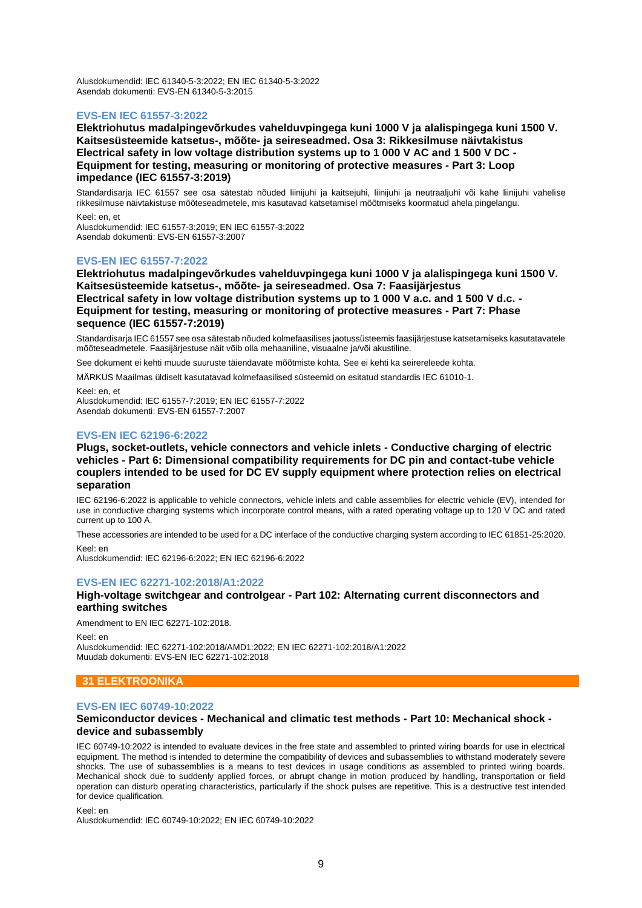Alusdokumendid: IEC 61340-5-3:2022; EN IEC 61340-5-3:2022
Asendab dokumenti: EVS-EN 61340-5-3:2015

### EVS-EN IEC 61557-3:2022

**Elektriohutus madalpingevõrkudes vahelduvpingega kuni 1000 V ja alalispingega kuni 1500 V. Kaitsesüsteemide katsetus-, mõõte- ja seireseadmed. Osa 3: Rikkesilmuse näivtakistus**
**Electrical safety in low voltage distribution systems up to 1 000 V AC and 1 500 V DC - Equipment for testing, measuring or monitoring of protective measures - Part 3: Loop impedance (IEC 61557-3:2019)**

Standardisarja IEC 61557 see osa sätestab nõuded liinijuhi ja kaitsejuhi, liinijuhi ja neutraaljuhi või kahe liinijuhi vahelise rikkesilmuse näivtakistuse mõõteseadmetele, mis kasutavad katsetamisel mõõtmiseks koormatud ahela pingelangu.

Keel: en, et
Alusdokumendid: IEC 61557-3:2019; EN IEC 61557-3:2022
Asendab dokumenti: EVS-EN 61557-3:2007

### EVS-EN IEC 61557-7:2022

**Elektriohutus madalpingevõrkudes vahelduvpingega kuni 1000 V ja alalispingega kuni 1500 V. Kaitsesüsteemide katsetus-, mõõte- ja seireseadmed. Osa 7: Faasijärjestus**
**Electrical safety in low voltage distribution systems up to 1 000 V a.c. and 1 500 V d.c. - Equipment for testing, measuring or monitoring of protective measures - Part 7: Phase sequence (IEC 61557-7:2019)**

Standardisarja IEC 61557 see osa sätestab nõuded kolmefaasilises jaotussüsteemis faasijärjestuse katsetamiseks kasutatavatele mõõteseadmetele. Faasijärjestuse näit võib olla mehaaniline, visuaalne ja/või akustiline.

See dokument ei kehti muude suuruste täiendavate mõõtmiste kohta. See ei kehti ka seirereleede kohta.

MÄRKUS Maailmas üldiselt kasutatavad kolmefaasilised süsteemid on esitatud standardis IEC 61010-1.

Keel: en, et
Alusdokumendid: IEC 61557-7:2019; EN IEC 61557-7:2022
Asendab dokumenti: EVS-EN 61557-7:2007

### EVS-EN IEC 62196-6:2022

**Plugs, socket-outlets, vehicle connectors and vehicle inlets - Conductive charging of electric vehicles - Part 6: Dimensional compatibility requirements for DC pin and contact-tube vehicle couplers intended to be used for DC EV supply equipment where protection relies on electrical separation**

IEC 62196-6:2022 is applicable to vehicle connectors, vehicle inlets and cable assemblies for electric vehicle (EV), intended for use in conductive charging systems which incorporate control means, with a rated operating voltage up to 120 V DC and rated current up to 100 A.

These accessories are intended to be used for a DC interface of the conductive charging system according to IEC 61851-25:2020.

Keel: en
Alusdokumendid: IEC 62196-6:2022; EN IEC 62196-6:2022

### EVS-EN IEC 62271-102:2018/A1:2022

**High-voltage switchgear and controlgear - Part 102: Alternating current disconnectors and earthing switches**

Amendment to EN IEC 62271-102:2018.

Keel: en
Alusdokumendid: IEC 62271-102:2018/AMD1:2022; EN IEC 62271-102:2018/A1:2022
Muudab dokumenti: EVS-EN IEC 62271-102:2018

## 31 ELEKTROONIKA

### EVS-EN IEC 60749-10:2022

**Semiconductor devices - Mechanical and climatic test methods - Part 10: Mechanical shock - device and subassembly**

IEC 60749-10:2022 is intended to evaluate devices in the free state and assembled to printed wiring boards for use in electrical equipment. The method is intended to determine the compatibility of devices and subassemblies to withstand moderately severe shocks. The use of subassemblies is a means to test devices in usage conditions as assembled to printed wiring boards. Mechanical shock due to suddenly applied forces, or abrupt change in motion produced by handling, transportation or field operation can disturb operating characteristics, particularly if the shock pulses are repetitive. This is a destructive test intended for device qualification.

Keel: en
Alusdokumendid: IEC 60749-10:2022; EN IEC 60749-10:2022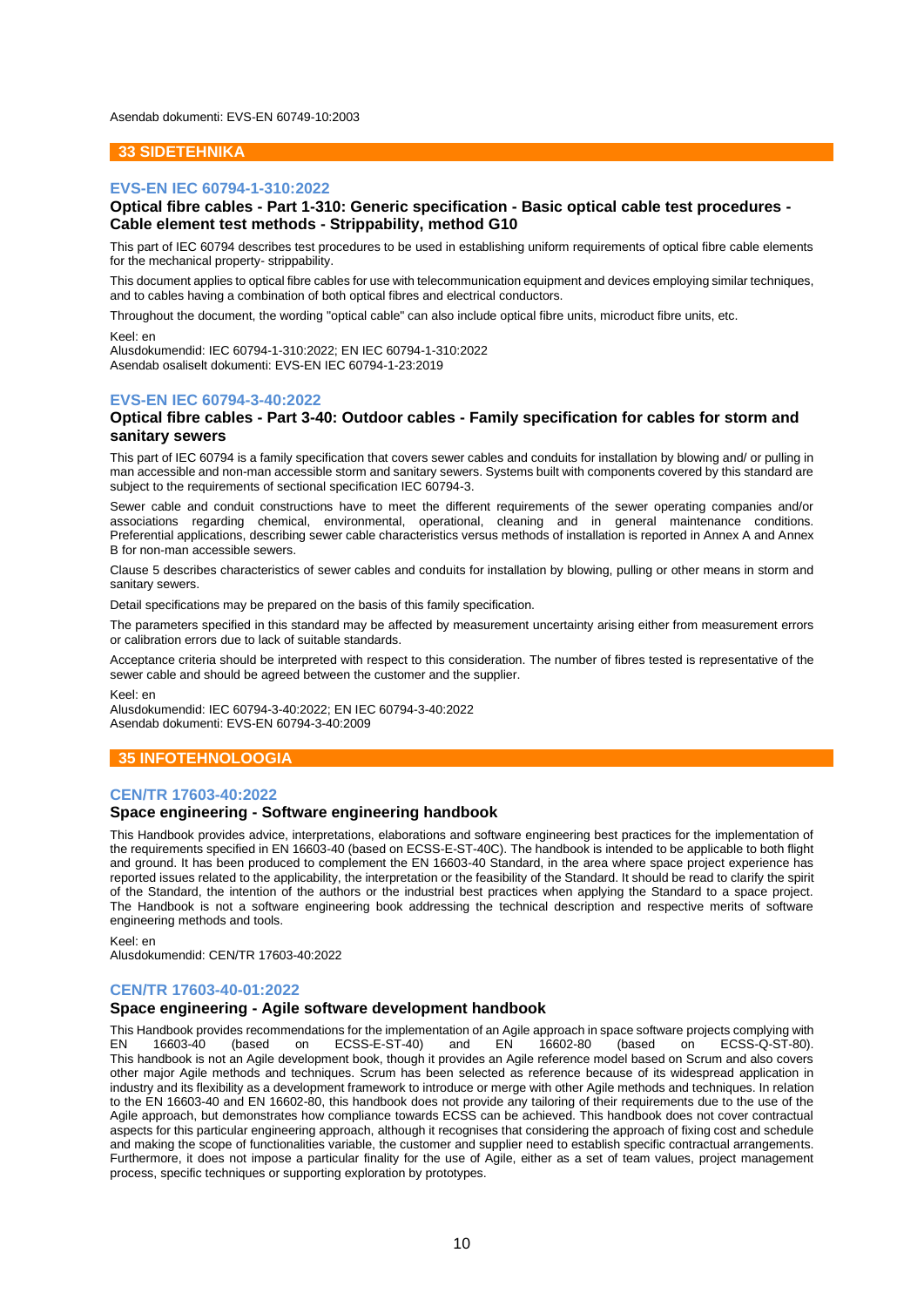Asendab dokumenti: EVS-EN 60749-10:2003

## 33 SIDETEHNIKA

### EVS-EN IEC 60794-1-310:2022

**Optical fibre cables - Part 1-310: Generic specification - Basic optical cable test procedures - Cable element test methods - Strippability, method G10**

This part of IEC 60794 describes test procedures to be used in establishing uniform requirements of optical fibre cable elements for the mechanical property- strippability.

This document applies to optical fibre cables for use with telecommunication equipment and devices employing similar techniques, and to cables having a combination of both optical fibres and electrical conductors.

Throughout the document, the wording "optical cable" can also include optical fibre units, microduct fibre units, etc.

Keel: en
Alusdokumendid: IEC 60794-1-310:2022; EN IEC 60794-1-310:2022
Asendab osaliselt dokumenti: EVS-EN IEC 60794-1-23:2019

### EVS-EN IEC 60794-3-40:2022

**Optical fibre cables - Part 3-40: Outdoor cables - Family specification for cables for storm and sanitary sewers**

This part of IEC 60794 is a family specification that covers sewer cables and conduits for installation by blowing and/ or pulling in man accessible and non-man accessible storm and sanitary sewers. Systems built with components covered by this standard are subject to the requirements of sectional specification IEC 60794-3.

Sewer cable and conduit constructions have to meet the different requirements of the sewer operating companies and/or associations regarding chemical, environmental, operational, cleaning and in general maintenance conditions. Preferential applications, describing sewer cable characteristics versus methods of installation is reported in Annex A and Annex B for non-man accessible sewers.

Clause 5 describes characteristics of sewer cables and conduits for installation by blowing, pulling or other means in storm and sanitary sewers.

Detail specifications may be prepared on the basis of this family specification.

The parameters specified in this standard may be affected by measurement uncertainty arising either from measurement errors or calibration errors due to lack of suitable standards.

Acceptance criteria should be interpreted with respect to this consideration. The number of fibres tested is representative of the sewer cable and should be agreed between the customer and the supplier.

Keel: en
Alusdokumendid: IEC 60794-3-40:2022; EN IEC 60794-3-40:2022
Asendab dokumenti: EVS-EN 60794-3-40:2009

## 35 INFOTEHNOLOOGIA

### CEN/TR 17603-40:2022

**Space engineering - Software engineering handbook**

This Handbook provides advice, interpretations, elaborations and software engineering best practices for the implementation of the requirements specified in EN 16603-40 (based on ECSS-E-ST-40C). The handbook is intended to be applicable to both flight and ground. It has been produced to complement the EN 16603-40 Standard, in the area where space project experience has reported issues related to the applicability, the interpretation or the feasibility of the Standard. It should be read to clarify the spirit of the Standard, the intention of the authors or the industrial best practices when applying the Standard to a space project. The Handbook is not a software engineering book addressing the technical description and respective merits of software engineering methods and tools.

Keel: en
Alusdokumendid: CEN/TR 17603-40:2022

### CEN/TR 17603-40-01:2022

**Space engineering - Agile software development handbook**

This Handbook provides recommendations for the implementation of an Agile approach in space software projects complying with EN 16603-40 (based on ECSS-E-ST-40) and EN 16602-80 (based on ECSS-Q-ST-80). This handbook is not an Agile development book, though it provides an Agile reference model based on Scrum and also covers other major Agile methods and techniques. Scrum has been selected as reference because of its widespread application in industry and its flexibility as a development framework to introduce or merge with other Agile methods and techniques. In relation to the EN 16603-40 and EN 16602-80, this handbook does not provide any tailoring of their requirements due to the use of the Agile approach, but demonstrates how compliance towards ECSS can be achieved. This handbook does not cover contractual aspects for this particular engineering approach, although it recognises that considering the approach of fixing cost and schedule and making the scope of functionalities variable, the customer and supplier need to establish specific contractual arrangements. Furthermore, it does not impose a particular finality for the use of Agile, either as a set of team values, project management process, specific techniques or supporting exploration by prototypes.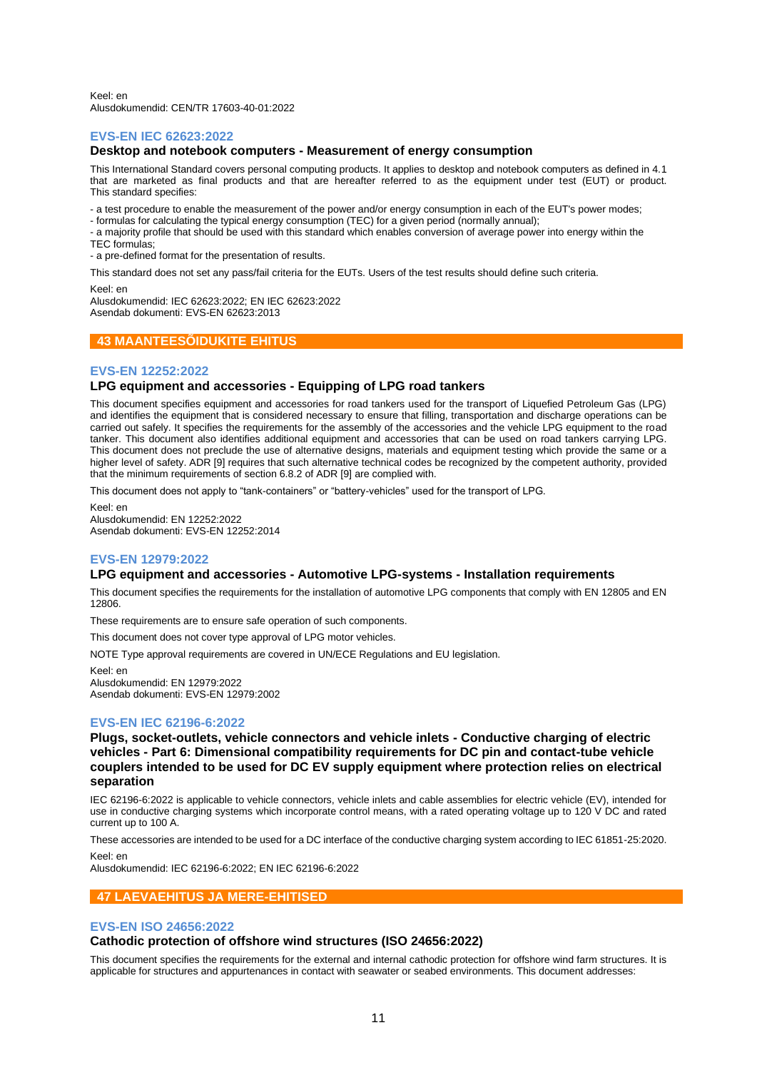Keel: en
Alusdokumendid: CEN/TR 17603-40-01:2022

### EVS-EN IEC 62623:2022

**Desktop and notebook computers - Measurement of energy consumption**

This International Standard covers personal computing products. It applies to desktop and notebook computers as defined in 4.1 that are marketed as final products and that are hereafter referred to as the equipment under test (EUT) or product. This standard specifies:

- a test procedure to enable the measurement of the power and/or energy consumption in each of the EUT's power modes;
- formulas for calculating the typical energy consumption (TEC) for a given period (normally annual);
- a majority profile that should be used with this standard which enables conversion of average power into energy within the TEC formulas;
- a pre-defined format for the presentation of results.

This standard does not set any pass/fail criteria for the EUTs. Users of the test results should define such criteria.

Keel: en
Alusdokumendid: IEC 62623:2022; EN IEC 62623:2022
Asendab dokumenti: EVS-EN 62623:2013

## 43 MAANTEESÕIDUKITE EHITUS

### EVS-EN 12252:2022

**LPG equipment and accessories - Equipping of LPG road tankers**

This document specifies equipment and accessories for road tankers used for the transport of Liquefied Petroleum Gas (LPG) and identifies the equipment that is considered necessary to ensure that filling, transportation and discharge operations can be carried out safely. It specifies the requirements for the assembly of the accessories and the vehicle LPG equipment to the road tanker. This document also identifies additional equipment and accessories that can be used on road tankers carrying LPG. This document does not preclude the use of alternative designs, materials and equipment testing which provide the same or a higher level of safety. ADR [9] requires that such alternative technical codes be recognized by the competent authority, provided that the minimum requirements of section 6.8.2 of ADR [9] are complied with.

This document does not apply to "tank-containers" or "battery-vehicles" used for the transport of LPG.

Keel: en
Alusdokumendid: EN 12252:2022
Asendab dokumenti: EVS-EN 12252:2014

### EVS-EN 12979:2022

**LPG equipment and accessories - Automotive LPG-systems - Installation requirements**

This document specifies the requirements for the installation of automotive LPG components that comply with EN 12805 and EN 12806.

These requirements are to ensure safe operation of such components.

This document does not cover type approval of LPG motor vehicles.

NOTE Type approval requirements are covered in UN/ECE Regulations and EU legislation.

Keel: en
Alusdokumendid: EN 12979:2022
Asendab dokumenti: EVS-EN 12979:2002

### EVS-EN IEC 62196-6:2022

**Plugs, socket-outlets, vehicle connectors and vehicle inlets - Conductive charging of electric vehicles - Part 6: Dimensional compatibility requirements for DC pin and contact-tube vehicle couplers intended to be used for DC EV supply equipment where protection relies on electrical separation**

IEC 62196-6:2022 is applicable to vehicle connectors, vehicle inlets and cable assemblies for electric vehicle (EV), intended for use in conductive charging systems which incorporate control means, with a rated operating voltage up to 120 V DC and rated current up to 100 A.

These accessories are intended to be used for a DC interface of the conductive charging system according to IEC 61851-25:2020.

Keel: en
Alusdokumendid: IEC 62196-6:2022; EN IEC 62196-6:2022

## 47 LAEVAEHITUS JA MERE-EHITISED

### EVS-EN ISO 24656:2022

**Cathodic protection of offshore wind structures (ISO 24656:2022)**

This document specifies the requirements for the external and internal cathodic protection for offshore wind farm structures. It is applicable for structures and appurtenances in contact with seawater or seabed environments. This document addresses: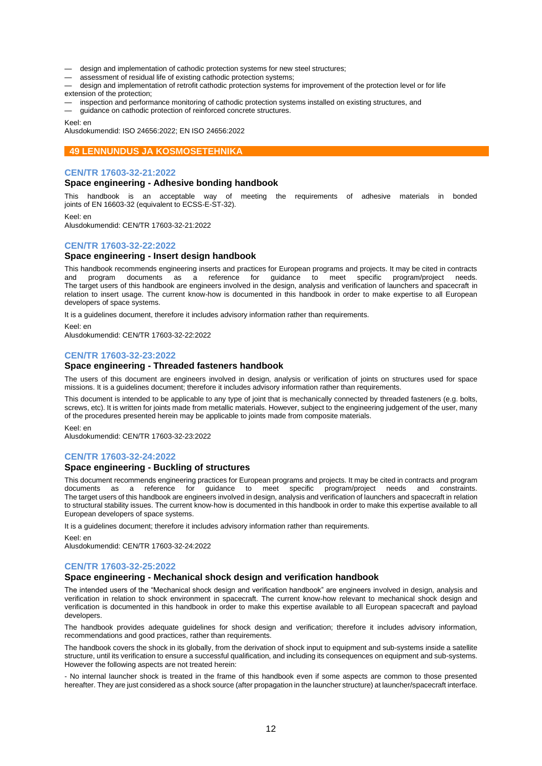— design and implementation of cathodic protection systems for new steel structures;
— assessment of residual life of existing cathodic protection systems;
— design and implementation of retrofit cathodic protection systems for improvement of the protection level or for life extension of the protection;
— inspection and performance monitoring of cathodic protection systems installed on existing structures, and
— guidance on cathodic protection of reinforced concrete structures.

Keel: en
Alusdokumendid: ISO 24656:2022; EN ISO 24656:2022

## 49 LENNUNDUS JA KOSMOSETEHNIKA

### CEN/TR 17603-32-21:2022

**Space engineering - Adhesive bonding handbook**

This handbook is an acceptable way of meeting the requirements of adhesive materials in bonded joints of EN 16603-32 (equivalent to ECSS-E-ST-32).

Keel: en
Alusdokumendid: CEN/TR 17603-32-21:2022

### CEN/TR 17603-32-22:2022

**Space engineering - Insert design handbook**

This handbook recommends engineering inserts and practices for European programs and projects. It may be cited in contracts and program documents as a reference for guidance to meet specific program/project needs. The target users of this handbook are engineers involved in the design, analysis and verification of launchers and spacecraft in relation to insert usage. The current know-how is documented in this handbook in order to make expertise to all European developers of space systems.

It is a guidelines document, therefore it includes advisory information rather than requirements.

Keel: en
Alusdokumendid: CEN/TR 17603-32-22:2022

### CEN/TR 17603-32-23:2022

**Space engineering - Threaded fasteners handbook**

The users of this document are engineers involved in design, analysis or verification of joints on structures used for space missions. It is a guidelines document; therefore it includes advisory information rather than requirements.

This document is intended to be applicable to any type of joint that is mechanically connected by threaded fasteners (e.g. bolts, screws, etc). It is written for joints made from metallic materials. However, subject to the engineering judgement of the user, many of the procedures presented herein may be applicable to joints made from composite materials.

Keel: en
Alusdokumendid: CEN/TR 17603-32-23:2022

### CEN/TR 17603-32-24:2022

**Space engineering - Buckling of structures**

This document recommends engineering practices for European programs and projects. It may be cited in contracts and program documents as a reference for guidance to meet specific program/project needs and constraints. The target users of this handbook are engineers involved in design, analysis and verification of launchers and spacecraft in relation to structural stability issues. The current know-how is documented in this handbook in order to make this expertise available to all European developers of space systems.

It is a guidelines document; therefore it includes advisory information rather than requirements.

Keel: en
Alusdokumendid: CEN/TR 17603-32-24:2022

### CEN/TR 17603-32-25:2022

**Space engineering - Mechanical shock design and verification handbook**

The intended users of the "Mechanical shock design and verification handbook" are engineers involved in design, analysis and verification in relation to shock environment in spacecraft. The current know-how relevant to mechanical shock design and verification is documented in this handbook in order to make this expertise available to all European spacecraft and payload developers.

The handbook provides adequate guidelines for shock design and verification; therefore it includes advisory information, recommendations and good practices, rather than requirements.

The handbook covers the shock in its globally, from the derivation of shock input to equipment and sub-systems inside a satellite structure, until its verification to ensure a successful qualification, and including its consequences on equipment and sub-systems. However the following aspects are not treated herein:

- No internal launcher shock is treated in the frame of this handbook even if some aspects are common to those presented hereafter. They are just considered as a shock source (after propagation in the launcher structure) at launcher/spacecraft interface.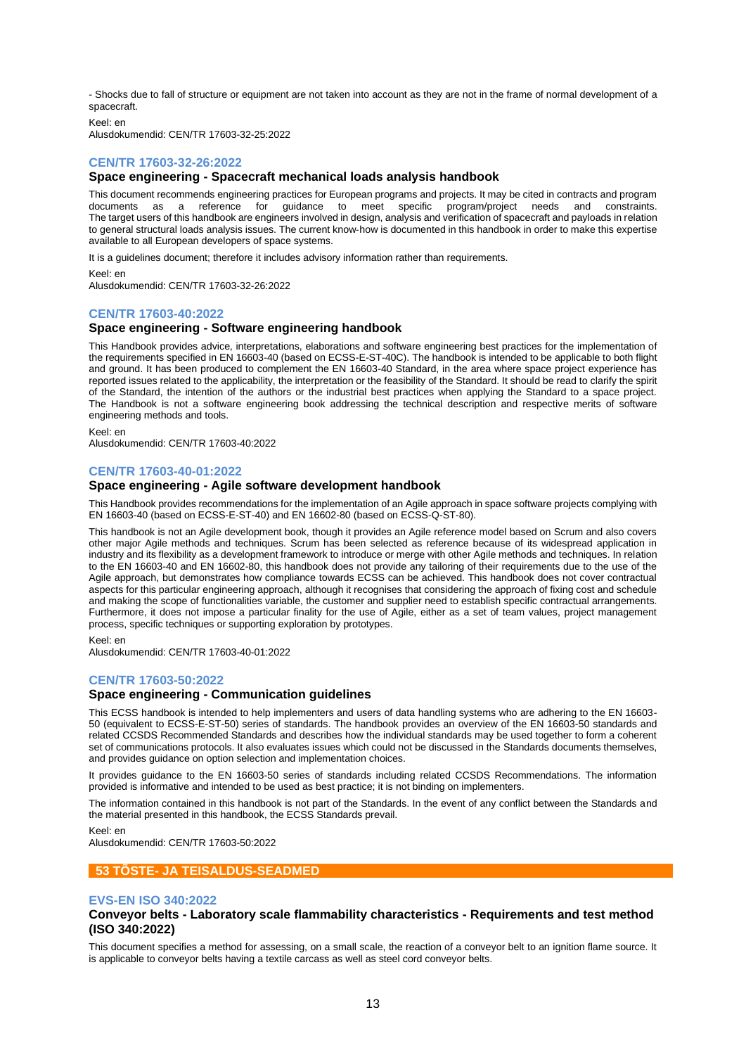- Shocks due to fall of structure or equipment are not taken into account as they are not in the frame of normal development of a spacecraft.

Keel: en
Alusdokumendid: CEN/TR 17603-32-25:2022

### CEN/TR 17603-32-26:2022

**Space engineering - Spacecraft mechanical loads analysis handbook**

This document recommends engineering practices for European programs and projects. It may be cited in contracts and program documents as a reference for guidance to meet specific program/project needs and constraints. The target users of this handbook are engineers involved in design, analysis and verification of spacecraft and payloads in relation to general structural loads analysis issues. The current know-how is documented in this handbook in order to make this expertise available to all European developers of space systems.

It is a guidelines document; therefore it includes advisory information rather than requirements.

Keel: en
Alusdokumendid: CEN/TR 17603-32-26:2022

### CEN/TR 17603-40:2022

**Space engineering - Software engineering handbook**

This Handbook provides advice, interpretations, elaborations and software engineering best practices for the implementation of the requirements specified in EN 16603-40 (based on ECSS-E-ST-40C). The handbook is intended to be applicable to both flight and ground. It has been produced to complement the EN 16603-40 Standard, in the area where space project experience has reported issues related to the applicability, the interpretation or the feasibility of the Standard. It should be read to clarify the spirit of the Standard, the intention of the authors or the industrial best practices when applying the Standard to a space project. The Handbook is not a software engineering book addressing the technical description and respective merits of software engineering methods and tools.

Keel: en
Alusdokumendid: CEN/TR 17603-40:2022

### CEN/TR 17603-40-01:2022

**Space engineering - Agile software development handbook**

This Handbook provides recommendations for the implementation of an Agile approach in space software projects complying with EN 16603-40 (based on ECSS-E-ST-40) and EN 16602-80 (based on ECSS-Q-ST-80).

This handbook is not an Agile development book, though it provides an Agile reference model based on Scrum and also covers other major Agile methods and techniques. Scrum has been selected as reference because of its widespread application in industry and its flexibility as a development framework to introduce or merge with other Agile methods and techniques. In relation to the EN 16603-40 and EN 16602-80, this handbook does not provide any tailoring of their requirements due to the use of the Agile approach, but demonstrates how compliance towards ECSS can be achieved. This handbook does not cover contractual aspects for this particular engineering approach, although it recognises that considering the approach of fixing cost and schedule and making the scope of functionalities variable, the customer and supplier need to establish specific contractual arrangements. Furthermore, it does not impose a particular finality for the use of Agile, either as a set of team values, project management process, specific techniques or supporting exploration by prototypes.

Keel: en
Alusdokumendid: CEN/TR 17603-40-01:2022

### CEN/TR 17603-50:2022

**Space engineering - Communication guidelines**

This ECSS handbook is intended to help implementers and users of data handling systems who are adhering to the EN 16603-50 (equivalent to ECSS-E-ST-50) series of standards. The handbook provides an overview of the EN 16603-50 standards and related CCSDS Recommended Standards and describes how the individual standards may be used together to form a coherent set of communications protocols. It also evaluates issues which could not be discussed in the Standards documents themselves, and provides guidance on option selection and implementation choices.

It provides guidance to the EN 16603-50 series of standards including related CCSDS Recommendations. The information provided is informative and intended to be used as best practice; it is not binding on implementers.

The information contained in this handbook is not part of the Standards. In the event of any conflict between the Standards and the material presented in this handbook, the ECSS Standards prevail.

Keel: en
Alusdokumendid: CEN/TR 17603-50:2022

## 53 TÕSTE- JA TEISALDUS-SEADMED

### EVS-EN ISO 340:2022

**Conveyor belts - Laboratory scale flammability characteristics - Requirements and test method (ISO 340:2022)**

This document specifies a method for assessing, on a small scale, the reaction of a conveyor belt to an ignition flame source. It is applicable to conveyor belts having a textile carcass as well as steel cord conveyor belts.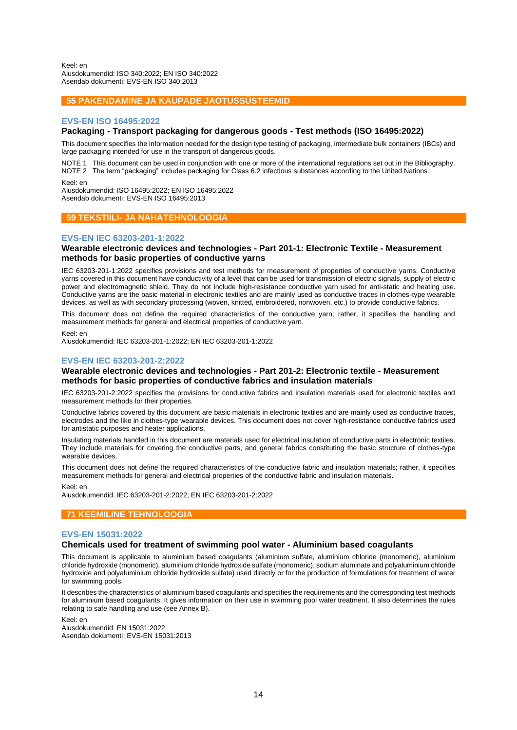Keel: en
Alusdokumendid: ISO 340:2022; EN ISO 340:2022
Asendab dokumenti: EVS-EN ISO 340:2013

## 55 PAKENDAMINE JA KAUPADE JAOTUSSÜSTEEMID

### EVS-EN ISO 16495:2022

**Packaging - Transport packaging for dangerous goods - Test methods (ISO 16495:2022)**

This document specifies the information needed for the design type testing of packaging, intermediate bulk containers (IBCs) and large packaging intended for use in the transport of dangerous goods.

NOTE 1 This document can be used in conjunction with one or more of the international regulations set out in the Bibliography.
NOTE 2 The term “packaging” includes packaging for Class 6.2 infectious substances according to the United Nations.

Keel: en
Alusdokumendid: ISO 16495:2022; EN ISO 16495:2022
Asendab dokumenti: EVS-EN ISO 16495:2013

## 59 TEKSTIILI- JA NAHATEHNOLOOGIA

### EVS-EN IEC 63203-201-1:2022

**Wearable electronic devices and technologies - Part 201-1: Electronic Textile - Measurement methods for basic properties of conductive yarns**

IEC 63203-201-1:2022 specifies provisions and test methods for measurement of properties of conductive yarns. Conductive yarns covered in this document have conductivity of a level that can be used for transmission of electric signals, supply of electric power and electromagnetic shield. They do not include high-resistance conductive yarn used for anti-static and heating use. Conductive yarns are the basic material in electronic textiles and are mainly used as conductive traces in clothes-type wearable devices, as well as with secondary processing (woven, knitted, embroidered, nonwoven, etc.) to provide conductive fabrics.

This document does not define the required characteristics of the conductive yarn; rather, it specifies the handling and measurement methods for general and electrical properties of conductive yarn.

Keel: en
Alusdokumendid: IEC 63203-201-1:2022; EN IEC 63203-201-1:2022

### EVS-EN IEC 63203-201-2:2022

**Wearable electronic devices and technologies - Part 201-2: Electronic textile - Measurement methods for basic properties of conductive fabrics and insulation materials**

IEC 63203-201-2:2022 specifies the provisions for conductive fabrics and insulation materials used for electronic textiles and measurement methods for their properties.

Conductive fabrics covered by this document are basic materials in electronic textiles and are mainly used as conductive traces, electrodes and the like in clothes-type wearable devices. This document does not cover high-resistance conductive fabrics used for antistatic purposes and heater applications.

Insulating materials handled in this document are materials used for electrical insulation of conductive parts in electronic textiles. They include materials for covering the conductive parts, and general fabrics constituting the basic structure of clothes-type wearable devices.

This document does not define the required characteristics of the conductive fabric and insulation materials; rather, it specifies measurement methods for general and electrical properties of the conductive fabric and insulation materials.

Keel: en
Alusdokumendid: IEC 63203-201-2:2022; EN IEC 63203-201-2:2022

## 71 KEEMILINE TEHNOLOOGIA

### EVS-EN 15031:2022

**Chemicals used for treatment of swimming pool water - Aluminium based coagulants**

This document is applicable to aluminium based coagulants (aluminium sulfate, aluminium chloride (monomeric), aluminium chloride hydroxide (monomeric), aluminium chloride hydroxide sulfate (monomeric), sodium aluminate and polyaluminium chloride hydroxide and polyaluminium chloride hydroxide sulfate) used directly or for the production of formulations for treatment of water for swimming pools.

It describes the characteristics of aluminium based coagulants and specifies the requirements and the corresponding test methods for aluminium based coagulants. It gives information on their use in swimming pool water treatment. It also determines the rules relating to safe handling and use (see Annex B).

Keel: en
Alusdokumendid: EN 15031:2022
Asendab dokumenti: EVS-EN 15031:2013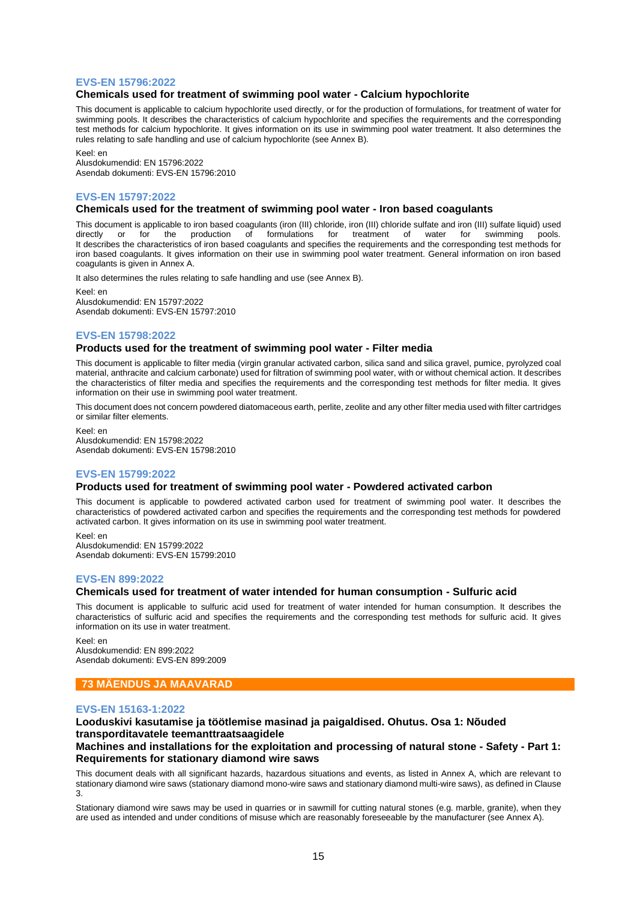### EVS-EN 15796:2022

**Chemicals used for treatment of swimming pool water - Calcium hypochlorite**

This document is applicable to calcium hypochlorite used directly, or for the production of formulations, for treatment of water for swimming pools. It describes the characteristics of calcium hypochlorite and specifies the requirements and the corresponding test methods for calcium hypochlorite. It gives information on its use in swimming pool water treatment. It also determines the rules relating to safe handling and use of calcium hypochlorite (see Annex B).

Keel: en
Alusdokumendid: EN 15796:2022
Asendab dokumenti: EVS-EN 15796:2010

### EVS-EN 15797:2022

**Chemicals used for the treatment of swimming pool water - Iron based coagulants**

This document is applicable to iron based coagulants (iron (III) chloride, iron (III) chloride sulfate and iron (III) sulfate liquid) used directly or for the production of formulations for treatment of water for swimming pools. It describes the characteristics of iron based coagulants and specifies the requirements and the corresponding test methods for iron based coagulants. It gives information on their use in swimming pool water treatment. General information on iron based coagulants is given in Annex A.

It also determines the rules relating to safe handling and use (see Annex B).

Keel: en
Alusdokumendid: EN 15797:2022
Asendab dokumenti: EVS-EN 15797:2010

### EVS-EN 15798:2022

**Products used for the treatment of swimming pool water - Filter media**

This document is applicable to filter media (virgin granular activated carbon, silica sand and silica gravel, pumice, pyrolyzed coal material, anthracite and calcium carbonate) used for filtration of swimming pool water, with or without chemical action. It describes the characteristics of filter media and specifies the requirements and the corresponding test methods for filter media. It gives information on their use in swimming pool water treatment.

This document does not concern powdered diatomaceous earth, perlite, zeolite and any other filter media used with filter cartridges or similar filter elements.

Keel: en
Alusdokumendid: EN 15798:2022
Asendab dokumenti: EVS-EN 15798:2010

### EVS-EN 15799:2022

**Products used for treatment of swimming pool water - Powdered activated carbon**

This document is applicable to powdered activated carbon used for treatment of swimming pool water. It describes the characteristics of powdered activated carbon and specifies the requirements and the corresponding test methods for powdered activated carbon. It gives information on its use in swimming pool water treatment.

Keel: en
Alusdokumendid: EN 15799:2022
Asendab dokumenti: EVS-EN 15799:2010

### EVS-EN 899:2022

**Chemicals used for treatment of water intended for human consumption - Sulfuric acid**

This document is applicable to sulfuric acid used for treatment of water intended for human consumption. It describes the characteristics of sulfuric acid and specifies the requirements and the corresponding test methods for sulfuric acid. It gives information on its use in water treatment.

Keel: en
Alusdokumendid: EN 899:2022
Asendab dokumenti: EVS-EN 899:2009

## 73 MÄENDUS JA MAAVARAD

### EVS-EN 15163-1:2022

**Looduskivi kasutamise ja töötlemise masinad ja paigaldised. Ohutus. Osa 1: Nõuded transporditavatele teemanttraatsaagidele**

**Machines and installations for the exploitation and processing of natural stone - Safety - Part 1: Requirements for stationary diamond wire saws**

This document deals with all significant hazards, hazardous situations and events, as listed in Annex A, which are relevant to stationary diamond wire saws (stationary diamond mono-wire saws and stationary diamond multi-wire saws), as defined in Clause 3.

Stationary diamond wire saws may be used in quarries or in sawmill for cutting natural stones (e.g. marble, granite), when they are used as intended and under conditions of misuse which are reasonably foreseeable by the manufacturer (see Annex A).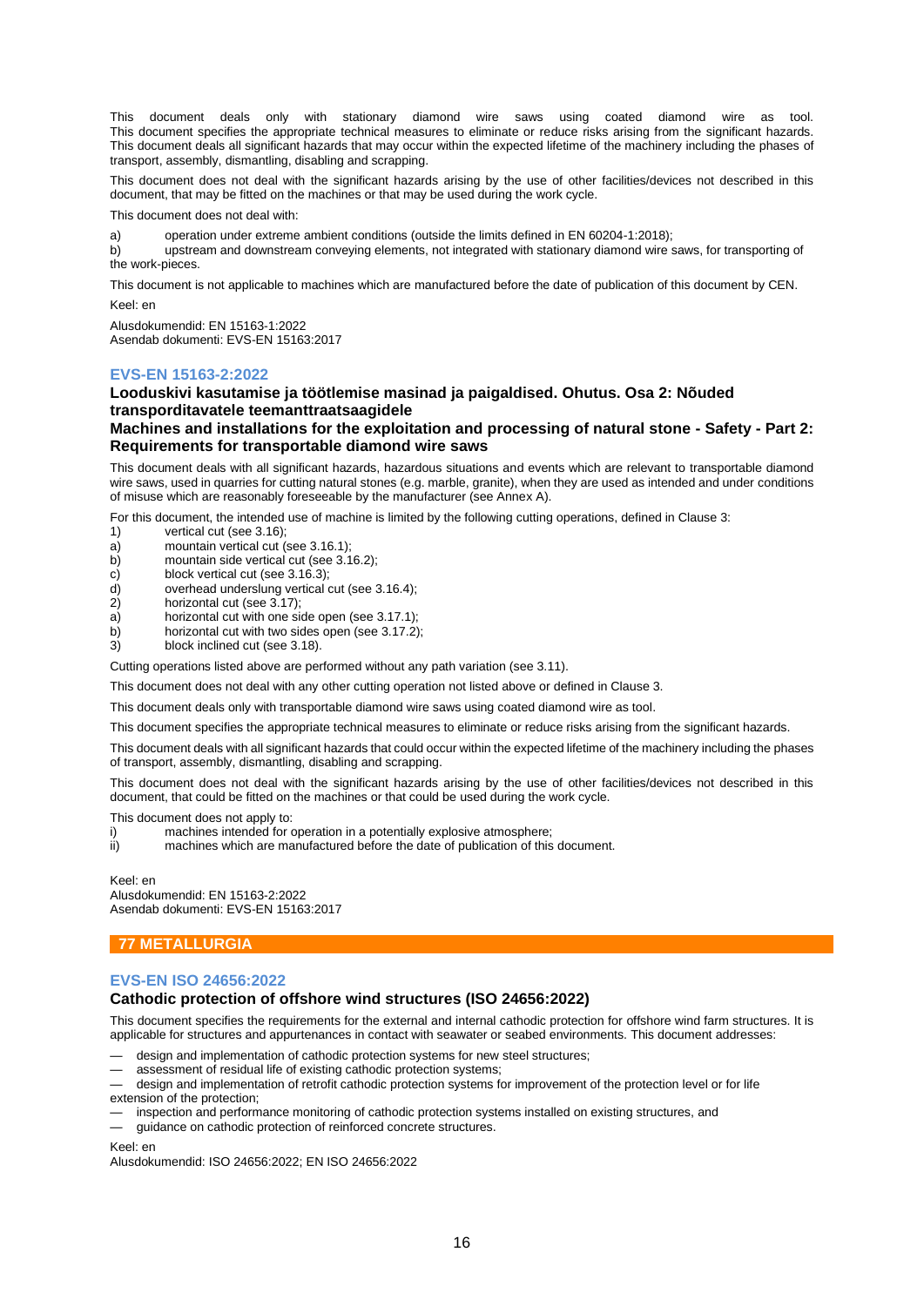This document deals only with stationary diamond wire saws using coated diamond wire as tool. This document specifies the appropriate technical measures to eliminate or reduce risks arising from the significant hazards. This document deals all significant hazards that may occur within the expected lifetime of the machinery including the phases of transport, assembly, dismantling, disabling and scrapping.

This document does not deal with the significant hazards arising by the use of other facilities/devices not described in this document, that may be fitted on the machines or that may be used during the work cycle.

This document does not deal with:

a) operation under extreme ambient conditions (outside the limits defined in EN 60204-1:2018);

b) upstream and downstream conveying elements, not integrated with stationary diamond wire saws, for transporting of the work-pieces.

This document is not applicable to machines which are manufactured before the date of publication of this document by CEN.

Keel: en

Alusdokumendid: EN 15163-1:2022
Asendab dokumenti: EVS-EN 15163:2017

### EVS-EN 15163-2:2022

**Looduskivi kasutamise ja töötlemise masinad ja paigaldised. Ohutus. Osa 2: Nõuded transporditavatele teemanttraatsaagidele**

**Machines and installations for the exploitation and processing of natural stone - Safety - Part 2: Requirements for transportable diamond wire saws**

This document deals with all significant hazards, hazardous situations and events which are relevant to transportable diamond wire saws, used in quarries for cutting natural stones (e.g. marble, granite), when they are used as intended and under conditions of misuse which are reasonably foreseeable by the manufacturer (see Annex A).

For this document, the intended use of machine is limited by the following cutting operations, defined in Clause 3:

1) vertical cut (see 3.16);
a) mountain vertical cut (see 3.16.1);
b) mountain side vertical cut (see 3.16.2);
c) block vertical cut (see 3.16.3);
d) overhead underslung vertical cut (see 3.16.4);
2) horizontal cut (see 3.17);
a) horizontal cut with one side open (see 3.17.1);
b) horizontal cut with two sides open (see 3.17.2);
3) block inclined cut (see 3.18).

Cutting operations listed above are performed without any path variation (see 3.11).

This document does not deal with any other cutting operation not listed above or defined in Clause 3.

This document deals only with transportable diamond wire saws using coated diamond wire as tool.

This document specifies the appropriate technical measures to eliminate or reduce risks arising from the significant hazards.

This document deals with all significant hazards that could occur within the expected lifetime of the machinery including the phases of transport, assembly, dismantling, disabling and scrapping.

This document does not deal with the significant hazards arising by the use of other facilities/devices not described in this document, that could be fitted on the machines or that could be used during the work cycle.

This document does not apply to:

i) machines intended for operation in a potentially explosive atmosphere;
ii) machines which are manufactured before the date of publication of this document.

Keel: en
Alusdokumendid: EN 15163-2:2022
Asendab dokumenti: EVS-EN 15163:2017

## 77 METALLURGIA

### EVS-EN ISO 24656:2022

**Cathodic protection of offshore wind structures (ISO 24656:2022)**

This document specifies the requirements for the external and internal cathodic protection for offshore wind farm structures. It is applicable for structures and appurtenances in contact with seawater or seabed environments. This document addresses:

— design and implementation of cathodic protection systems for new steel structures;
— assessment of residual life of existing cathodic protection systems;
— design and implementation of retrofit cathodic protection systems for improvement of the protection level or for life extension of the protection;
— inspection and performance monitoring of cathodic protection systems installed on existing structures, and
— guidance on cathodic protection of reinforced concrete structures.

Keel: en
Alusdokumendid: ISO 24656:2022; EN ISO 24656:2022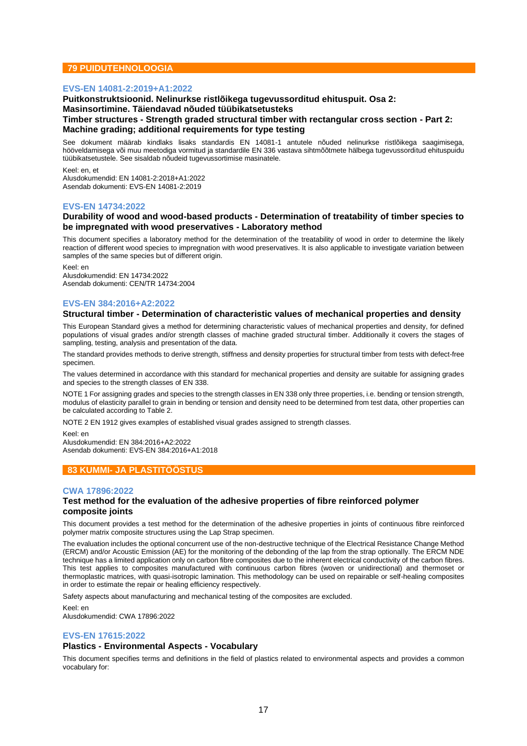## 79 PUIDUTEHNOLOOGIA

### EVS-EN 14081-2:2019+A1:2022

**Puitkonstruktsioonid. Nelinurkse ristlõikega tugevussorditud ehituspuit. Osa 2: Masinsortimine. Täiendavad nõuded tüübikatsetusteks**

**Timber structures - Strength graded structural timber with rectangular cross section - Part 2: Machine grading; additional requirements for type testing**

See dokument määrab kindlaks lisaks standardis EN 14081-1 antutele nõuded nelinurkse ristlõikega saagimisega, hööveldamisega või muu meetodiga vormitud ja standardile EN 336 vastava sihtmõõtmete hälbega tugevussorditud ehituspuidu tüübikatsetustele. See sisaldab nõudeid tugevussortimise masinatele.

Keel: en, et
Alusdokumendid: EN 14081-2:2018+A1:2022
Asendab dokumenti: EVS-EN 14081-2:2019

### EVS-EN 14734:2022

**Durability of wood and wood-based products - Determination of treatability of timber species to be impregnated with wood preservatives - Laboratory method**

This document specifies a laboratory method for the determination of the treatability of wood in order to determine the likely reaction of different wood species to impregnation with wood preservatives. It is also applicable to investigate variation between samples of the same species but of different origin.

Keel: en
Alusdokumendid: EN 14734:2022
Asendab dokumenti: CEN/TR 14734:2004

### EVS-EN 384:2016+A2:2022

**Structural timber - Determination of characteristic values of mechanical properties and density**

This European Standard gives a method for determining characteristic values of mechanical properties and density, for defined populations of visual grades and/or strength classes of machine graded structural timber. Additionally it covers the stages of sampling, testing, analysis and presentation of the data.

The standard provides methods to derive strength, stiffness and density properties for structural timber from tests with defect-free specimen.

The values determined in accordance with this standard for mechanical properties and density are suitable for assigning grades and species to the strength classes of EN 338.

NOTE 1 For assigning grades and species to the strength classes in EN 338 only three properties, i.e. bending or tension strength, modulus of elasticity parallel to grain in bending or tension and density need to be determined from test data, other properties can be calculated according to Table 2.

NOTE 2 EN 1912 gives examples of established visual grades assigned to strength classes.

Keel: en
Alusdokumendid: EN 384:2016+A2:2022
Asendab dokumenti: EVS-EN 384:2016+A1:2018

## 83 KUMMI- JA PLASTITÖÖSTUS

### CWA 17896:2022

**Test method for the evaluation of the adhesive properties of fibre reinforced polymer composite joints**

This document provides a test method for the determination of the adhesive properties in joints of continuous fibre reinforced polymer matrix composite structures using the Lap Strap specimen.

The evaluation includes the optional concurrent use of the non-destructive technique of the Electrical Resistance Change Method (ERCM) and/or Acoustic Emission (AE) for the monitoring of the debonding of the lap from the strap optionally. The ERCM NDE technique has a limited application only on carbon fibre composites due to the inherent electrical conductivity of the carbon fibres. This test applies to composites manufactured with continuous carbon fibres (woven or unidirectional) and thermoset or thermoplastic matrices, with quasi-isotropic lamination. This methodology can be used on repairable or self-healing composites in order to estimate the repair or healing efficiency respectively.

Safety aspects about manufacturing and mechanical testing of the composites are excluded.

Keel: en
Alusdokumendid: CWA 17896:2022

### EVS-EN 17615:2022

**Plastics - Environmental Aspects - Vocabulary**

This document specifies terms and definitions in the field of plastics related to environmental aspects and provides a common vocabulary for: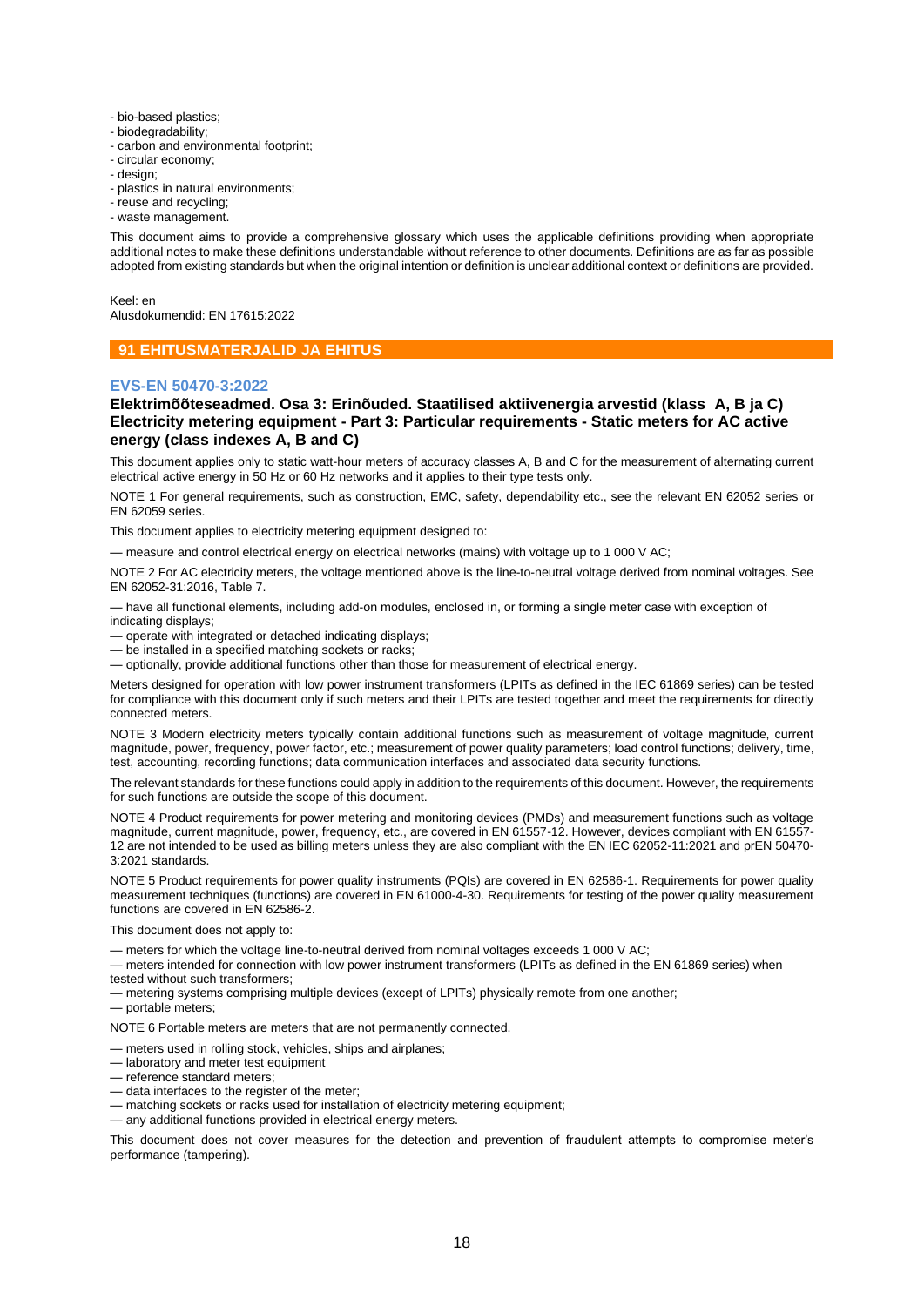- bio-based plastics;
- biodegradability;
- carbon and environmental footprint;
- circular economy;
- design;
- plastics in natural environments;
- reuse and recycling;
- waste management.

This document aims to provide a comprehensive glossary which uses the applicable definitions providing when appropriate additional notes to make these definitions understandable without reference to other documents. Definitions are as far as possible adopted from existing standards but when the original intention or definition is unclear additional context or definitions are provided.

Keel: en
Alusdokumendid: EN 17615:2022

## 91 EHITUSMATERJALID JA EHITUS

### EVS-EN 50470-3:2022

**Elektrimõõteseadmed. Osa 3: Erinõuded. Staatilised aktiivenergia arvestid (klass A, B ja C)**
**Electricity metering equipment - Part 3: Particular requirements - Static meters for AC active energy (class indexes A, B and C)**

This document applies only to static watt-hour meters of accuracy classes A, B and C for the measurement of alternating current electrical active energy in 50 Hz or 60 Hz networks and it applies to their type tests only.

NOTE 1 For general requirements, such as construction, EMC, safety, dependability etc., see the relevant EN 62052 series or EN 62059 series.

This document applies to electricity metering equipment designed to:

— measure and control electrical energy on electrical networks (mains) with voltage up to 1 000 V AC;

NOTE 2 For AC electricity meters, the voltage mentioned above is the line-to-neutral voltage derived from nominal voltages. See EN 62052-31:2016, Table 7.

— have all functional elements, including add-on modules, enclosed in, or forming a single meter case with exception of indicating displays;
— operate with integrated or detached indicating displays;
— be installed in a specified matching sockets or racks;
— optionally, provide additional functions other than those for measurement of electrical energy.

Meters designed for operation with low power instrument transformers (LPITs as defined in the IEC 61869 series) can be tested for compliance with this document only if such meters and their LPITs are tested together and meet the requirements for directly connected meters.

NOTE 3 Modern electricity meters typically contain additional functions such as measurement of voltage magnitude, current magnitude, power, frequency, power factor, etc.; measurement of power quality parameters; load control functions; delivery, time, test, accounting, recording functions; data communication interfaces and associated data security functions.

The relevant standards for these functions could apply in addition to the requirements of this document. However, the requirements for such functions are outside the scope of this document.

NOTE 4 Product requirements for power metering and monitoring devices (PMDs) and measurement functions such as voltage magnitude, current magnitude, power, frequency, etc., are covered in EN 61557-12. However, devices compliant with EN 61557-12 are not intended to be used as billing meters unless they are also compliant with the EN IEC 62052-11:2021 and prEN 50470-3:2021 standards.

NOTE 5 Product requirements for power quality instruments (PQIs) are covered in EN 62586-1. Requirements for power quality measurement techniques (functions) are covered in EN 61000-4-30. Requirements for testing of the power quality measurement functions are covered in EN 62586-2.

This document does not apply to:

— meters for which the voltage line-to-neutral derived from nominal voltages exceeds 1 000 V AC;
— meters intended for connection with low power instrument transformers (LPITs as defined in the EN 61869 series) when tested without such transformers;
— metering systems comprising multiple devices (except of LPITs) physically remote from one another;
— portable meters;

NOTE 6 Portable meters are meters that are not permanently connected.

— meters used in rolling stock, vehicles, ships and airplanes;
— laboratory and meter test equipment
— reference standard meters;
— data interfaces to the register of the meter;
— matching sockets or racks used for installation of electricity metering equipment;
— any additional functions provided in electrical energy meters.

This document does not cover measures for the detection and prevention of fraudulent attempts to compromise meter's performance (tampering).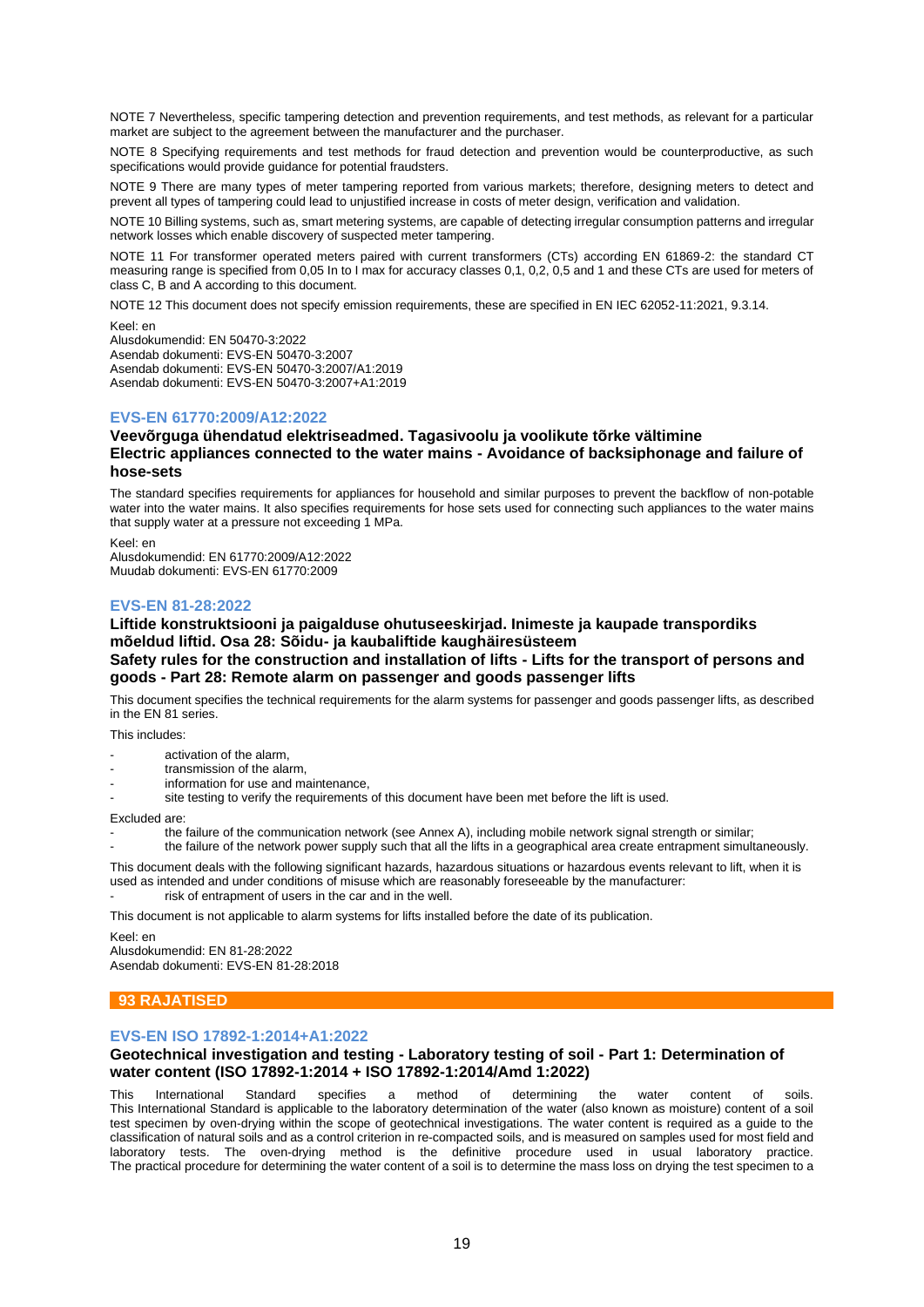NOTE 7 Nevertheless, specific tampering detection and prevention requirements, and test methods, as relevant for a particular market are subject to the agreement between the manufacturer and the purchaser.

NOTE 8 Specifying requirements and test methods for fraud detection and prevention would be counterproductive, as such specifications would provide guidance for potential fraudsters.

NOTE 9 There are many types of meter tampering reported from various markets; therefore, designing meters to detect and prevent all types of tampering could lead to unjustified increase in costs of meter design, verification and validation.

NOTE 10 Billing systems, such as, smart metering systems, are capable of detecting irregular consumption patterns and irregular network losses which enable discovery of suspected meter tampering.

NOTE 11 For transformer operated meters paired with current transformers (CTs) according EN 61869-2: the standard CT measuring range is specified from 0,05 In to I max for accuracy classes 0,1, 0,2, 0,5 and 1 and these CTs are used for meters of class C, B and A according to this document.

NOTE 12 This document does not specify emission requirements, these are specified in EN IEC 62052-11:2021, 9.3.14.

Keel: en
Alusdokumendid: EN 50470-3:2022
Asendab dokumenti: EVS-EN 50470-3:2007
Asendab dokumenti: EVS-EN 50470-3:2007/A1:2019
Asendab dokumenti: EVS-EN 50470-3:2007+A1:2019

### EVS-EN 61770:2009/A12:2022

**Veevõrguga ühendatud elektriseadmed. Tagasivoolu ja voolikute tõrke vältimine**
**Electric appliances connected to the water mains - Avoidance of backsiphonage and failure of hose-sets**

The standard specifies requirements for appliances for household and similar purposes to prevent the backflow of non-potable water into the water mains. It also specifies requirements for hose sets used for connecting such appliances to the water mains that supply water at a pressure not exceeding 1 MPa.

Keel: en
Alusdokumendid: EN 61770:2009/A12:2022
Muudab dokumenti: EVS-EN 61770:2009

### EVS-EN 81-28:2022

**Liftide konstruktsiooni ja paigalduse ohutuseeskirjad. Inimeste ja kaupade transpordiks mõeldud liftid. Osa 28: Sõidu- ja kaubaliftide kaughäiresüsteem**
**Safety rules for the construction and installation of lifts - Lifts for the transport of persons and goods - Part 28: Remote alarm on passenger and goods passenger lifts**

This document specifies the technical requirements for the alarm systems for passenger and goods passenger lifts, as described in the EN 81 series.

This includes:

- activation of the alarm,
- transmission of the alarm,
- information for use and maintenance,
- site testing to verify the requirements of this document have been met before the lift is used.

Excluded are:

- the failure of the communication network (see Annex A), including mobile network signal strength or similar;
- the failure of the network power supply such that all the lifts in a geographical area create entrapment simultaneously.

This document deals with the following significant hazards, hazardous situations or hazardous events relevant to lift, when it is used as intended and under conditions of misuse which are reasonably foreseeable by the manufacturer:

- risk of entrapment of users in the car and in the well.

This document is not applicable to alarm systems for lifts installed before the date of its publication.

Keel: en
Alusdokumendid: EN 81-28:2022
Asendab dokumenti: EVS-EN 81-28:2018

## 93 RAJATISED

### EVS-EN ISO 17892-1:2014+A1:2022

**Geotechnical investigation and testing - Laboratory testing of soil - Part 1: Determination of water content (ISO 17892-1:2014 + ISO 17892-1:2014/Amd 1:2022)**

This International Standard specifies a method of determining the water content of soils. This International Standard is applicable to the laboratory determination of the water (also known as moisture) content of a soil test specimen by oven-drying within the scope of geotechnical investigations. The water content is required as a guide to the classification of natural soils and as a control criterion in re-compacted soils, and is measured on samples used for most field and laboratory tests. The oven-drying method is the definitive procedure used in usual laboratory practice. The practical procedure for determining the water content of a soil is to determine the mass loss on drying the test specimen to a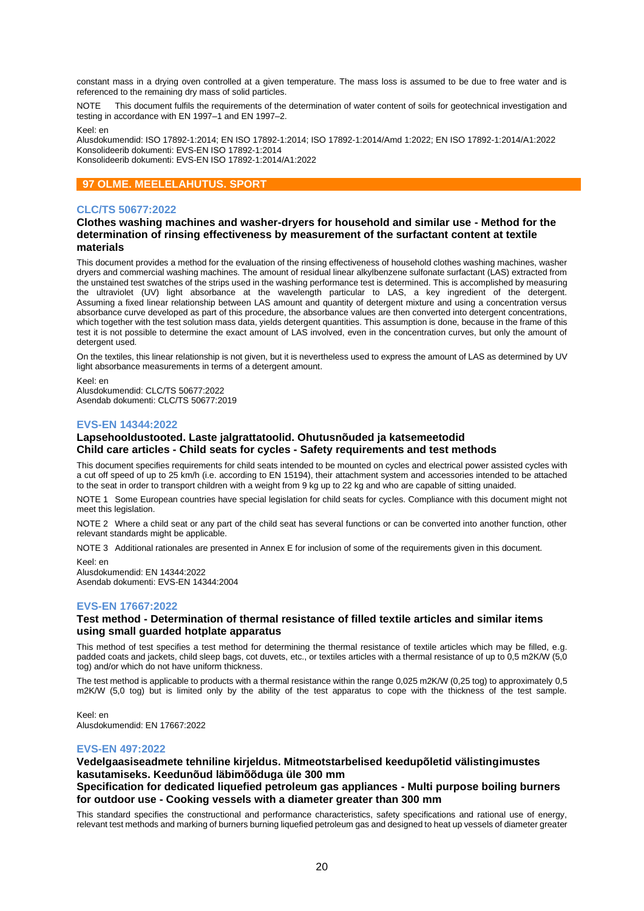constant mass in a drying oven controlled at a given temperature. The mass loss is assumed to be due to free water and is referenced to the remaining dry mass of solid particles.

NOTE This document fulfils the requirements of the determination of water content of soils for geotechnical investigation and testing in accordance with EN 1997–1 and EN 1997–2.

Keel: en
Alusdokumendid: ISO 17892-1:2014; EN ISO 17892-1:2014; ISO 17892-1:2014/Amd 1:2022; EN ISO 17892-1:2014/A1:2022
Konsolideerib dokumenti: EVS-EN ISO 17892-1:2014
Konsolideerib dokumenti: EVS-EN ISO 17892-1:2014/A1:2022

## 97 OLME. MEELELAHUTUS. SPORT

### CLC/TS 50677:2022

**Clothes washing machines and washer-dryers for household and similar use - Method for the determination of rinsing effectiveness by measurement of the surfactant content at textile materials**

This document provides a method for the evaluation of the rinsing effectiveness of household clothes washing machines, washer dryers and commercial washing machines. The amount of residual linear alkylbenzene sulfonate surfactant (LAS) extracted from the unstained test swatches of the strips used in the washing performance test is determined. This is accomplished by measuring the ultraviolet (UV) light absorbance at the wavelength particular to LAS, a key ingredient of the detergent. Assuming a fixed linear relationship between LAS amount and quantity of detergent mixture and using a concentration versus absorbance curve developed as part of this procedure, the absorbance values are then converted into detergent concentrations, which together with the test solution mass data, yields detergent quantities. This assumption is done, because in the frame of this test it is not possible to determine the exact amount of LAS involved, even in the concentration curves, but only the amount of detergent used.

On the textiles, this linear relationship is not given, but it is nevertheless used to express the amount of LAS as determined by UV light absorbance measurements in terms of a detergent amount.

Keel: en
Alusdokumendid: CLC/TS 50677:2022
Asendab dokumenti: CLC/TS 50677:2019

### EVS-EN 14344:2022

**Lapsehooldustooted. Laste jalgrattatoolid. Ohutusnõuded ja katsemeetodid**
**Child care articles - Child seats for cycles - Safety requirements and test methods**

This document specifies requirements for child seats intended to be mounted on cycles and electrical power assisted cycles with a cut off speed of up to 25 km/h (i.e. according to EN 15194), their attachment system and accessories intended to be attached to the seat in order to transport children with a weight from 9 kg up to 22 kg and who are capable of sitting unaided.

NOTE 1 Some European countries have special legislation for child seats for cycles. Compliance with this document might not meet this legislation.

NOTE 2 Where a child seat or any part of the child seat has several functions or can be converted into another function, other relevant standards might be applicable.

NOTE 3 Additional rationales are presented in Annex E for inclusion of some of the requirements given in this document.

Keel: en
Alusdokumendid: EN 14344:2022
Asendab dokumenti: EVS-EN 14344:2004

### EVS-EN 17667:2022

**Test method - Determination of thermal resistance of filled textile articles and similar items using small guarded hotplate apparatus**

This method of test specifies a test method for determining the thermal resistance of textile articles which may be filled, e.g. padded coats and jackets, child sleep bags, cot duvets, etc., or textiles articles with a thermal resistance of up to 0,5 m2K/W (5,0 tog) and/or which do not have uniform thickness.

The test method is applicable to products with a thermal resistance within the range 0,025 m2K/W (0,25 tog) to approximately 0,5 m2K/W (5,0 tog) but is limited only by the ability of the test apparatus to cope with the thickness of the test sample.

Keel: en
Alusdokumendid: EN 17667:2022

### EVS-EN 497:2022

**Vedelgaasiseadmete tehniline kirjeldus. Mitmeotstarbelised keedupõletid välistingimustes kasutamiseks. Keedunõud läbimõõduga üle 300 mm**
**Specification for dedicated liquefied petroleum gas appliances - Multi purpose boiling burners for outdoor use - Cooking vessels with a diameter greater than 300 mm**

This standard specifies the constructional and performance characteristics, safety specifications and rational use of energy, relevant test methods and marking of burners burning liquefied petroleum gas and designed to heat up vessels of diameter greater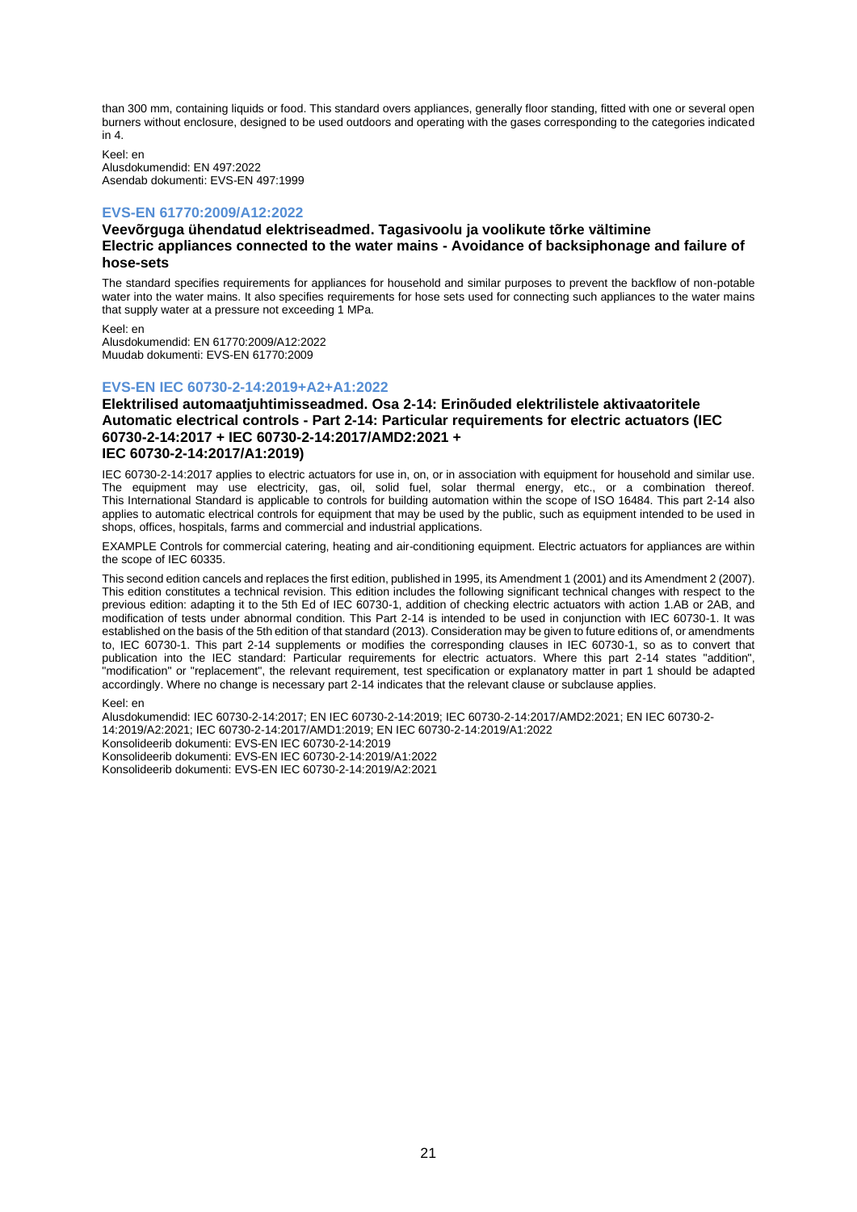than 300 mm, containing liquids or food. This standard overs appliances, generally floor standing, fitted with one or several open burners without enclosure, designed to be used outdoors and operating with the gases corresponding to the categories indicated in 4.

Keel: en
Alusdokumendid: EN 497:2022
Asendab dokumenti: EVS-EN 497:1999

### EVS-EN 61770:2009/A12:2022

**Veevõrguga ühendatud elektriseadmed. Tagasivoolu ja voolikute tõrke vältimine**
**Electric appliances connected to the water mains - Avoidance of backsiphonage and failure of hose-sets**

The standard specifies requirements for appliances for household and similar purposes to prevent the backflow of non-potable water into the water mains. It also specifies requirements for hose sets used for connecting such appliances to the water mains that supply water at a pressure not exceeding 1 MPa.

Keel: en
Alusdokumendid: EN 61770:2009/A12:2022
Muudab dokumenti: EVS-EN 61770:2009

### EVS-EN IEC 60730-2-14:2019+A2+A1:2022

**Elektrilised automaatjuhtimisseadmed. Osa 2-14: Erinõuded elektrilistele aktivaatoritele**
**Automatic electrical controls - Part 2-14: Particular requirements for electric actuators (IEC 60730-2-14:2017 + IEC 60730-2-14:2017/AMD2:2021 + IEC 60730-2-14:2017/A1:2019)**

IEC 60730-2-14:2017 applies to electric actuators for use in, on, or in association with equipment for household and similar use. The equipment may use electricity, gas, oil, solid fuel, solar thermal energy, etc., or a combination thereof. This International Standard is applicable to controls for building automation within the scope of ISO 16484. This part 2-14 also applies to automatic electrical controls for equipment that may be used by the public, such as equipment intended to be used in shops, offices, hospitals, farms and commercial and industrial applications.

EXAMPLE Controls for commercial catering, heating and air-conditioning equipment. Electric actuators for appliances are within the scope of IEC 60335.

This second edition cancels and replaces the first edition, published in 1995, its Amendment 1 (2001) and its Amendment 2 (2007). This edition constitutes a technical revision. This edition includes the following significant technical changes with respect to the previous edition: adapting it to the 5th Ed of IEC 60730-1, addition of checking electric actuators with action 1.AB or 2AB, and modification of tests under abnormal condition. This Part 2-14 is intended to be used in conjunction with IEC 60730-1. It was established on the basis of the 5th edition of that standard (2013). Consideration may be given to future editions of, or amendments to, IEC 60730-1. This part 2-14 supplements or modifies the corresponding clauses in IEC 60730-1, so as to convert that publication into the IEC standard: Particular requirements for electric actuators. Where this part 2-14 states "addition", "modification" or "replacement", the relevant requirement, test specification or explanatory matter in part 1 should be adapted accordingly. Where no change is necessary part 2-14 indicates that the relevant clause or subclause applies.

Keel: en
Alusdokumendid: IEC 60730-2-14:2017; EN IEC 60730-2-14:2019; IEC 60730-2-14:2017/AMD2:2021; EN IEC 60730-2-14:2019/A2:2021; IEC 60730-2-14:2017/AMD1:2019; EN IEC 60730-2-14:2019/A1:2022
Konsolideerib dokumenti: EVS-EN IEC 60730-2-14:2019
Konsolideerib dokumenti: EVS-EN IEC 60730-2-14:2019/A1:2022
Konsolideerib dokumenti: EVS-EN IEC 60730-2-14:2019/A2:2021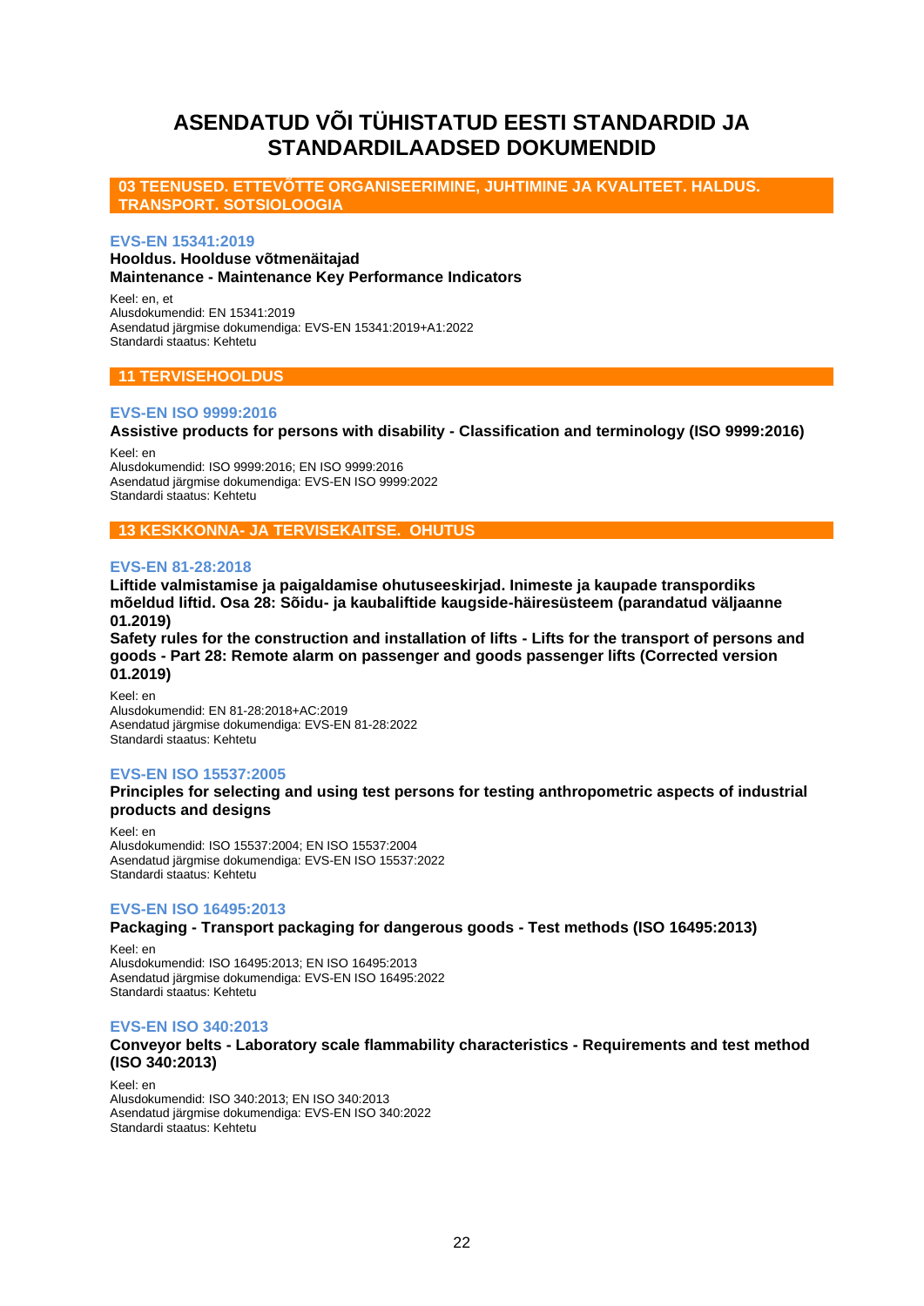# ASENDATUD VÕI TÜHISTATUD EESTI STANDARDID JA STANDARDILAADSED DOKUMENDID

## 03 TEENUSED. ETTEVÕTTE ORGANISEERIMINE, JUHTIMINE JA KVALITEET. HALDUS. TRANSPORT. SOTSIOLOOGIA

### EVS-EN 15341:2019

**Hooldus. Hoolduse võtmenäitajad**
**Maintenance - Maintenance Key Performance Indicators**

Keel: en, et
Alusdokumendid: EN 15341:2019
Asendatud järgmise dokumendiga: EVS-EN 15341:2019+A1:2022
Standardi staatus: Kehtetu

## 11 TERVISEHOOLDUS

### EVS-EN ISO 9999:2016

**Assistive products for persons with disability - Classification and terminology (ISO 9999:2016)**

Keel: en
Alusdokumendid: ISO 9999:2016; EN ISO 9999:2016
Asendatud järgmise dokumendiga: EVS-EN ISO 9999:2022
Standardi staatus: Kehtetu

## 13 KESKKONNA- JA TERVISEKAITSE. OHUTUS

### EVS-EN 81-28:2018

**Liftide valmistamise ja paigaldamise ohutuseeskirjad. Inimeste ja kaupade transpordiks mõeldud liftid. Osa 28: Sõidu- ja kaubaliftide kaugside-häiresüsteem (parandatud väljaanne 01.2019)**
**Safety rules for the construction and installation of lifts - Lifts for the transport of persons and goods - Part 28: Remote alarm on passenger and goods passenger lifts (Corrected version 01.2019)**

Keel: en
Alusdokumendid: EN 81-28:2018+AC:2019
Asendatud järgmise dokumendiga: EVS-EN 81-28:2022
Standardi staatus: Kehtetu

### EVS-EN ISO 15537:2005

**Principles for selecting and using test persons for testing anthropometric aspects of industrial products and designs**

Keel: en
Alusdokumendid: ISO 15537:2004; EN ISO 15537:2004
Asendatud järgmise dokumendiga: EVS-EN ISO 15537:2022
Standardi staatus: Kehtetu

### EVS-EN ISO 16495:2013

**Packaging - Transport packaging for dangerous goods - Test methods (ISO 16495:2013)**

Keel: en
Alusdokumendid: ISO 16495:2013; EN ISO 16495:2013
Asendatud järgmise dokumendiga: EVS-EN ISO 16495:2022
Standardi staatus: Kehtetu

### EVS-EN ISO 340:2013

**Conveyor belts - Laboratory scale flammability characteristics - Requirements and test method (ISO 340:2013)**

Keel: en
Alusdokumendid: ISO 340:2013; EN ISO 340:2013
Asendatud järgmise dokumendiga: EVS-EN ISO 340:2022
Standardi staatus: Kehtetu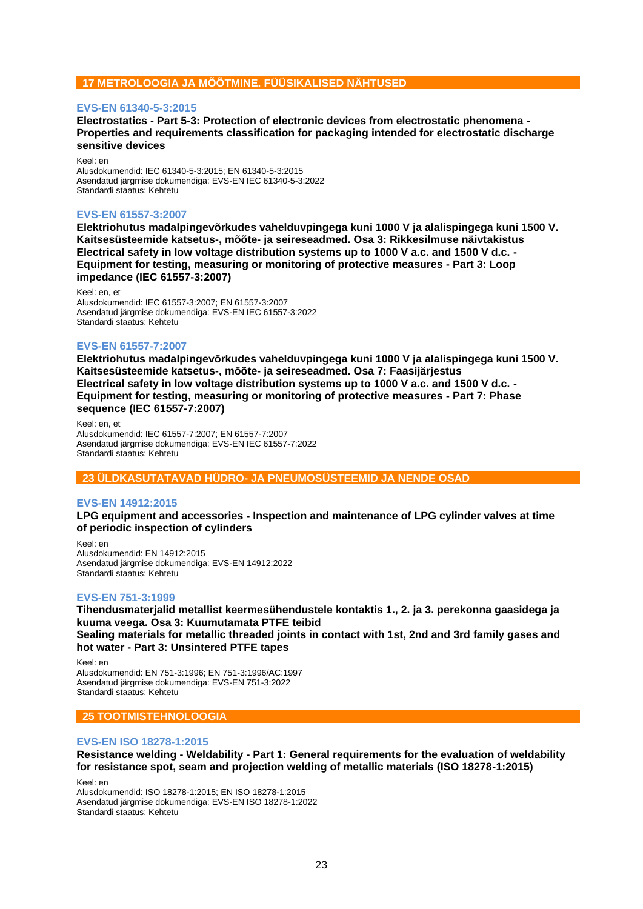## 17 METROLOOGIA JA MÕÕTMINE. FÜÜSIKALISED NÄHTUSED

### EVS-EN 61340-5-3:2015

**Electrostatics - Part 5-3: Protection of electronic devices from electrostatic phenomena - Properties and requirements classification for packaging intended for electrostatic discharge sensitive devices**

Keel: en  
Alusdokumendid: IEC 61340-5-3:2015; EN 61340-5-3:2015  
Asendatud järgmise dokumendiga: EVS-EN IEC 61340-5-3:2022  
Standardi staatus: Kehtetu

### EVS-EN 61557-3:2007

**Elektriohutus madalpingevõrkudes vahelduvpingega kuni 1000 V ja alalispingega kuni 1500 V. Kaitsesüsteemide katsetus-, mõõte- ja seireseadmed. Osa 3: Rikkesilmuse näivtakistus**  
**Electrical safety in low voltage distribution systems up to 1000 V a.c. and 1500 V d.c. - Equipment for testing, measuring or monitoring of protective measures - Part 3: Loop impedance (IEC 61557-3:2007)**

Keel: en, et  
Alusdokumendid: IEC 61557-3:2007; EN 61557-3:2007  
Asendatud järgmise dokumendiga: EVS-EN IEC 61557-3:2022  
Standardi staatus: Kehtetu

### EVS-EN 61557-7:2007

**Elektriohutus madalpingevõrkudes vahelduvpingega kuni 1000 V ja alalispingega kuni 1500 V. Kaitsesüsteemide katsetus-, mõõte- ja seireseadmed. Osa 7: Faasijärjestus**  
**Electrical safety in low voltage distribution systems up to 1000 V a.c. and 1500 V d.c. - Equipment for testing, measuring or monitoring of protective measures - Part 7: Phase sequence (IEC 61557-7:2007)**

Keel: en, et  
Alusdokumendid: IEC 61557-7:2007; EN 61557-7:2007  
Asendatud järgmise dokumendiga: EVS-EN IEC 61557-7:2022  
Standardi staatus: Kehtetu

## 23 ÜLDKASUTATAVAD HÜDRO- JA PNEUMOSÜSTEEMID JA NENDE OSAD

### EVS-EN 14912:2015

**LPG equipment and accessories - Inspection and maintenance of LPG cylinder valves at time of periodic inspection of cylinders**

Keel: en  
Alusdokumendid: EN 14912:2015  
Asendatud järgmise dokumendiga: EVS-EN 14912:2022  
Standardi staatus: Kehtetu

### EVS-EN 751-3:1999

**Tihendusmaterjalid metallist keermesühendustele kontaktis 1., 2. ja 3. perekonna gaasidega ja kuuma veega. Osa 3: Kuumutamata PTFE teibid**  
**Sealing materials for metallic threaded joints in contact with 1st, 2nd and 3rd family gases and hot water - Part 3: Unsintered PTFE tapes**

Keel: en  
Alusdokumendid: EN 751-3:1996; EN 751-3:1996/AC:1997  
Asendatud järgmise dokumendiga: EVS-EN 751-3:2022  
Standardi staatus: Kehtetu

## 25 TOOTMISTEHNOLOOGIA

### EVS-EN ISO 18278-1:2015

**Resistance welding - Weldability - Part 1: General requirements for the evaluation of weldability for resistance spot, seam and projection welding of metallic materials (ISO 18278-1:2015)**

Keel: en  
Alusdokumendid: ISO 18278-1:2015; EN ISO 18278-1:2015  
Asendatud järgmise dokumendiga: EVS-EN ISO 18278-1:2022  
Standardi staatus: Kehtetu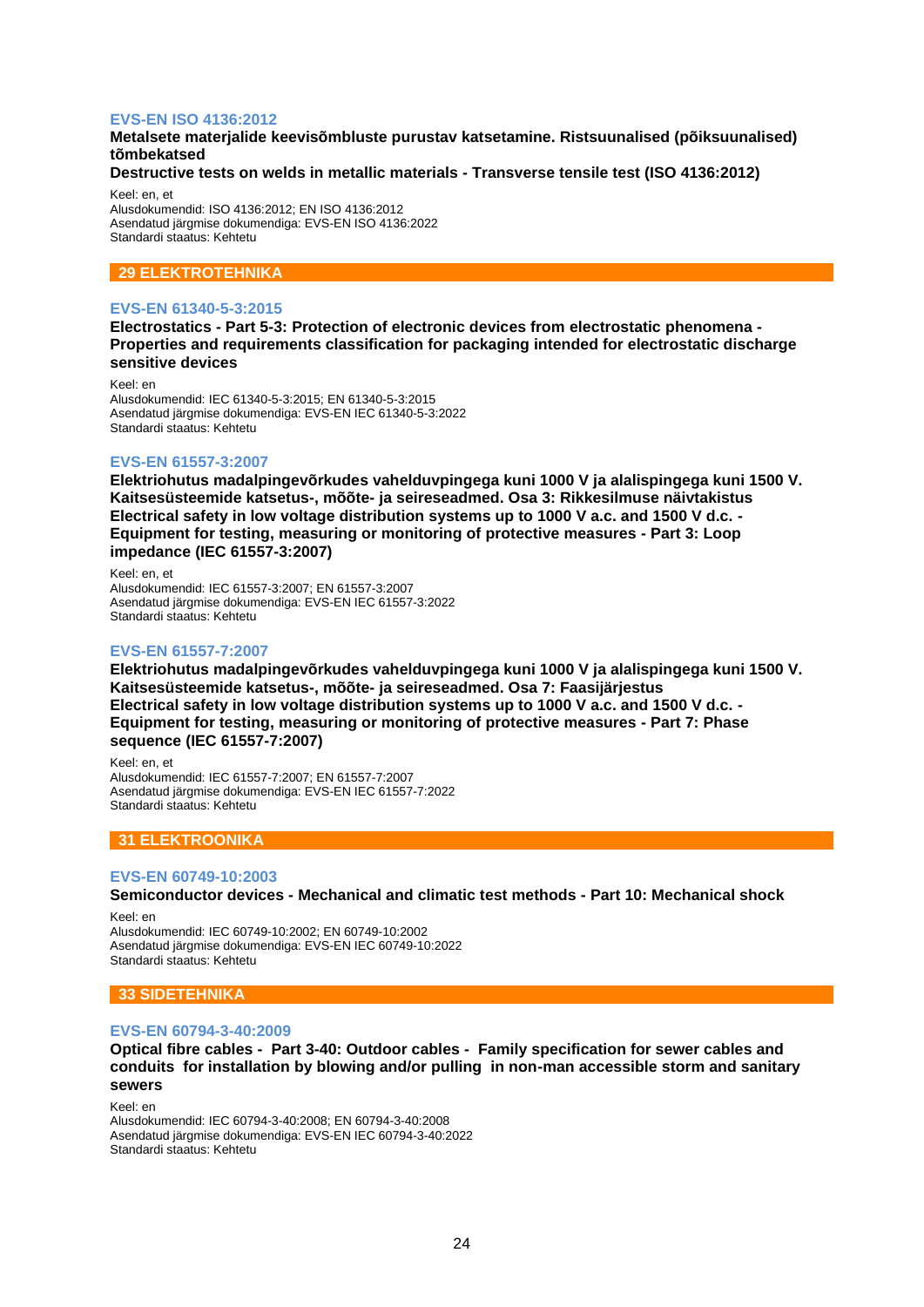### EVS-EN ISO 4136:2012

**Metalsete materjalide keevisõmbluste purustav katsetamine. Ristsuunalised (põiksuunalised) tõmbekatsed**

**Destructive tests on welds in metallic materials - Transverse tensile test (ISO 4136:2012)**

Keel: en, et
Alusdokumendid: ISO 4136:2012; EN ISO 4136:2012
Asendatud järgmise dokumendiga: EVS-EN ISO 4136:2022
Standardi staatus: Kehtetu

## 29 ELEKTROTEHNIKA

### EVS-EN 61340-5-3:2015

**Electrostatics - Part 5-3: Protection of electronic devices from electrostatic phenomena - Properties and requirements classification for packaging intended for electrostatic discharge sensitive devices**

Keel: en
Alusdokumendid: IEC 61340-5-3:2015; EN 61340-5-3:2015
Asendatud järgmise dokumendiga: EVS-EN IEC 61340-5-3:2022
Standardi staatus: Kehtetu

### EVS-EN 61557-3:2007

**Elektriohutus madalpingevõrkudes vahelduvpingega kuni 1000 V ja alalispingega kuni 1500 V. Kaitsesüsteemide katsetus-, mõõte- ja seireseadmed. Osa 3: Rikkesilmuse näivtakistus**
**Electrical safety in low voltage distribution systems up to 1000 V a.c. and 1500 V d.c. - Equipment for testing, measuring or monitoring of protective measures - Part 3: Loop impedance (IEC 61557-3:2007)**

Keel: en, et
Alusdokumendid: IEC 61557-3:2007; EN 61557-3:2007
Asendatud järgmise dokumendiga: EVS-EN IEC 61557-3:2022
Standardi staatus: Kehtetu

### EVS-EN 61557-7:2007

**Elektriohutus madalpingevõrkudes vahelduvpingega kuni 1000 V ja alalispingega kuni 1500 V. Kaitsesüsteemide katsetus-, mõõte- ja seireseadmed. Osa 7: Faasijärjestus**
**Electrical safety in low voltage distribution systems up to 1000 V a.c. and 1500 V d.c. - Equipment for testing, measuring or monitoring of protective measures - Part 7: Phase sequence (IEC 61557-7:2007)**

Keel: en, et
Alusdokumendid: IEC 61557-7:2007; EN 61557-7:2007
Asendatud järgmise dokumendiga: EVS-EN IEC 61557-7:2022
Standardi staatus: Kehtetu

## 31 ELEKTROONIKA

### EVS-EN 60749-10:2003

**Semiconductor devices - Mechanical and climatic test methods - Part 10: Mechanical shock**

Keel: en
Alusdokumendid: IEC 60749-10:2002; EN 60749-10:2002
Asendatud järgmise dokumendiga: EVS-EN IEC 60749-10:2022
Standardi staatus: Kehtetu

## 33 SIDETEHNIKA

### EVS-EN 60794-3-40:2009

**Optical fibre cables - Part 3-40: Outdoor cables - Family specification for sewer cables and conduits for installation by blowing and/or pulling in non-man accessible storm and sanitary sewers**

Keel: en
Alusdokumendid: IEC 60794-3-40:2008; EN 60794-3-40:2008
Asendatud järgmise dokumendiga: EVS-EN IEC 60794-3-40:2022
Standardi staatus: Kehtetu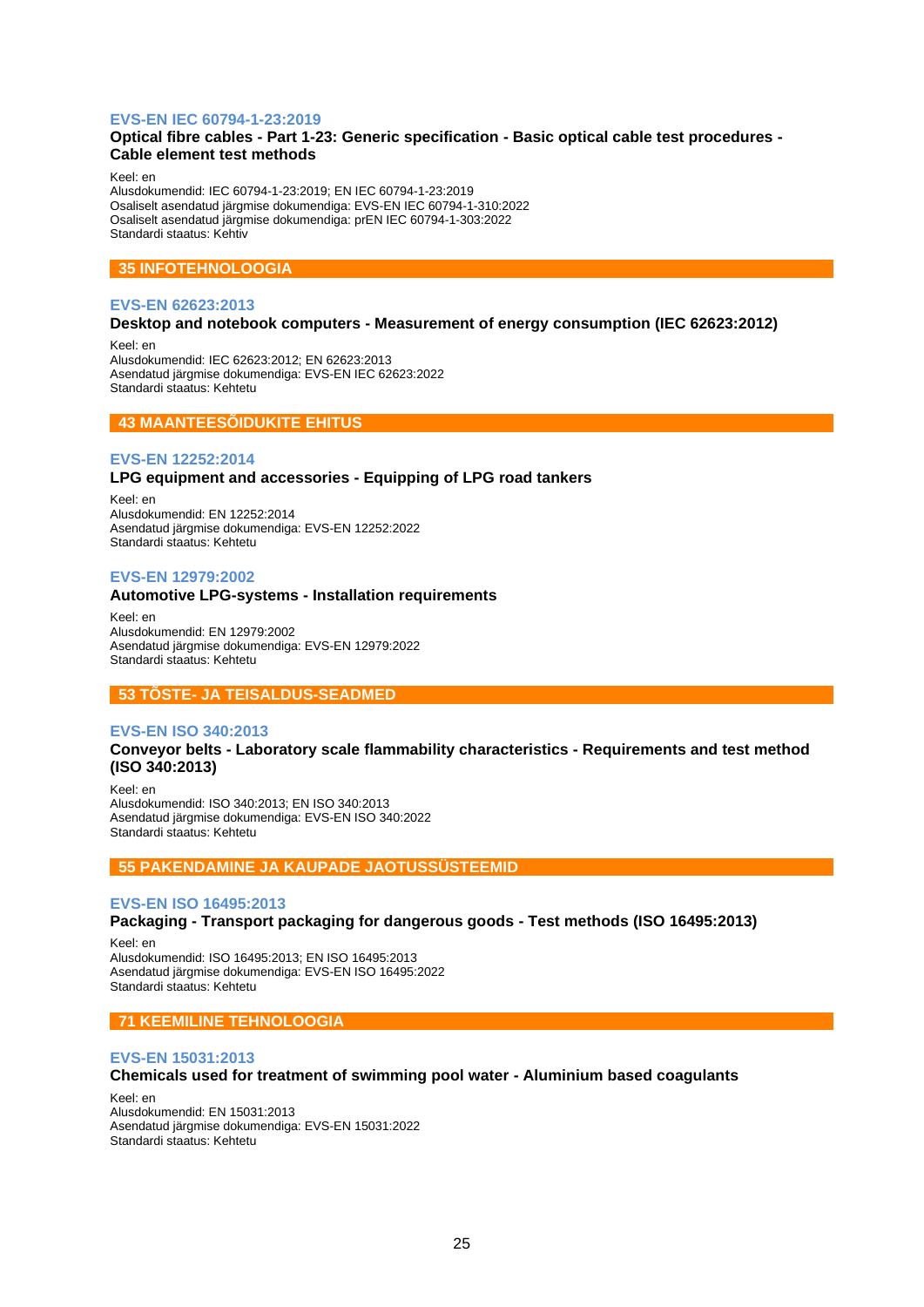### EVS-EN IEC 60794-1-23:2019

**Optical fibre cables - Part 1-23: Generic specification - Basic optical cable test procedures - Cable element test methods**

Keel: en
Alusdokumendid: IEC 60794-1-23:2019; EN IEC 60794-1-23:2019
Osaliselt asendatud järgmise dokumendiga: EVS-EN IEC 60794-1-310:2022
Osaliselt asendatud järgmise dokumendiga: prEN IEC 60794-1-303:2022
Standardi staatus: Kehtiv

## 35 INFOTEHNOLOOGIA

### EVS-EN 62623:2013

**Desktop and notebook computers - Measurement of energy consumption (IEC 62623:2012)**

Keel: en
Alusdokumendid: IEC 62623:2012; EN 62623:2013
Asendatud järgmise dokumendiga: EVS-EN IEC 62623:2022
Standardi staatus: Kehtetu

## 43 MAANTEESÕIDUKITE EHITUS

### EVS-EN 12252:2014

**LPG equipment and accessories - Equipping of LPG road tankers**

Keel: en
Alusdokumendid: EN 12252:2014
Asendatud järgmise dokumendiga: EVS-EN 12252:2022
Standardi staatus: Kehtetu

### EVS-EN 12979:2002

**Automotive LPG-systems - Installation requirements**

Keel: en
Alusdokumendid: EN 12979:2002
Asendatud järgmise dokumendiga: EVS-EN 12979:2022
Standardi staatus: Kehtetu

## 53 TÕSTE- JA TEISALDUS-SEADMED

### EVS-EN ISO 340:2013

**Conveyor belts - Laboratory scale flammability characteristics - Requirements and test method (ISO 340:2013)**

Keel: en
Alusdokumendid: ISO 340:2013; EN ISO 340:2013
Asendatud järgmise dokumendiga: EVS-EN ISO 340:2022
Standardi staatus: Kehtetu

## 55 PAKENDAMINE JA KAUPADE JAOTUSSÜSTEEMID

### EVS-EN ISO 16495:2013

**Packaging - Transport packaging for dangerous goods - Test methods (ISO 16495:2013)**

Keel: en
Alusdokumendid: ISO 16495:2013; EN ISO 16495:2013
Asendatud järgmise dokumendiga: EVS-EN ISO 16495:2022
Standardi staatus: Kehtetu

## 71 KEEMILINE TEHNOLOOGIA

### EVS-EN 15031:2013

**Chemicals used for treatment of swimming pool water - Aluminium based coagulants**

Keel: en
Alusdokumendid: EN 15031:2013
Asendatud järgmise dokumendiga: EVS-EN 15031:2022
Standardi staatus: Kehtetu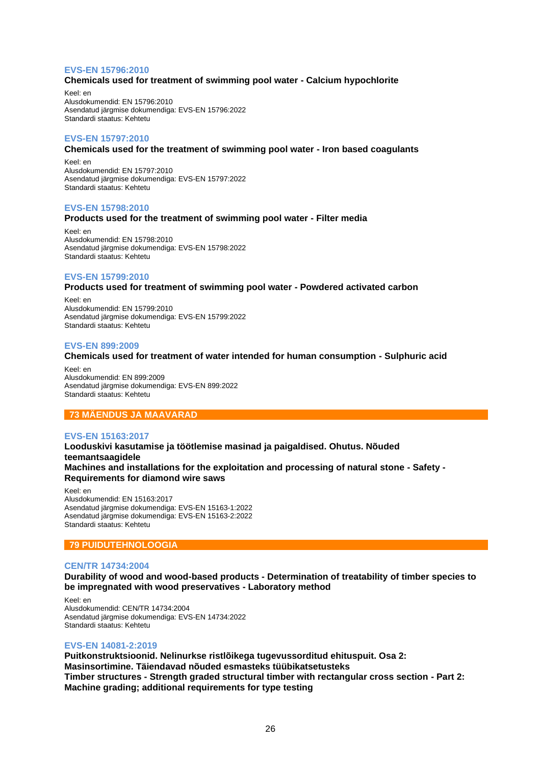### EVS-EN 15796:2010

**Chemicals used for treatment of swimming pool water - Calcium hypochlorite**

Keel: en
Alusdokumendid: EN 15796:2010
Asendatud järgmise dokumendiga: EVS-EN 15796:2022
Standardi staatus: Kehtetu

### EVS-EN 15797:2010

**Chemicals used for the treatment of swimming pool water - Iron based coagulants**

Keel: en
Alusdokumendid: EN 15797:2010
Asendatud järgmise dokumendiga: EVS-EN 15797:2022
Standardi staatus: Kehtetu

### EVS-EN 15798:2010

**Products used for the treatment of swimming pool water - Filter media**

Keel: en
Alusdokumendid: EN 15798:2010
Asendatud järgmise dokumendiga: EVS-EN 15798:2022
Standardi staatus: Kehtetu

### EVS-EN 15799:2010

**Products used for treatment of swimming pool water - Powdered activated carbon**

Keel: en
Alusdokumendid: EN 15799:2010
Asendatud järgmise dokumendiga: EVS-EN 15799:2022
Standardi staatus: Kehtetu

### EVS-EN 899:2009

**Chemicals used for treatment of water intended for human consumption - Sulphuric acid**

Keel: en
Alusdokumendid: EN 899:2009
Asendatud järgmise dokumendiga: EVS-EN 899:2022
Standardi staatus: Kehtetu

## 73 MÄENDUS JA MAAVARAD

### EVS-EN 15163:2017

**Looduskivi kasutamise ja töötlemise masinad ja paigaldised. Ohutus. Nõuded teemantsaagidele**
**Machines and installations for the exploitation and processing of natural stone - Safety - Requirements for diamond wire saws**

Keel: en
Alusdokumendid: EN 15163:2017
Asendatud järgmise dokumendiga: EVS-EN 15163-1:2022
Asendatud järgmise dokumendiga: EVS-EN 15163-2:2022
Standardi staatus: Kehtetu

## 79 PUIDUTEHNOLOOGIA

### CEN/TR 14734:2004

**Durability of wood and wood-based products - Determination of treatability of timber species to be impregnated with wood preservatives - Laboratory method**

Keel: en
Alusdokumendid: CEN/TR 14734:2004
Asendatud järgmise dokumendiga: EVS-EN 14734:2022
Standardi staatus: Kehtetu

### EVS-EN 14081-2:2019

**Puitkonstruktsioonid. Nelinurkse ristlõikega tugevussorditud ehituspuit. Osa 2: Masinsortimine. Täiendavad nõuded esmasteks tüübikatsetusteks**
**Timber structures - Strength graded structural timber with rectangular cross section - Part 2: Machine grading; additional requirements for type testing**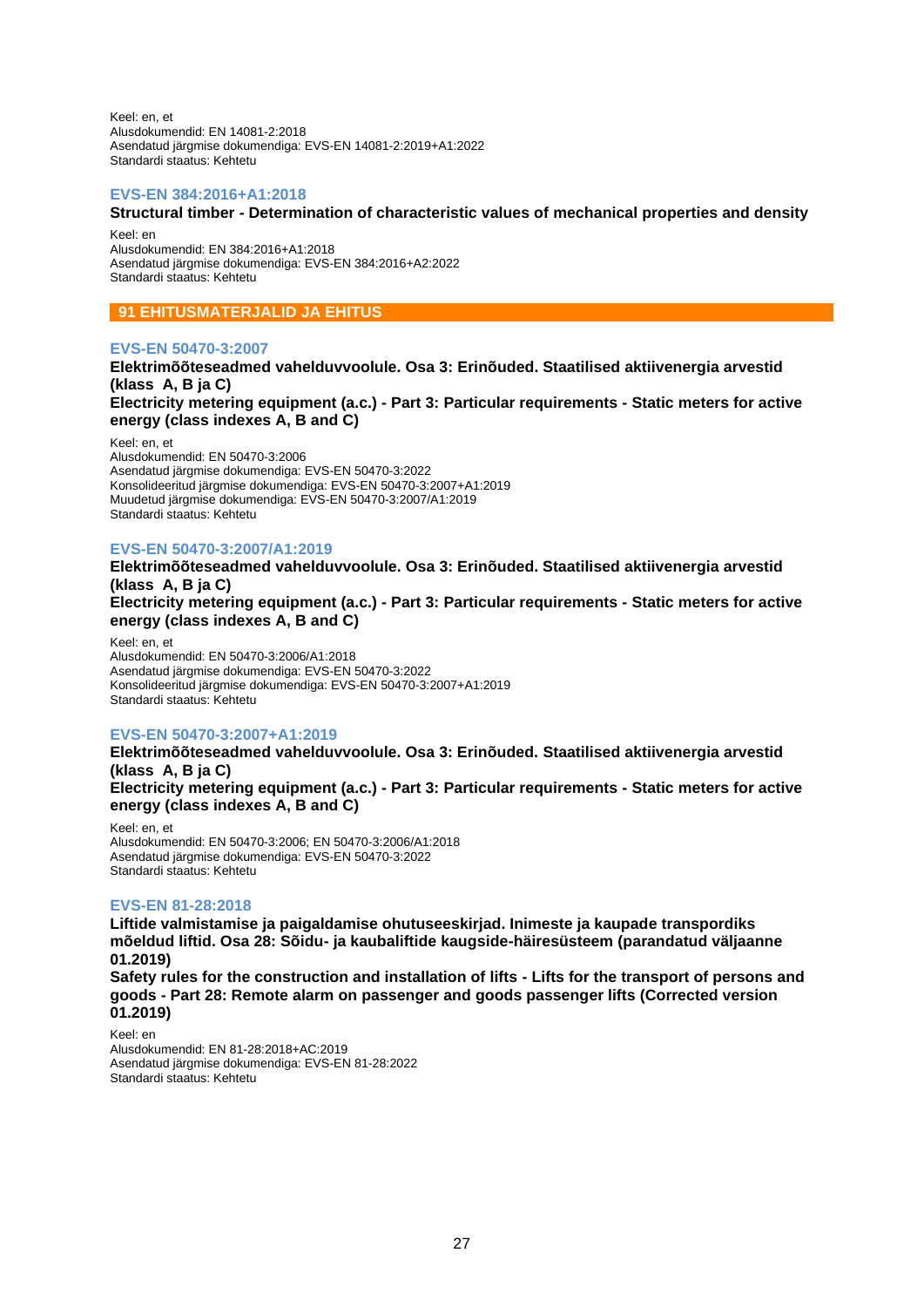Keel: en, et
Alusdokumendid: EN 14081-2:2018
Asendatud järgmise dokumendiga: EVS-EN 14081-2:2019+A1:2022
Standardi staatus: Kehtetu

### EVS-EN 384:2016+A1:2018

**Structural timber - Determination of characteristic values of mechanical properties and density**

Keel: en
Alusdokumendid: EN 384:2016+A1:2018
Asendatud järgmise dokumendiga: EVS-EN 384:2016+A2:2022
Standardi staatus: Kehtetu

## 91 EHITUSMATERJALID JA EHITUS

### EVS-EN 50470-3:2007

**Elektrimõõteseadmed vahelduvvoolule. Osa 3: Erinõuded. Staatilised aktiivenergia arvestid (klass A, B ja C)**
**Electricity metering equipment (a.c.) - Part 3: Particular requirements - Static meters for active energy (class indexes A, B and C)**

Keel: en, et
Alusdokumendid: EN 50470-3:2006
Asendatud järgmise dokumendiga: EVS-EN 50470-3:2022
Konsolideeritud järgmise dokumendiga: EVS-EN 50470-3:2007+A1:2019
Muudetud järgmise dokumendiga: EVS-EN 50470-3:2007/A1:2019
Standardi staatus: Kehtetu

### EVS-EN 50470-3:2007/A1:2019

**Elektrimõõteseadmed vahelduvvoolule. Osa 3: Erinõuded. Staatilised aktiivenergia arvestid (klass A, B ja C)**
**Electricity metering equipment (a.c.) - Part 3: Particular requirements - Static meters for active energy (class indexes A, B and C)**

Keel: en, et
Alusdokumendid: EN 50470-3:2006/A1:2018
Asendatud järgmise dokumendiga: EVS-EN 50470-3:2022
Konsolideeritud järgmise dokumendiga: EVS-EN 50470-3:2007+A1:2019
Standardi staatus: Kehtetu

### EVS-EN 50470-3:2007+A1:2019

**Elektrimõõteseadmed vahelduvvoolule. Osa 3: Erinõuded. Staatilised aktiivenergia arvestid (klass A, B ja C)**
**Electricity metering equipment (a.c.) - Part 3: Particular requirements - Static meters for active energy (class indexes A, B and C)**

Keel: en, et
Alusdokumendid: EN 50470-3:2006; EN 50470-3:2006/A1:2018
Asendatud järgmise dokumendiga: EVS-EN 50470-3:2022
Standardi staatus: Kehtetu

### EVS-EN 81-28:2018

**Liftide valmistamise ja paigaldamise ohutuseeskirjad. Inimeste ja kaupade transpordiks mõeldud liftid. Osa 28: Sõidu- ja kaubaliftide kaugside-häiresüsteem (parandatud väljaanne 01.2019)**
**Safety rules for the construction and installation of lifts - Lifts for the transport of persons and goods - Part 28: Remote alarm on passenger and goods passenger lifts (Corrected version 01.2019)**

Keel: en
Alusdokumendid: EN 81-28:2018+AC:2019
Asendatud järgmise dokumendiga: EVS-EN 81-28:2022
Standardi staatus: Kehtetu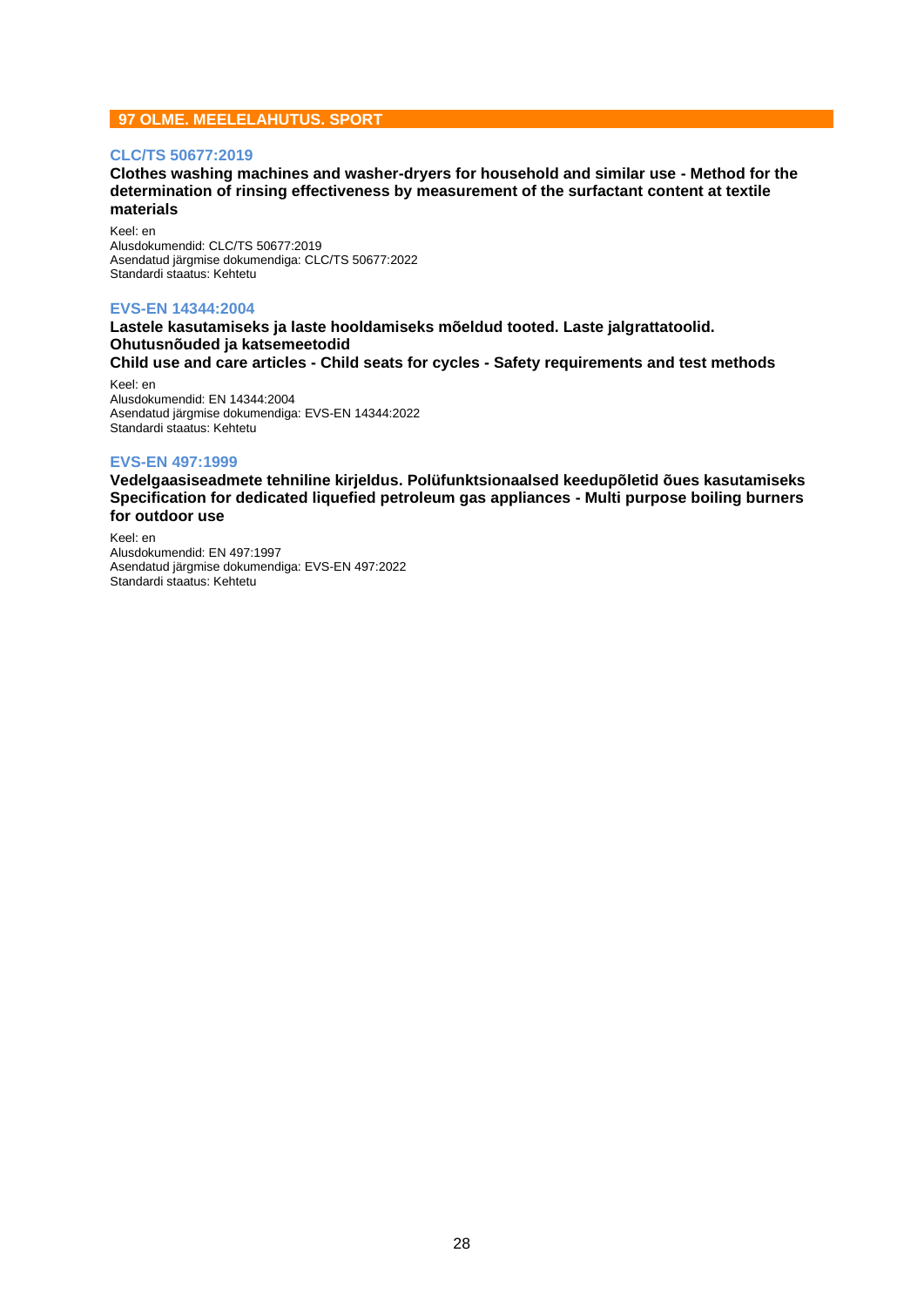## 97 OLME. MEELELAHUTUS. SPORT

### CLC/TS 50677:2019

**Clothes washing machines and washer-dryers for household and similar use - Method for the determination of rinsing effectiveness by measurement of the surfactant content at textile materials**

Keel: en
Alusdokumendid: CLC/TS 50677:2019
Asendatud järgmise dokumendiga: CLC/TS 50677:2022
Standardi staatus: Kehtetu

### EVS-EN 14344:2004

**Lastele kasutamiseks ja laste hooldamiseks mõeldud tooted. Laste jalgrattatoolid. Ohutusnõuded ja katsemeetodid**
**Child use and care articles - Child seats for cycles - Safety requirements and test methods**

Keel: en
Alusdokumendid: EN 14344:2004
Asendatud järgmise dokumendiga: EVS-EN 14344:2022
Standardi staatus: Kehtetu

### EVS-EN 497:1999

**Vedelgaasiseadmete tehniline kirjeldus. Polüfunktsionaalsed keedupõletid õues kasutamiseks**
**Specification for dedicated liquefied petroleum gas appliances - Multi purpose boiling burners for outdoor use**

Keel: en
Alusdokumendid: EN 497:1997
Asendatud järgmise dokumendiga: EVS-EN 497:2022
Standardi staatus: Kehtetu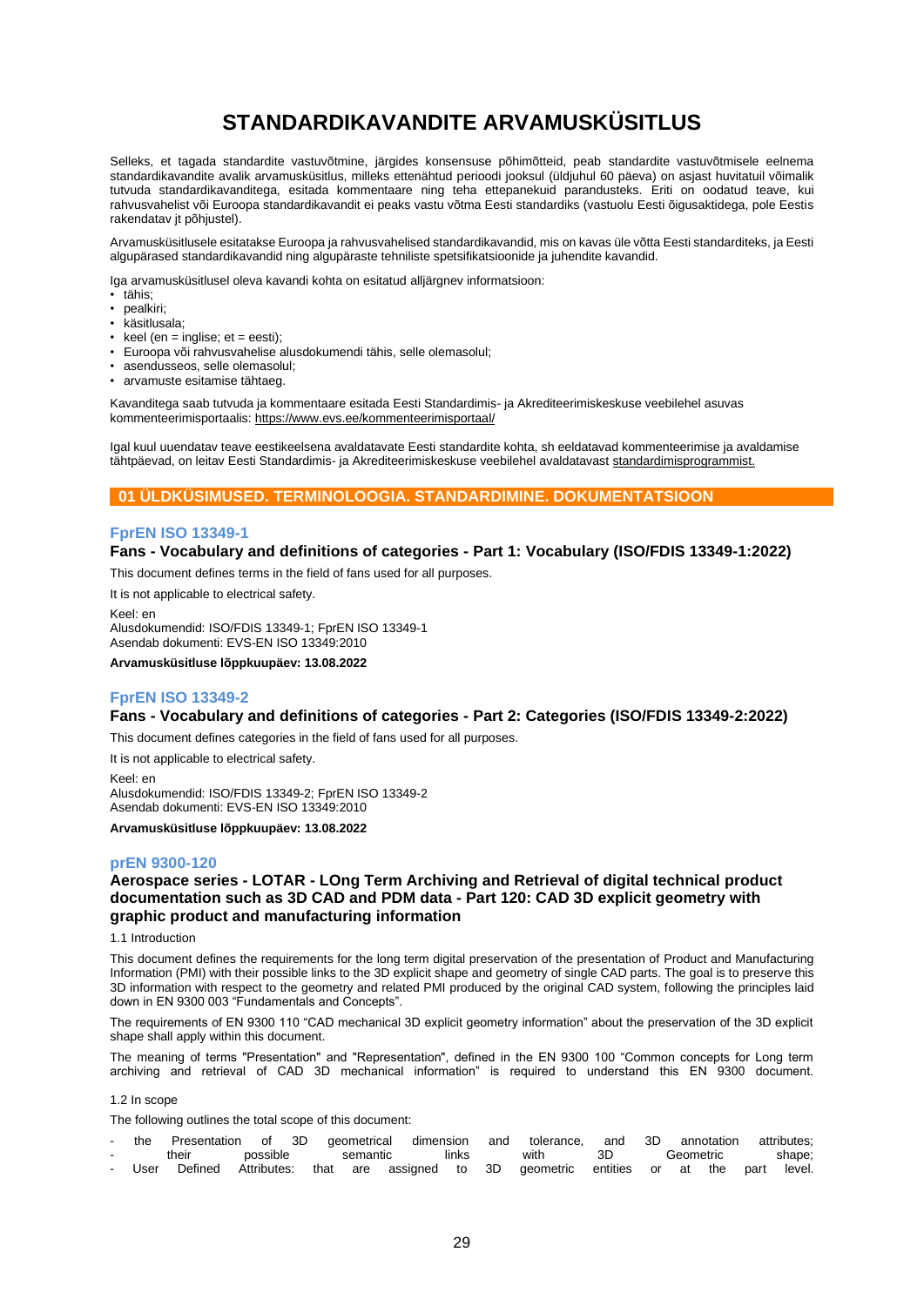# STANDARDIKAVANDITE ARVAMUSKÜSITLUS

Selleks, et tagada standardite vastuvõtmine, järgides konsensuse põhimõtteid, peab standardite vastuvõtmisele eelnema standardikavandite avalik arvamusküsitlus, milleks ettenähtud perioodi jooksul (üldjuhul 60 päeva) on asjast huvitatuil võimalik tutvuda standardikavanditega, esitada kommentaare ning teha ettepanekuid paranduseks. Eriti on oodatud teave, kui rahvusvahelist või Euroopa standardikavandit ei peaks vastu võtma Eesti standardiks (vastuolu Eesti õigusaktidega, pole Eestis rakendatav jt põhjustel).

Arvamusküsitlusele esitatakse Euroopa ja rahvusvahelised standardikavandid, mis on kavas üle võtta Eesti standarditeks, ja Eesti algupärased standardikavandid ning algupäraste tehniliste spetsifikatsioonide ja juhendite kavandid.

Iga arvamusküsitlusel oleva kavandi kohta on esitatud alljärgnev informatsioon:

- tähis;
- pealkiri;
- käsitlusala;
- keel (en = inglise; et = eesti);
- Euroopa või rahvusvahelise alusdokumendi tähis, selle olemasolul;
- asendusseos, selle olemasolul;
- arvamuste esitamise tähtaeg.

Kavanditega saab tutvuda ja kommentaare esitada Eesti Standardimis- ja Akrediteerimiskeskuse veebilehel asuvas kommenteerimisportaalis: https://www.evs.ee/kommenteerimisportaal/

Igal kuul uuendatav teave eestikeelsena avaldatavate Eesti standardite kohta, sh eeldatavad kommenteerimise ja avaldamise tähtpäevad, on leitav Eesti Standardimis- ja Akrediteerimiskeskuse veebilehel avaldatavast standardimisprogrammist.

## 01 ÜLDKÜSIMUSED. TERMINOLOOGIA. STANDARDIMINE. DOKUMENTATSIOON

### FprEN ISO 13349-1

**Fans - Vocabulary and definitions of categories - Part 1: Vocabulary (ISO/FDIS 13349-1:2022)**

This document defines terms in the field of fans used for all purposes.

It is not applicable to electrical safety.

Keel: en
Alusdokumendid: ISO/FDIS 13349-1; FprEN ISO 13349-1
Asendab dokumenti: EVS-EN ISO 13349:2010

**Arvamusküsitluse lõppkuupäev: 13.08.2022**

### FprEN ISO 13349-2

**Fans - Vocabulary and definitions of categories - Part 2: Categories (ISO/FDIS 13349-2:2022)**

This document defines categories in the field of fans used for all purposes.

It is not applicable to electrical safety.

Keel: en
Alusdokumendid: ISO/FDIS 13349-2; FprEN ISO 13349-2
Asendab dokumenti: EVS-EN ISO 13349:2010

**Arvamusküsitluse lõppkuupäev: 13.08.2022**

### prEN 9300-120

**Aerospace series - LOTAR - LOng Term Archiving and Retrieval of digital technical product documentation such as 3D CAD and PDM data - Part 120: CAD 3D explicit geometry with graphic product and manufacturing information**

1.1 Introduction

This document defines the requirements for the long term digital preservation of the presentation of Product and Manufacturing Information (PMI) with their possible links to the 3D explicit shape and geometry of single CAD parts. The goal is to preserve this 3D information with respect to the geometry and related PMI produced by the original CAD system, following the principles laid down in EN 9300 003 “Fundamentals and Concepts”.

The requirements of EN 9300 110 “CAD mechanical 3D explicit geometry information” about the preservation of the 3D explicit shape shall apply within this document.

The meaning of terms "Presentation" and "Representation", defined in the EN 9300 100 “Common concepts for Long term archiving and retrieval of CAD 3D mechanical information” is required to understand this EN 9300 document.

1.2 In scope

The following outlines the total scope of this document:

- the Presentation of 3D geometrical dimension and tolerance, and 3D annotation attributes;
- their possible semantic links with 3D Geometric shape;
- User Defined Attributes: that are assigned to 3D geometric entities or at the part level.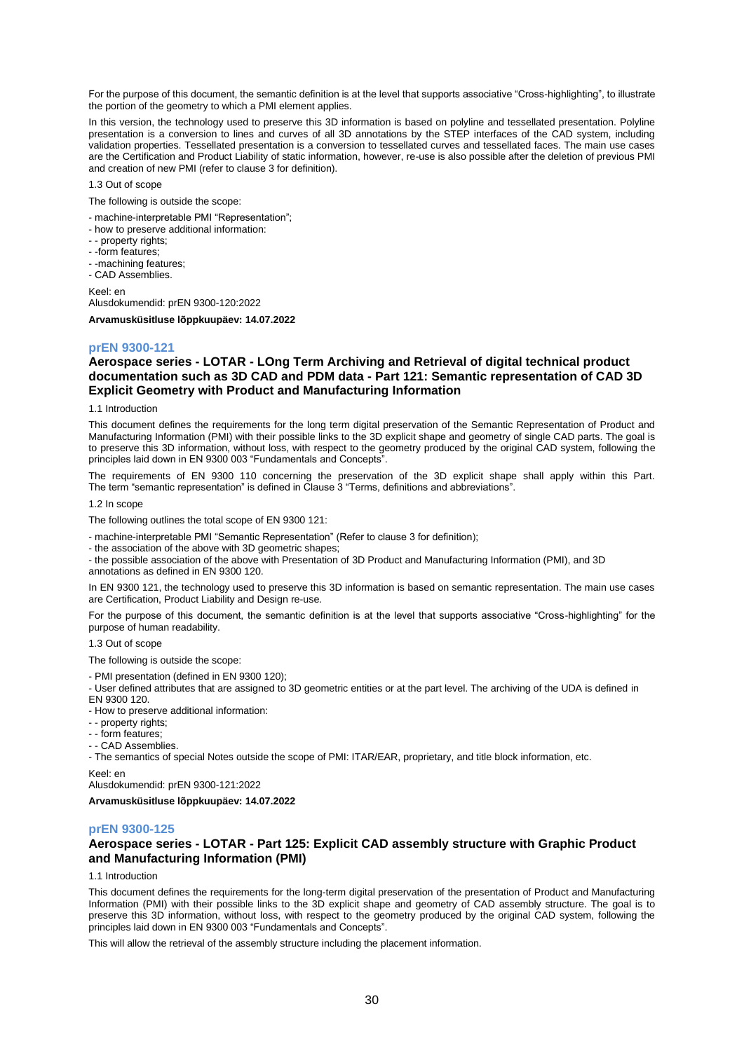For the purpose of this document, the semantic definition is at the level that supports associative "Cross-highlighting", to illustrate the portion of the geometry to which a PMI element applies.

In this version, the technology used to preserve this 3D information is based on polyline and tessellated presentation. Polyline presentation is a conversion to lines and curves of all 3D annotations by the STEP interfaces of the CAD system, including validation properties. Tessellated presentation is a conversion to tessellated curves and tessellated faces. The main use cases are the Certification and Product Liability of static information, however, re-use is also possible after the deletion of previous PMI and creation of new PMI (refer to clause 3 for definition).

1.3 Out of scope

The following is outside the scope:

- machine-interpretable PMI "Representation";
- how to preserve additional information:
- - property rights;
- -form features;
- -machining features;
- CAD Assemblies.

Keel: en
Alusdokumendid: prEN 9300-120:2022

**Arvamusküsitluse lõppkuupäev: 14.07.2022**

## prEN 9300-121

### Aerospace series - LOTAR - LOng Term Archiving and Retrieval of digital technical product documentation such as 3D CAD and PDM data - Part 121: Semantic representation of CAD 3D Explicit Geometry with Product and Manufacturing Information

1.1 Introduction

This document defines the requirements for the long term digital preservation of the Semantic Representation of Product and Manufacturing Information (PMI) with their possible links to the 3D explicit shape and geometry of single CAD parts. The goal is to preserve this 3D information, without loss, with respect to the geometry produced by the original CAD system, following the principles laid down in EN 9300 003 "Fundamentals and Concepts".

The requirements of EN 9300 110 concerning the preservation of the 3D explicit shape shall apply within this Part. The term "semantic representation" is defined in Clause 3 "Terms, definitions and abbreviations".

1.2 In scope

The following outlines the total scope of EN 9300 121:

- machine-interpretable PMI "Semantic Representation" (Refer to clause 3 for definition);
- the association of the above with 3D geometric shapes;
- the possible association of the above with Presentation of 3D Product and Manufacturing Information (PMI), and 3D annotations as defined in EN 9300 120.

In EN 9300 121, the technology used to preserve this 3D information is based on semantic representation. The main use cases are Certification, Product Liability and Design re-use.

For the purpose of this document, the semantic definition is at the level that supports associative "Cross-highlighting" for the purpose of human readability.

1.3 Out of scope

The following is outside the scope:

- PMI presentation (defined in EN 9300 120);
- User defined attributes that are assigned to 3D geometric entities or at the part level. The archiving of the UDA is defined in EN 9300 120.
- How to preserve additional information:
- - property rights;
- - form features;
- - CAD Assemblies.
- The semantics of special Notes outside the scope of PMI: ITAR/EAR, proprietary, and title block information, etc.

Keel: en
Alusdokumendid: prEN 9300-121:2022

**Arvamusküsitluse lõppkuupäev: 14.07.2022**

## prEN 9300-125

### Aerospace series - LOTAR - Part 125: Explicit CAD assembly structure with Graphic Product and Manufacturing Information (PMI)

1.1 Introduction

This document defines the requirements for the long-term digital preservation of the presentation of Product and Manufacturing Information (PMI) with their possible links to the 3D explicit shape and geometry of CAD assembly structure. The goal is to preserve this 3D information, without loss, with respect to the geometry produced by the original CAD system, following the principles laid down in EN 9300 003 "Fundamentals and Concepts".

This will allow the retrieval of the assembly structure including the placement information.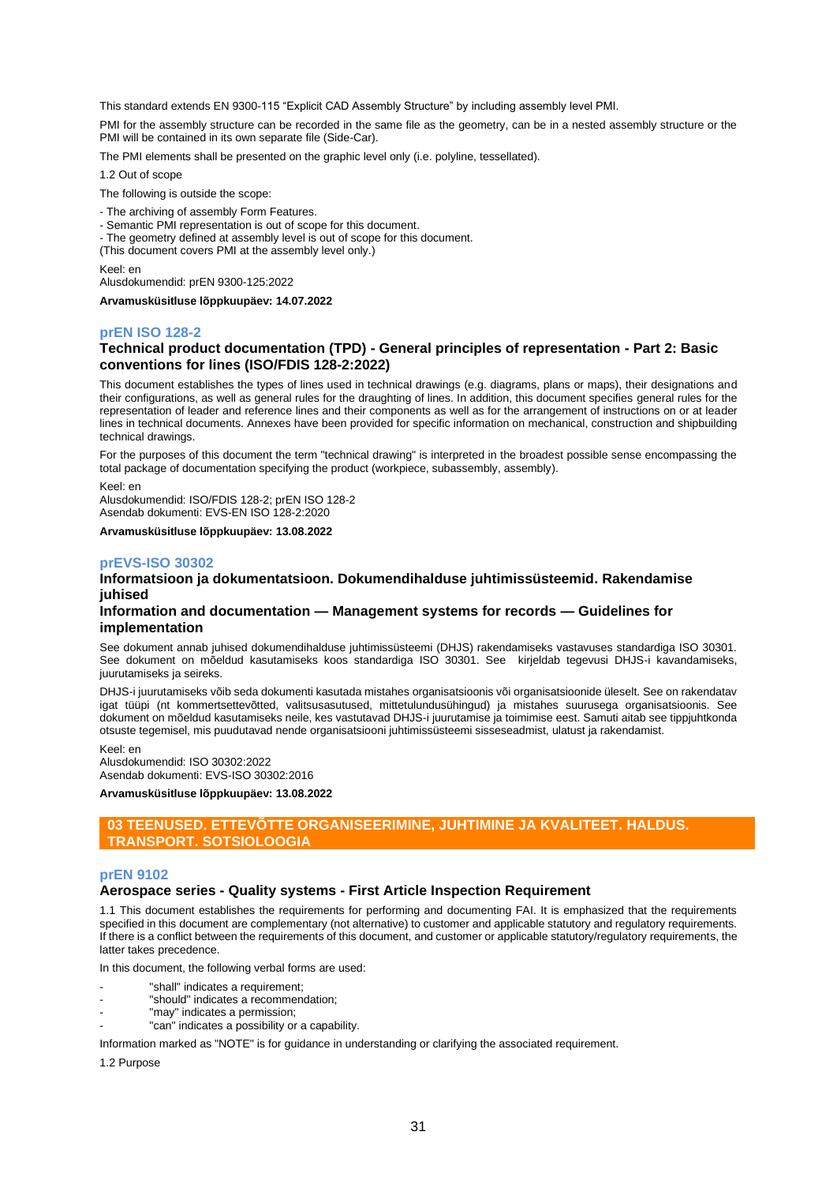This standard extends EN 9300-115 “Explicit CAD Assembly Structure” by including assembly level PMI.

PMI for the assembly structure can be recorded in the same file as the geometry, can be in a nested assembly structure or the PMI will be contained in its own separate file (Side-Car).

The PMI elements shall be presented on the graphic level only (i.e. polyline, tessellated).

1.2 Out of scope

The following is outside the scope:

- The archiving of assembly Form Features.
- Semantic PMI representation is out of scope for this document.
- The geometry defined at assembly level is out of scope for this document.

(This document covers PMI at the assembly level only.)

Keel: en
Alusdokumendid: prEN 9300-125:2022

**Arvamusküsitluse lõppkuupäev: 14.07.2022**

## prEN ISO 128-2

### Technical product documentation (TPD) - General principles of representation - Part 2: Basic conventions for lines (ISO/FDIS 128-2:2022)

This document establishes the types of lines used in technical drawings (e.g. diagrams, plans or maps), their designations and their configurations, as well as general rules for the draughting of lines. In addition, this document specifies general rules for the representation of leader and reference lines and their components as well as for the arrangement of instructions on or at leader lines in technical documents. Annexes have been provided for specific information on mechanical, construction and shipbuilding technical drawings.

For the purposes of this document the term "technical drawing" is interpreted in the broadest possible sense encompassing the total package of documentation specifying the product (workpiece, subassembly, assembly).

Keel: en
Alusdokumendid: ISO/FDIS 128-2; prEN ISO 128-2
Asendab dokumenti: EVS-EN ISO 128-2:2020

**Arvamusküsitluse lõppkuupäev: 13.08.2022**

## prEVS-ISO 30302

### Informatsioon ja dokumentatsioon. Dokumendihalduse juhtimissüsteemid. Rakendamise juhised

### Information and documentation — Management systems for records — Guidelines for implementation

See dokument annab juhised dokumendihalduse juhtimissüsteemi (DHJS) rakendamiseks vastavuses standardiga ISO 30301. See dokument on mõeldud kasutamiseks koos standardiga ISO 30301. See kirjeldab tegevusi DHJS-i kavandamiseks, juurutamiseks ja seireks.

DHJS-i juurutamiseks võib seda dokumenti kasutada mistahes organisatsioonis või organisatsioonide üleselt. See on rakendatav igat tüüpi (nt kommertsettevõtted, valitsusasutused, mittetulundusühingud) ja mistahes suurusega organisatsioonis. See dokument on mõeldud kasutamiseks neile, kes vastutavad DHJS-i juurutamise ja toimimise eest. Samuti aitab see tippjuhtkonda otsuste tegemisel, mis puudutavad nende organisatsiooni juhtimissüsteemi sisseseadmist, ulatust ja rakendamist.

Keel: en
Alusdokumendid: ISO 30302:2022
Asendab dokumenti: EVS-ISO 30302:2016

**Arvamusküsitluse lõppkuupäev: 13.08.2022**

# 03 TEENUSED. ETTEVÕTTE ORGANISEERIMINE, JUHTIMINE JA KVALITEET. HALDUS. TRANSPORT. SOTSIOLOOGIA

## prEN 9102

### Aerospace series - Quality systems - First Article Inspection Requirement

1.1 This document establishes the requirements for performing and documenting FAI. It is emphasized that the requirements specified in this document are complementary (not alternative) to customer and applicable statutory and regulatory requirements. If there is a conflict between the requirements of this document, and customer or applicable statutory/regulatory requirements, the latter takes precedence.

In this document, the following verbal forms are used:

- "shall" indicates a requirement;
- "should" indicates a recommendation;
- "may" indicates a permission;
- "can" indicates a possibility or a capability.

Information marked as "NOTE" is for guidance in understanding or clarifying the associated requirement.

1.2 Purpose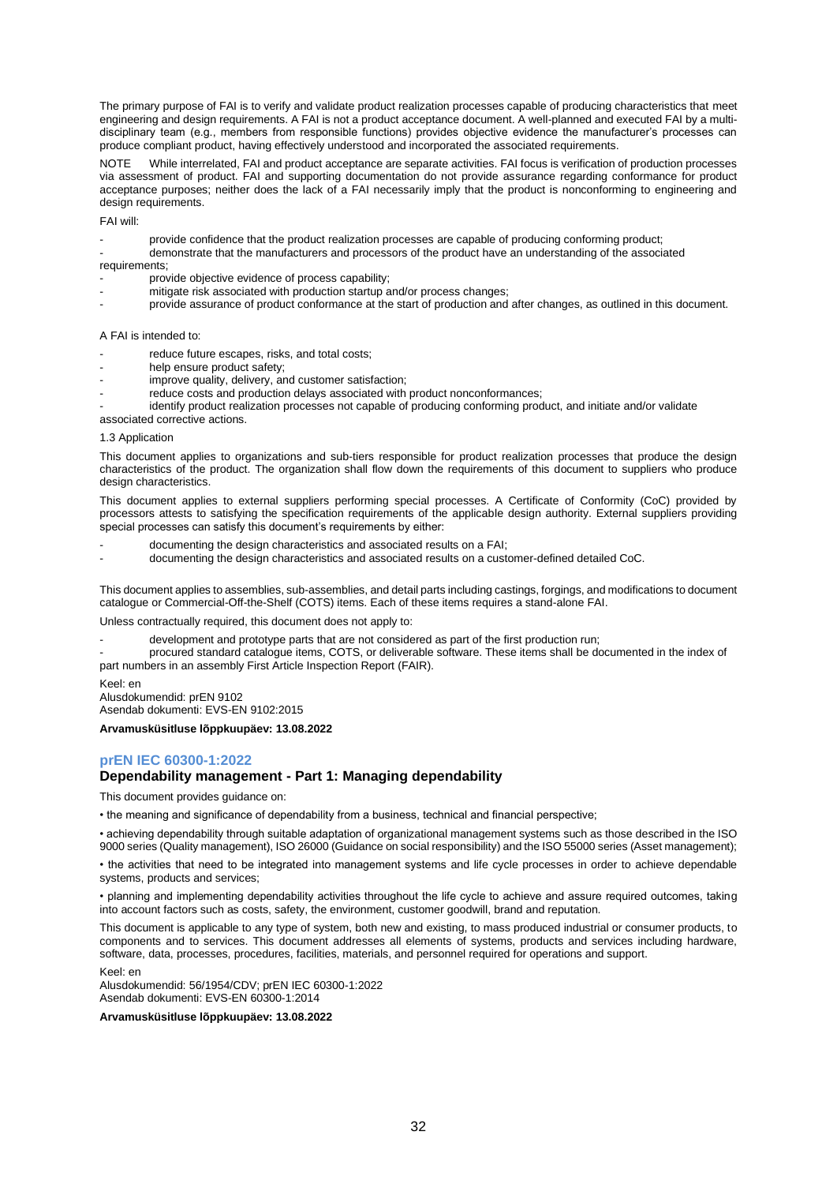The primary purpose of FAI is to verify and validate product realization processes capable of producing characteristics that meet engineering and design requirements. A FAI is not a product acceptance document. A well-planned and executed FAI by a multi-disciplinary team (e.g., members from responsible functions) provides objective evidence the manufacturer's processes can produce compliant product, having effectively understood and incorporated the associated requirements.

NOTE While interrelated, FAI and product acceptance are separate activities. FAI focus is verification of production processes via assessment of product. FAI and supporting documentation do not provide assurance regarding conformance for product acceptance purposes; neither does the lack of a FAI necessarily imply that the product is nonconforming to engineering and design requirements.

FAI will:

- provide confidence that the product realization processes are capable of producing conforming product;
- demonstrate that the manufacturers and processors of the product have an understanding of the associated requirements;
- provide objective evidence of process capability;
- mitigate risk associated with production startup and/or process changes;
- provide assurance of product conformance at the start of production and after changes, as outlined in this document.

A FAI is intended to:

- reduce future escapes, risks, and total costs;
- help ensure product safety;
- improve quality, delivery, and customer satisfaction;
- reduce costs and production delays associated with product nonconformances;
- identify product realization processes not capable of producing conforming product, and initiate and/or validate associated corrective actions.

1.3 Application

This document applies to organizations and sub-tiers responsible for product realization processes that produce the design characteristics of the product. The organization shall flow down the requirements of this document to suppliers who produce design characteristics.

This document applies to external suppliers performing special processes. A Certificate of Conformity (CoC) provided by processors attests to satisfying the specification requirements of the applicable design authority. External suppliers providing special processes can satisfy this document's requirements by either:

- documenting the design characteristics and associated results on a FAI;
- documenting the design characteristics and associated results on a customer-defined detailed CoC.

This document applies to assemblies, sub-assemblies, and detail parts including castings, forgings, and modifications to document catalogue or Commercial-Off-the-Shelf (COTS) items. Each of these items requires a stand-alone FAI.

Unless contractually required, this document does not apply to:

- development and prototype parts that are not considered as part of the first production run;
- procured standard catalogue items, COTS, or deliverable software. These items shall be documented in the index of part numbers in an assembly First Article Inspection Report (FAIR).

Keel: en
Alusdokumendid: prEN 9102
Asendab dokumenti: EVS-EN 9102:2015

**Arvamusküsitluse lõppkuupäev: 13.08.2022**

## prEN IEC 60300-1:2022

### Dependability management - Part 1: Managing dependability

This document provides guidance on:

• the meaning and significance of dependability from a business, technical and financial perspective;

• achieving dependability through suitable adaptation of organizational management systems such as those described in the ISO 9000 series (Quality management), ISO 26000 (Guidance on social responsibility) and the ISO 55000 series (Asset management);

• the activities that need to be integrated into management systems and life cycle processes in order to achieve dependable systems, products and services;

• planning and implementing dependability activities throughout the life cycle to achieve and assure required outcomes, taking into account factors such as costs, safety, the environment, customer goodwill, brand and reputation.

This document is applicable to any type of system, both new and existing, to mass produced industrial or consumer products, to components and to services. This document addresses all elements of systems, products and services including hardware, software, data, processes, procedures, facilities, materials, and personnel required for operations and support.

Keel: en
Alusdokumendid: 56/1954/CDV; prEN IEC 60300-1:2022
Asendab dokumenti: EVS-EN 60300-1:2014

**Arvamusküsitluse lõppkuupäev: 13.08.2022**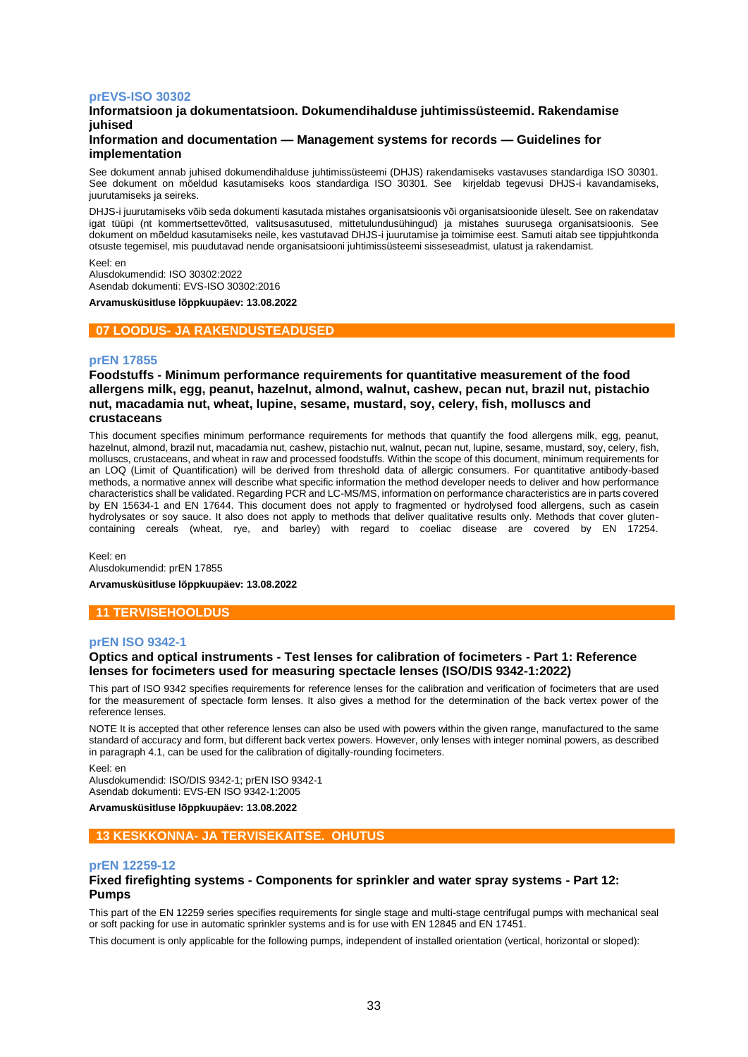### prEVS-ISO 30302

**Informatsioon ja dokumentatsioon. Dokumendihalduse juhtimissüsteemid. Rakendamise juhised**

**Information and documentation — Management systems for records — Guidelines for implementation**

See dokument annab juhised dokumendihalduse juhtimissüsteemi (DHJS) rakendamiseks vastavuses standardiga ISO 30301. See dokument on mõeldud kasutamiseks koos standardiga ISO 30301. See kirjeldab tegevusi DHJS-i kavandamiseks, juurutamiseks ja seireks.

DHJS-i juurutamiseks võib seda dokumenti kasutada mistahes organisatsioonis või organisatsioonide üleselt. See on rakendatav igat tüüpi (nt kommertsettevõtted, valitsusasutused, mittetulundusühingud) ja mistahes suurusega organisatsioonis. See dokument on mõeldud kasutamiseks neile, kes vastutavad DHJS-i juurutamise ja toimimise eest. Samuti aitab see tippjuhtkonda otsuste tegemisel, mis puudutavad nende organisatsiooni juhtimissüsteemi sisseseadmist, ulatust ja rakendamist.

Keel: en
Alusdokumendid: ISO 30302:2022
Asendab dokumenti: EVS-ISO 30302:2016

**Arvamusküsitluse lõppkuupäev: 13.08.2022**

## 07 LOODUS- JA RAKENDUSTEADUSED

### prEN 17855

**Foodstuffs - Minimum performance requirements for quantitative measurement of the food allergens milk, egg, peanut, hazelnut, almond, walnut, cashew, pecan nut, brazil nut, pistachio nut, macadamia nut, wheat, lupine, sesame, mustard, soy, celery, fish, molluscs and crustaceans**

This document specifies minimum performance requirements for methods that quantify the food allergens milk, egg, peanut, hazelnut, almond, brazil nut, macadamia nut, cashew, pistachio nut, walnut, pecan nut, lupine, sesame, mustard, soy, celery, fish, molluscs, crustaceans, and wheat in raw and processed foodstuffs. Within the scope of this document, minimum requirements for an LOQ (Limit of Quantification) will be derived from threshold data of allergic consumers. For quantitative antibody-based methods, a normative annex will describe what specific information the method developer needs to deliver and how performance characteristics shall be validated. Regarding PCR and LC-MS/MS, information on performance characteristics are in parts covered by EN 15634-1 and EN 17644. This document does not apply to fragmented or hydrolysed food allergens, such as casein hydrolysates or soy sauce. It also does not apply to methods that deliver qualitative results only. Methods that cover gluten-containing cereals (wheat, rye, and barley) with regard to coeliac disease are covered by EN 17254.

Keel: en
Alusdokumendid: prEN 17855

**Arvamusküsitluse lõppkuupäev: 13.08.2022**

## 11 TERVISEHOOLDUS

### prEN ISO 9342-1

**Optics and optical instruments - Test lenses for calibration of focimeters - Part 1: Reference lenses for focimeters used for measuring spectacle lenses (ISO/DIS 9342-1:2022)**

This part of ISO 9342 specifies requirements for reference lenses for the calibration and verification of focimeters that are used for the measurement of spectacle form lenses. It also gives a method for the determination of the back vertex power of the reference lenses.

NOTE It is accepted that other reference lenses can also be used with powers within the given range, manufactured to the same standard of accuracy and form, but different back vertex powers. However, only lenses with integer nominal powers, as described in paragraph 4.1, can be used for the calibration of digitally-rounding focimeters.

Keel: en
Alusdokumendid: ISO/DIS 9342-1; prEN ISO 9342-1
Asendab dokumenti: EVS-EN ISO 9342-1:2005

**Arvamusküsitluse lõppkuupäev: 13.08.2022**

## 13 KESKKONNA- JA TERVISEKAITSE. OHUTUS

### prEN 12259-12

**Fixed firefighting systems - Components for sprinkler and water spray systems - Part 12: Pumps**

This part of the EN 12259 series specifies requirements for single stage and multi-stage centrifugal pumps with mechanical seal or soft packing for use in automatic sprinkler systems and is for use with EN 12845 and EN 17451.

This document is only applicable for the following pumps, independent of installed orientation (vertical, horizontal or sloped):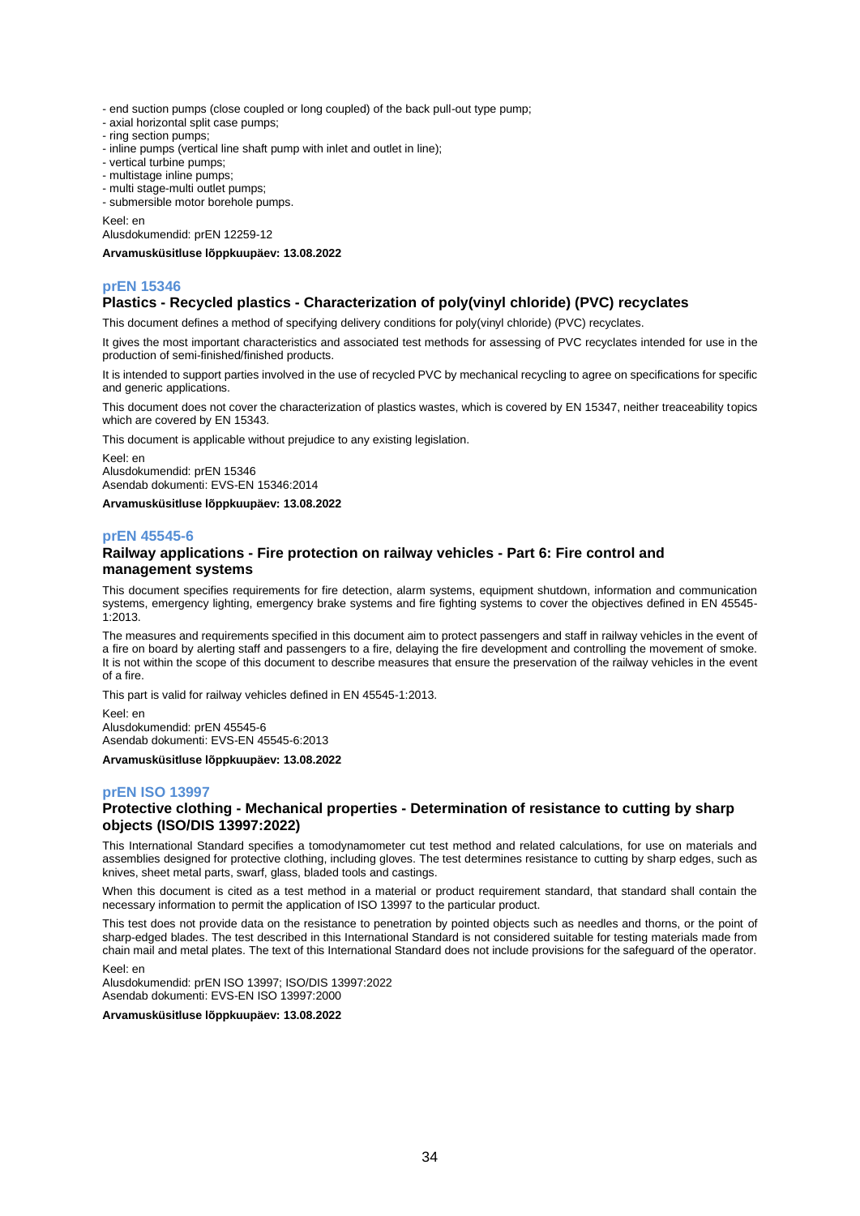- end suction pumps (close coupled or long coupled) of the back pull-out type pump;
- axial horizontal split case pumps;
- ring section pumps;
- inline pumps (vertical line shaft pump with inlet and outlet in line);
- vertical turbine pumps;
- multistage inline pumps;
- multi stage-multi outlet pumps;
- submersible motor borehole pumps.

Keel: en
Alusdokumendid: prEN 12259-12

**Arvamusküsitluse lõppkuupäev: 13.08.2022**

## prEN 15346

### Plastics - Recycled plastics - Characterization of poly(vinyl chloride) (PVC) recyclates

This document defines a method of specifying delivery conditions for poly(vinyl chloride) (PVC) recyclates.

It gives the most important characteristics and associated test methods for assessing of PVC recyclates intended for use in the production of semi-finished/finished products.

It is intended to support parties involved in the use of recycled PVC by mechanical recycling to agree on specifications for specific and generic applications.

This document does not cover the characterization of plastics wastes, which is covered by EN 15347, neither treaceability topics which are covered by EN 15343.

This document is applicable without prejudice to any existing legislation.

Keel: en
Alusdokumendid: prEN 15346
Asendab dokumenti: EVS-EN 15346:2014

**Arvamusküsitluse lõppkuupäev: 13.08.2022**

## prEN 45545-6

### Railway applications - Fire protection on railway vehicles - Part 6: Fire control and management systems

This document specifies requirements for fire detection, alarm systems, equipment shutdown, information and communication systems, emergency lighting, emergency brake systems and fire fighting systems to cover the objectives defined in EN 45545-1:2013.

The measures and requirements specified in this document aim to protect passengers and staff in railway vehicles in the event of a fire on board by alerting staff and passengers to a fire, delaying the fire development and controlling the movement of smoke. It is not within the scope of this document to describe measures that ensure the preservation of the railway vehicles in the event of a fire.

This part is valid for railway vehicles defined in EN 45545-1:2013.

Keel: en
Alusdokumendid: prEN 45545-6
Asendab dokumenti: EVS-EN 45545-6:2013

**Arvamusküsitluse lõppkuupäev: 13.08.2022**

## prEN ISO 13997

### Protective clothing - Mechanical properties - Determination of resistance to cutting by sharp objects (ISO/DIS 13997:2022)

This International Standard specifies a tomodynamometer cut test method and related calculations, for use on materials and assemblies designed for protective clothing, including gloves. The test determines resistance to cutting by sharp edges, such as knives, sheet metal parts, swarf, glass, bladed tools and castings.

When this document is cited as a test method in a material or product requirement standard, that standard shall contain the necessary information to permit the application of ISO 13997 to the particular product.

This test does not provide data on the resistance to penetration by pointed objects such as needles and thorns, or the point of sharp-edged blades. The test described in this International Standard is not considered suitable for testing materials made from chain mail and metal plates. The text of this International Standard does not include provisions for the safeguard of the operator.

Keel: en
Alusdokumendid: prEN ISO 13997; ISO/DIS 13997:2022
Asendab dokumenti: EVS-EN ISO 13997:2000

**Arvamusküsitluse lõppkuupäev: 13.08.2022**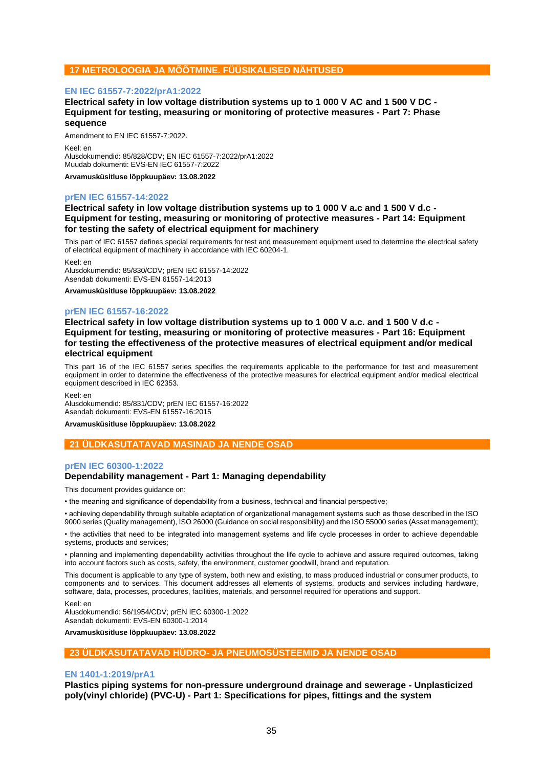## 17 METROLOOGIA JA MÕÕTMINE. FÜÜSIKALISED NÄHTUSED

### EN IEC 61557-7:2022/prA1:2022

**Electrical safety in low voltage distribution systems up to 1 000 V AC and 1 500 V DC - Equipment for testing, measuring or monitoring of protective measures - Part 7: Phase sequence**

Amendment to EN IEC 61557-7:2022.

Keel: en
Alusdokumendid: 85/828/CDV; EN IEC 61557-7:2022/prA1:2022
Muudab dokumenti: EVS-EN IEC 61557-7:2022

**Arvamusküsitluse lõppkuupäev: 13.08.2022**

### prEN IEC 61557-14:2022

**Electrical safety in low voltage distribution systems up to 1 000 V a.c and 1 500 V d.c - Equipment for testing, measuring or monitoring of protective measures - Part 14: Equipment for testing the safety of electrical equipment for machinery**

This part of IEC 61557 defines special requirements for test and measurement equipment used to determine the electrical safety of electrical equipment of machinery in accordance with IEC 60204-1.

Keel: en
Alusdokumendid: 85/830/CDV; prEN IEC 61557-14:2022
Asendab dokumenti: EVS-EN 61557-14:2013

**Arvamusküsitluse lõppkuupäev: 13.08.2022**

### prEN IEC 61557-16:2022

**Electrical safety in low voltage distribution systems up to 1 000 V a.c. and 1 500 V d.c - Equipment for testing, measuring or monitoring of protective measures - Part 16: Equipment for testing the effectiveness of the protective measures of electrical equipment and/or medical electrical equipment**

This part 16 of the IEC 61557 series specifies the requirements applicable to the performance for test and measurement equipment in order to determine the effectiveness of the protective measures for electrical equipment and/or medical electrical equipment described in IEC 62353.

Keel: en
Alusdokumendid: 85/831/CDV; prEN IEC 61557-16:2022
Asendab dokumenti: EVS-EN 61557-16:2015

**Arvamusküsitluse lõppkuupäev: 13.08.2022**

## 21 ÜLDKASUTATAVAD MASINAD JA NENDE OSAD

### prEN IEC 60300-1:2022

**Dependability management - Part 1: Managing dependability**

This document provides guidance on:

• the meaning and significance of dependability from a business, technical and financial perspective;

• achieving dependability through suitable adaptation of organizational management systems such as those described in the ISO 9000 series (Quality management), ISO 26000 (Guidance on social responsibility) and the ISO 55000 series (Asset management);

• the activities that need to be integrated into management systems and life cycle processes in order to achieve dependable systems, products and services;

• planning and implementing dependability activities throughout the life cycle to achieve and assure required outcomes, taking into account factors such as costs, safety, the environment, customer goodwill, brand and reputation.

This document is applicable to any type of system, both new and existing, to mass produced industrial or consumer products, to components and to services. This document addresses all elements of systems, products and services including hardware, software, data, processes, procedures, facilities, materials, and personnel required for operations and support.

Keel: en
Alusdokumendid: 56/1954/CDV; prEN IEC 60300-1:2022
Asendab dokumenti: EVS-EN 60300-1:2014

**Arvamusküsitluse lõppkuupäev: 13.08.2022**

## 23 ÜLDKASUTATAVAD HÜDRO- JA PNEUMOSÜSTEEMID JA NENDE OSAD

### EN 1401-1:2019/prA1

**Plastics piping systems for non-pressure underground drainage and sewerage - Unplasticized poly(vinyl chloride) (PVC-U) - Part 1: Specifications for pipes, fittings and the system**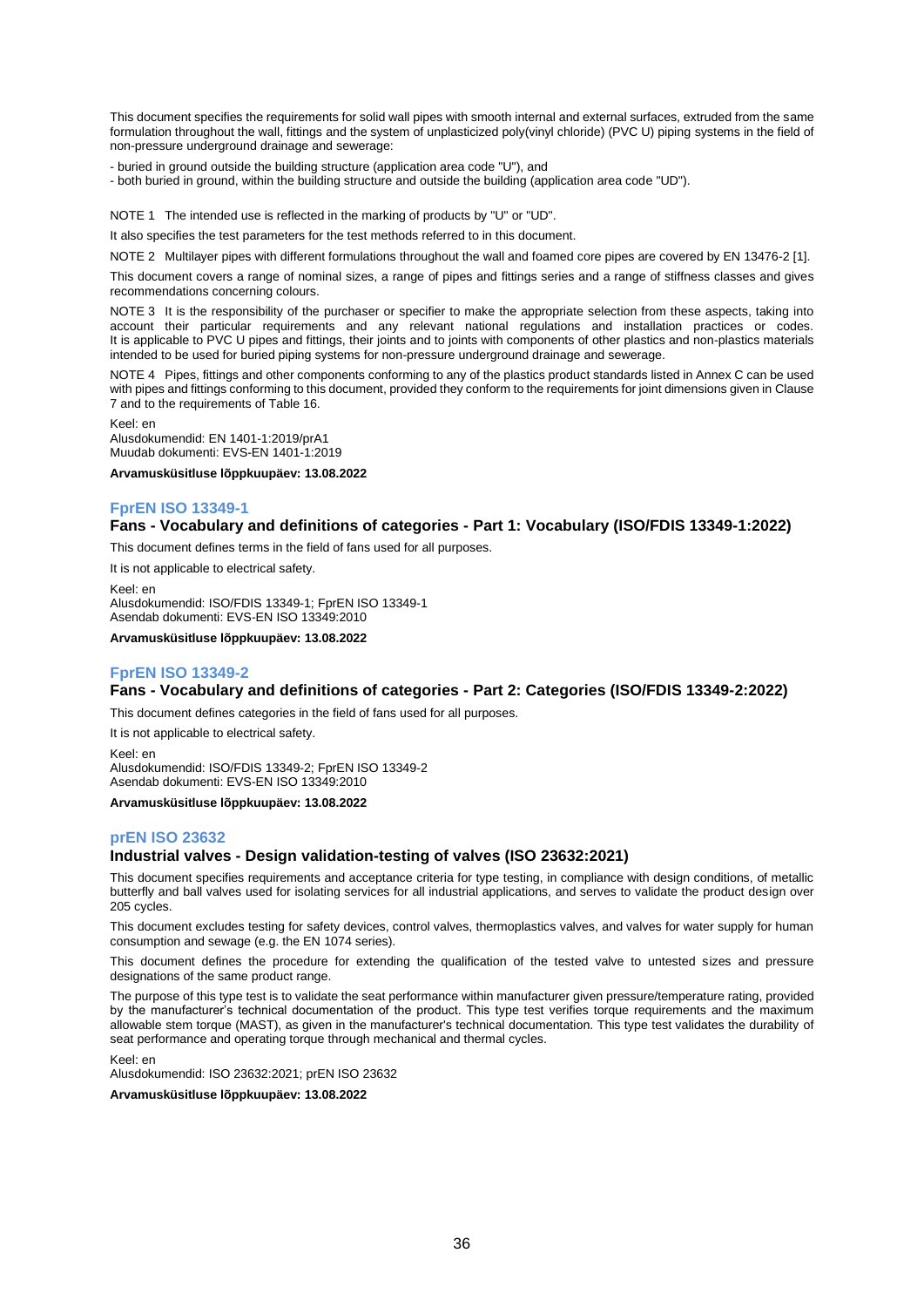This document specifies the requirements for solid wall pipes with smooth internal and external surfaces, extruded from the same formulation throughout the wall, fittings and the system of unplasticized poly(vinyl chloride) (PVC U) piping systems in the field of non-pressure underground drainage and sewerage:

- buried in ground outside the building structure (application area code "U"), and
- both buried in ground, within the building structure and outside the building (application area code "UD").

NOTE 1 The intended use is reflected in the marking of products by "U" or "UD".

It also specifies the test parameters for the test methods referred to in this document.

NOTE 2 Multilayer pipes with different formulations throughout the wall and foamed core pipes are covered by EN 13476-2 [1].

This document covers a range of nominal sizes, a range of pipes and fittings series and a range of stiffness classes and gives recommendations concerning colours.

NOTE 3 It is the responsibility of the purchaser or specifier to make the appropriate selection from these aspects, taking into account their particular requirements and any relevant national regulations and installation practices or codes. It is applicable to PVC U pipes and fittings, their joints and to joints with components of other plastics and non-plastics materials intended to be used for buried piping systems for non-pressure underground drainage and sewerage.

NOTE 4 Pipes, fittings and other components conforming to any of the plastics product standards listed in Annex C can be used with pipes and fittings conforming to this document, provided they conform to the requirements for joint dimensions given in Clause 7 and to the requirements of Table 16.

Keel: en
Alusdokumendid: EN 1401-1:2019/prA1
Muudab dokumenti: EVS-EN 1401-1:2019

**Arvamusküsitluse lõppkuupäev: 13.08.2022**

## FprEN ISO 13349-1

### Fans - Vocabulary and definitions of categories - Part 1: Vocabulary (ISO/FDIS 13349-1:2022)

This document defines terms in the field of fans used for all purposes.

It is not applicable to electrical safety.

Keel: en
Alusdokumendid: ISO/FDIS 13349-1; FprEN ISO 13349-1
Asendab dokumenti: EVS-EN ISO 13349:2010

**Arvamusküsitluse lõppkuupäev: 13.08.2022**

## FprEN ISO 13349-2

### Fans - Vocabulary and definitions of categories - Part 2: Categories (ISO/FDIS 13349-2:2022)

This document defines categories in the field of fans used for all purposes.

It is not applicable to electrical safety.

Keel: en
Alusdokumendid: ISO/FDIS 13349-2; FprEN ISO 13349-2
Asendab dokumenti: EVS-EN ISO 13349:2010

**Arvamusküsitluse lõppkuupäev: 13.08.2022**

## prEN ISO 23632

### Industrial valves - Design validation-testing of valves (ISO 23632:2021)

This document specifies requirements and acceptance criteria for type testing, in compliance with design conditions, of metallic butterfly and ball valves used for isolating services for all industrial applications, and serves to validate the product design over 205 cycles.

This document excludes testing for safety devices, control valves, thermoplastics valves, and valves for water supply for human consumption and sewage (e.g. the EN 1074 series).

This document defines the procedure for extending the qualification of the tested valve to untested sizes and pressure designations of the same product range.

The purpose of this type test is to validate the seat performance within manufacturer given pressure/temperature rating, provided by the manufacturer's technical documentation of the product. This type test verifies torque requirements and the maximum allowable stem torque (MAST), as given in the manufacturer's technical documentation. This type test validates the durability of seat performance and operating torque through mechanical and thermal cycles.

Keel: en
Alusdokumendid: ISO 23632:2021; prEN ISO 23632

**Arvamusküsitluse lõppkuupäev: 13.08.2022**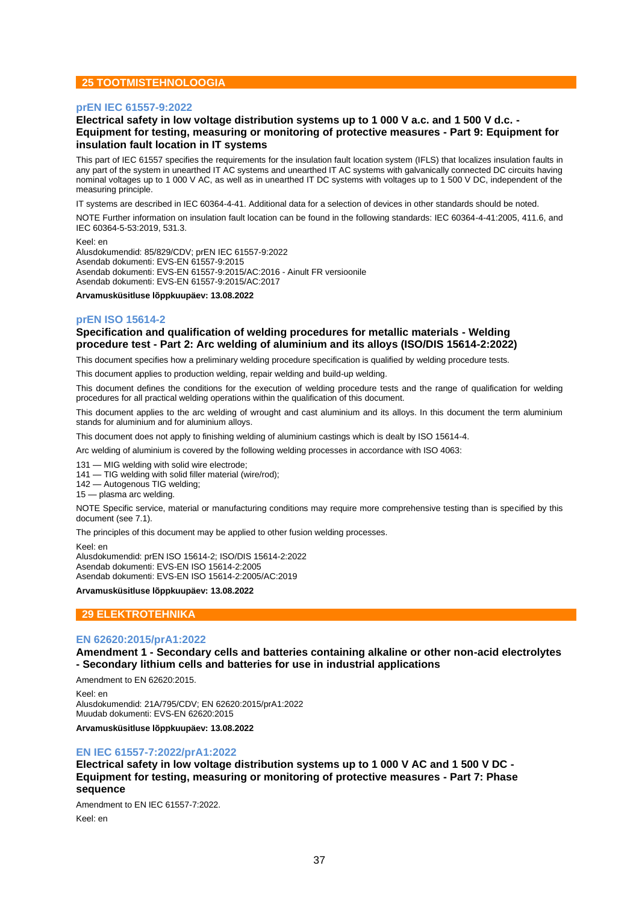## 25 TOOTMISTEHNOLOOGIA

### prEN IEC 61557-9:2022

**Electrical safety in low voltage distribution systems up to 1 000 V a.c. and 1 500 V d.c. - Equipment for testing, measuring or monitoring of protective measures - Part 9: Equipment for insulation fault location in IT systems**

This part of IEC 61557 specifies the requirements for the insulation fault location system (IFLS) that localizes insulation faults in any part of the system in unearthed IT AC systems and unearthed IT AC systems with galvanically connected DC circuits having nominal voltages up to 1 000 V AC, as well as in unearthed IT DC systems with voltages up to 1 500 V DC, independent of the measuring principle.

IT systems are described in IEC 60364-4-41. Additional data for a selection of devices in other standards should be noted.

NOTE Further information on insulation fault location can be found in the following standards: IEC 60364-4-41:2005, 411.6, and IEC 60364-5-53:2019, 531.3.

Keel: en
Alusdokumendid: 85/829/CDV; prEN IEC 61557-9:2022
Asendab dokumenti: EVS-EN 61557-9:2015
Asendab dokumenti: EVS-EN 61557-9:2015/AC:2016 - Ainult FR versioonile
Asendab dokumenti: EVS-EN 61557-9:2015/AC:2017

**Arvamusküsitluse lõppkuupäev: 13.08.2022**

### prEN ISO 15614-2

**Specification and qualification of welding procedures for metallic materials - Welding procedure test - Part 2: Arc welding of aluminium and its alloys (ISO/DIS 15614-2:2022)**

This document specifies how a preliminary welding procedure specification is qualified by welding procedure tests.

This document applies to production welding, repair welding and build-up welding.

This document defines the conditions for the execution of welding procedure tests and the range of qualification for welding procedures for all practical welding operations within the qualification of this document.

This document applies to the arc welding of wrought and cast aluminium and its alloys. In this document the term aluminium stands for aluminium and for aluminium alloys.

This document does not apply to finishing welding of aluminium castings which is dealt by ISO 15614-4.

Arc welding of aluminium is covered by the following welding processes in accordance with ISO 4063:

131 — MIG welding with solid wire electrode;
141 — TIG welding with solid filler material (wire/rod);
142 — Autogenous TIG welding;
15 — plasma arc welding.

NOTE Specific service, material or manufacturing conditions may require more comprehensive testing than is specified by this document (see 7.1).

The principles of this document may be applied to other fusion welding processes.

Keel: en
Alusdokumendid: prEN ISO 15614-2; ISO/DIS 15614-2:2022
Asendab dokumenti: EVS-EN ISO 15614-2:2005
Asendab dokumenti: EVS-EN ISO 15614-2:2005/AC:2019

**Arvamusküsitluse lõppkuupäev: 13.08.2022**

## 29 ELEKTROTEHNIKA

### EN 62620:2015/prA1:2022

**Amendment 1 - Secondary cells and batteries containing alkaline or other non-acid electrolytes - Secondary lithium cells and batteries for use in industrial applications**

Amendment to EN 62620:2015.

Keel: en
Alusdokumendid: 21A/795/CDV; EN 62620:2015/prA1:2022
Muudab dokumenti: EVS-EN 62620:2015

**Arvamusküsitluse lõppkuupäev: 13.08.2022**

### EN IEC 61557-7:2022/prA1:2022

**Electrical safety in low voltage distribution systems up to 1 000 V AC and 1 500 V DC - Equipment for testing, measuring or monitoring of protective measures - Part 7: Phase sequence**

Amendment to EN IEC 61557-7:2022.

Keel: en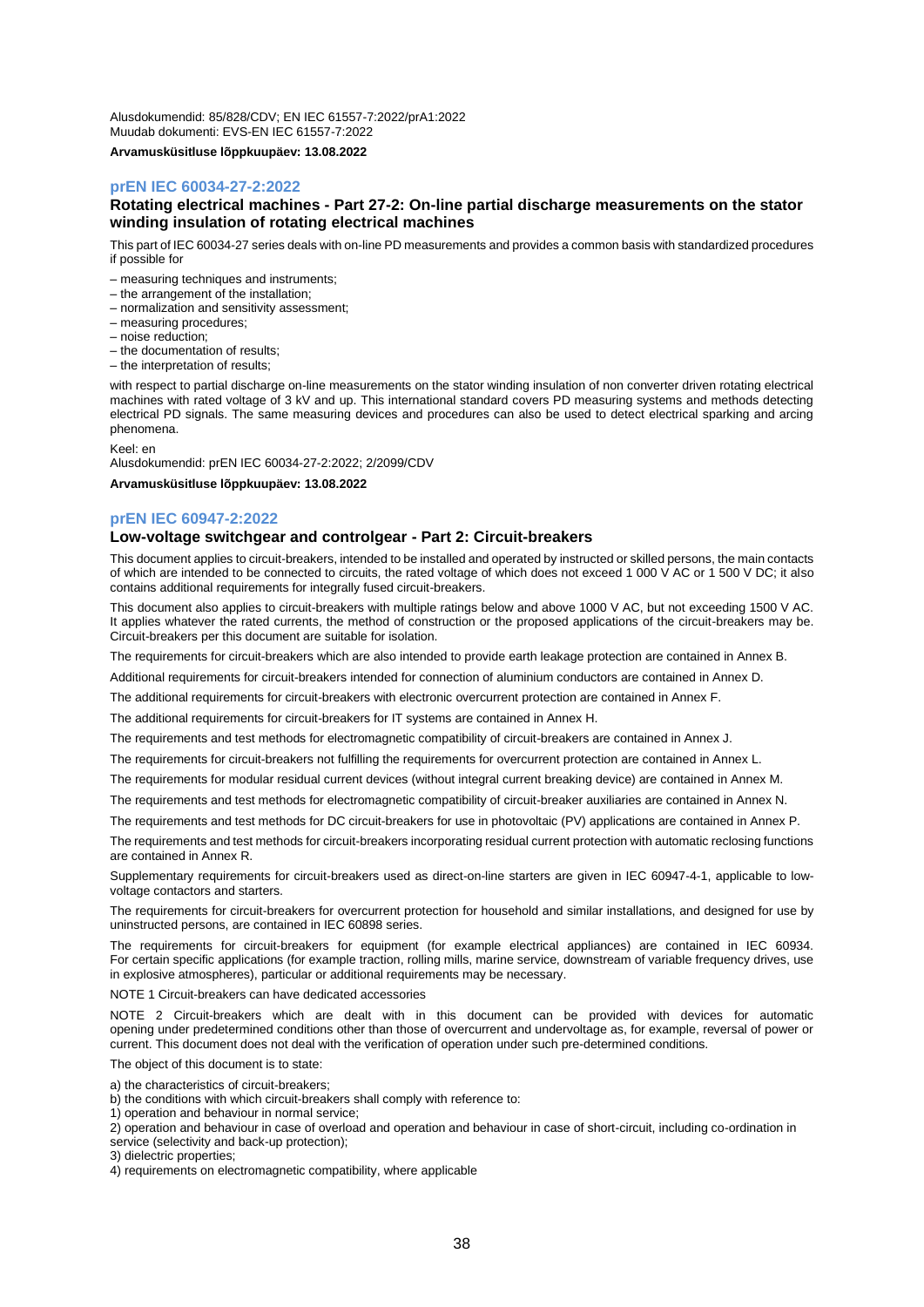Alusdokumendid: 85/828/CDV; EN IEC 61557-7:2022/prA1:2022
Muudab dokumenti: EVS-EN IEC 61557-7:2022

**Arvamusküsitluse lõppkuupäev: 13.08.2022**

## prEN IEC 60034-27-2:2022

### Rotating electrical machines - Part 27-2: On-line partial discharge measurements on the stator winding insulation of rotating electrical machines

This part of IEC 60034-27 series deals with on-line PD measurements and provides a common basis with standardized procedures if possible for

– measuring techniques and instruments;
– the arrangement of the installation;
– normalization and sensitivity assessment;
– measuring procedures;
– noise reduction;
– the documentation of results;
– the interpretation of results;

with respect to partial discharge on-line measurements on the stator winding insulation of non converter driven rotating electrical machines with rated voltage of 3 kV and up. This international standard covers PD measuring systems and methods detecting electrical PD signals. The same measuring devices and procedures can also be used to detect electrical sparking and arcing phenomena.

Keel: en
Alusdokumendid: prEN IEC 60034-27-2:2022; 2/2099/CDV

**Arvamusküsitluse lõppkuupäev: 13.08.2022**

## prEN IEC 60947-2:2022

### Low-voltage switchgear and controlgear - Part 2: Circuit-breakers

This document applies to circuit-breakers, intended to be installed and operated by instructed or skilled persons, the main contacts of which are intended to be connected to circuits, the rated voltage of which does not exceed 1 000 V AC or 1 500 V DC; it also contains additional requirements for integrally fused circuit-breakers.

This document also applies to circuit-breakers with multiple ratings below and above 1000 V AC, but not exceeding 1500 V AC. It applies whatever the rated currents, the method of construction or the proposed applications of the circuit-breakers may be. Circuit-breakers per this document are suitable for isolation.

The requirements for circuit-breakers which are also intended to provide earth leakage protection are contained in Annex B.

Additional requirements for circuit-breakers intended for connection of aluminium conductors are contained in Annex D.

The additional requirements for circuit-breakers with electronic overcurrent protection are contained in Annex F.

The additional requirements for circuit-breakers for IT systems are contained in Annex H.

The requirements and test methods for electromagnetic compatibility of circuit-breakers are contained in Annex J.

The requirements for circuit-breakers not fulfilling the requirements for overcurrent protection are contained in Annex L.

The requirements for modular residual current devices (without integral current breaking device) are contained in Annex M.

The requirements and test methods for electromagnetic compatibility of circuit-breaker auxiliaries are contained in Annex N.

The requirements and test methods for DC circuit-breakers for use in photovoltaic (PV) applications are contained in Annex P.

The requirements and test methods for circuit-breakers incorporating residual current protection with automatic reclosing functions are contained in Annex R.

Supplementary requirements for circuit-breakers used as direct-on-line starters are given in IEC 60947-4-1, applicable to low-voltage contactors and starters.

The requirements for circuit-breakers for overcurrent protection for household and similar installations, and designed for use by uninstructed persons, are contained in IEC 60898 series.

The requirements for circuit-breakers for equipment (for example electrical appliances) are contained in IEC 60934. For certain specific applications (for example traction, rolling mills, marine service, downstream of variable frequency drives, use in explosive atmospheres), particular or additional requirements may be necessary.

NOTE 1 Circuit-breakers can have dedicated accessories

NOTE 2 Circuit-breakers which are dealt with in this document can be provided with devices for automatic opening under predetermined conditions other than those of overcurrent and undervoltage as, for example, reversal of power or current. This document does not deal with the verification of operation under such pre-determined conditions.

The object of this document is to state:

a) the characteristics of circuit-breakers;
b) the conditions with which circuit-breakers shall comply with reference to:
1) operation and behaviour in normal service;
2) operation and behaviour in case of overload and operation and behaviour in case of short-circuit, including co-ordination in service (selectivity and back-up protection);
3) dielectric properties;
4) requirements on electromagnetic compatibility, where applicable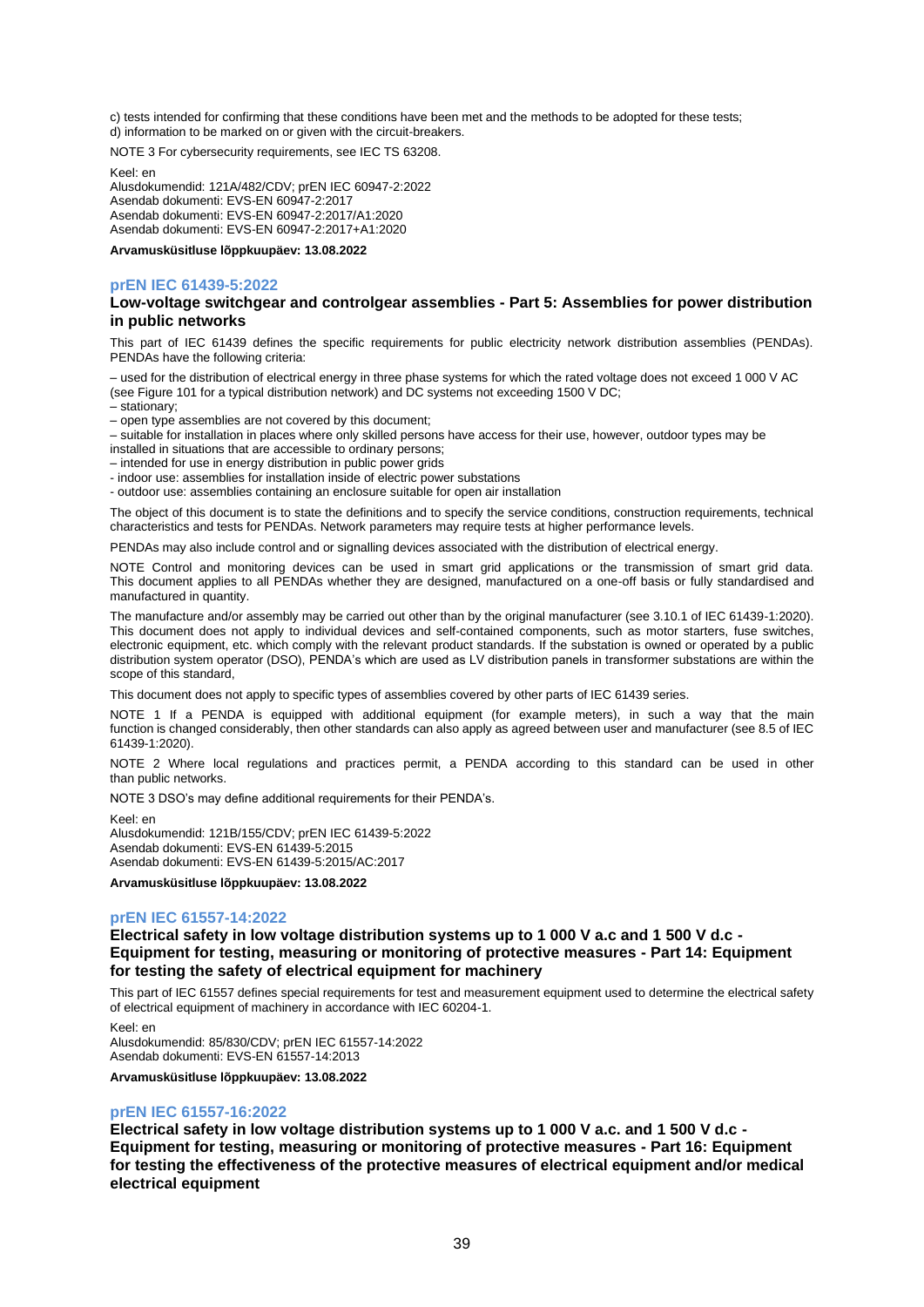c) tests intended for confirming that these conditions have been met and the methods to be adopted for these tests;
d) information to be marked on or given with the circuit-breakers.

NOTE 3 For cybersecurity requirements, see IEC TS 63208.

Keel: en
Alusdokumendid: 121A/482/CDV; prEN IEC 60947-2:2022
Asendab dokumenti: EVS-EN 60947-2:2017
Asendab dokumenti: EVS-EN 60947-2:2017/A1:2020
Asendab dokumenti: EVS-EN 60947-2:2017+A1:2020

**Arvamusküsitluse lõppkuupäev: 13.08.2022**

## prEN IEC 61439-5:2022

### Low-voltage switchgear and controlgear assemblies - Part 5: Assemblies for power distribution in public networks

This part of IEC 61439 defines the specific requirements for public electricity network distribution assemblies (PENDAs). PENDAs have the following criteria:

– used for the distribution of electrical energy in three phase systems for which the rated voltage does not exceed 1 000 V AC (see Figure 101 for a typical distribution network) and DC systems not exceeding 1500 V DC;
– stationary;
– open type assemblies are not covered by this document;
– suitable for installation in places where only skilled persons have access for their use, however, outdoor types may be installed in situations that are accessible to ordinary persons;
– intended for use in energy distribution in public power grids
- indoor use: assemblies for installation inside of electric power substations
- outdoor use: assemblies containing an enclosure suitable for open air installation

The object of this document is to state the definitions and to specify the service conditions, construction requirements, technical characteristics and tests for PENDAs. Network parameters may require tests at higher performance levels.

PENDAs may also include control and or signalling devices associated with the distribution of electrical energy.

NOTE Control and monitoring devices can be used in smart grid applications or the transmission of smart grid data. This document applies to all PENDAs whether they are designed, manufactured on a one-off basis or fully standardised and manufactured in quantity.

The manufacture and/or assembly may be carried out other than by the original manufacturer (see 3.10.1 of IEC 61439-1:2020). This document does not apply to individual devices and self-contained components, such as motor starters, fuse switches, electronic equipment, etc. which comply with the relevant product standards. If the substation is owned or operated by a public distribution system operator (DSO), PENDA's which are used as LV distribution panels in transformer substations are within the scope of this standard,

This document does not apply to specific types of assemblies covered by other parts of IEC 61439 series.

NOTE 1 If a PENDA is equipped with additional equipment (for example meters), in such a way that the main function is changed considerably, then other standards can also apply as agreed between user and manufacturer (see 8.5 of IEC 61439-1:2020).

NOTE 2 Where local regulations and practices permit, a PENDA according to this standard can be used in other than public networks.

NOTE 3 DSO's may define additional requirements for their PENDA's.

Keel: en
Alusdokumendid: 121B/155/CDV; prEN IEC 61439-5:2022
Asendab dokumenti: EVS-EN 61439-5:2015
Asendab dokumenti: EVS-EN 61439-5:2015/AC:2017

**Arvamusküsitluse lõppkuupäev: 13.08.2022**

## prEN IEC 61557-14:2022

### Electrical safety in low voltage distribution systems up to 1 000 V a.c and 1 500 V d.c - Equipment for testing, measuring or monitoring of protective measures - Part 14: Equipment for testing the safety of electrical equipment for machinery

This part of IEC 61557 defines special requirements for test and measurement equipment used to determine the electrical safety of electrical equipment of machinery in accordance with IEC 60204-1.

Keel: en
Alusdokumendid: 85/830/CDV; prEN IEC 61557-14:2022
Asendab dokumenti: EVS-EN 61557-14:2013

**Arvamusküsitluse lõppkuupäev: 13.08.2022**

## prEN IEC 61557-16:2022

### Electrical safety in low voltage distribution systems up to 1 000 V a.c. and 1 500 V d.c - Equipment for testing, measuring or monitoring of protective measures - Part 16: Equipment for testing the effectiveness of the protective measures of electrical equipment and/or medical electrical equipment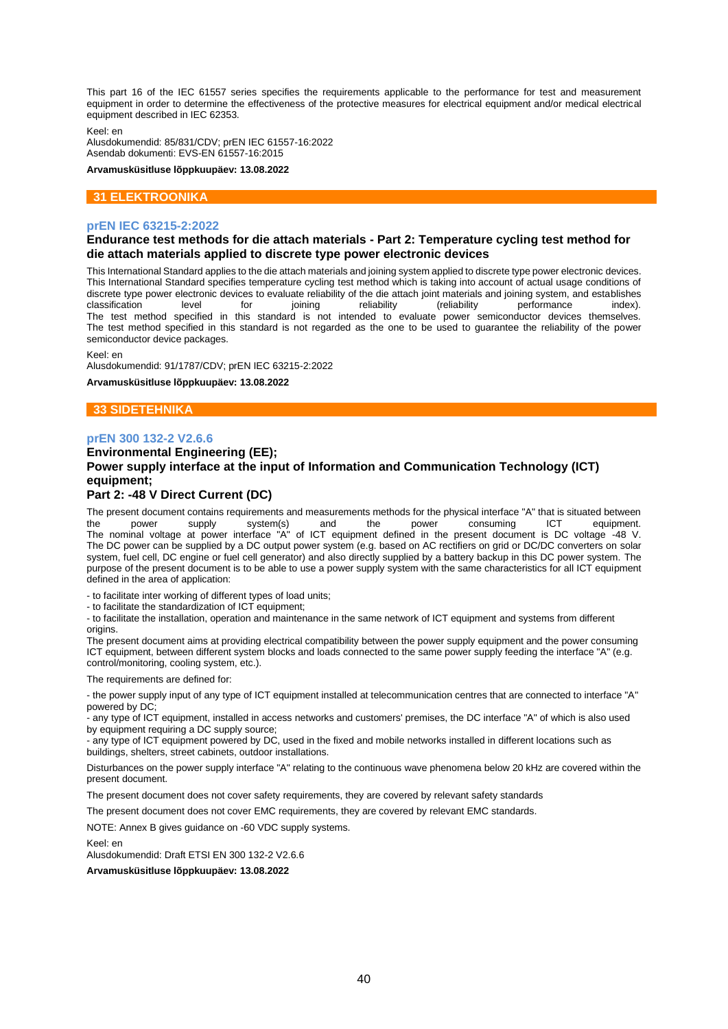This part 16 of the IEC 61557 series specifies the requirements applicable to the performance for test and measurement equipment in order to determine the effectiveness of the protective measures for electrical equipment and/or medical electrical equipment described in IEC 62353.

Keel: en
Alusdokumendid: 85/831/CDV; prEN IEC 61557-16:2022
Asendab dokumenti: EVS-EN 61557-16:2015

**Arvamusküsitluse lõppkuupäev: 13.08.2022**

## 31 ELEKTROONIKA

### prEN IEC 63215-2:2022

**Endurance test methods for die attach materials - Part 2: Temperature cycling test method for die attach materials applied to discrete type power electronic devices**

This International Standard applies to the die attach materials and joining system applied to discrete type power electronic devices. This International Standard specifies temperature cycling test method which is taking into account of actual usage conditions of discrete type power electronic devices to evaluate reliability of the die attach joint materials and joining system, and establishes classification level for joining reliability (reliability performance index). The test method specified in this standard is not intended to evaluate power semiconductor devices themselves. The test method specified in this standard is not regarded as the one to be used to guarantee the reliability of the power semiconductor device packages.

Keel: en
Alusdokumendid: 91/1787/CDV; prEN IEC 63215-2:2022

**Arvamusküsitluse lõppkuupäev: 13.08.2022**

## 33 SIDETEHNIKA

### prEN 300 132-2 V2.6.6

**Environmental Engineering (EE);
Power supply interface at the input of Information and Communication Technology (ICT) equipment;
Part 2: -48 V Direct Current (DC)**

The present document contains requirements and measurements methods for the physical interface "A" that is situated between the power supply system(s) and the power consuming ICT equipment. The nominal voltage at power interface "A" of ICT equipment defined in the present document is DC voltage -48 V. The DC power can be supplied by a DC output power system (e.g. based on AC rectifiers on grid or DC/DC converters on solar system, fuel cell, DC engine or fuel cell generator) and also directly supplied by a battery backup in this DC power system. The purpose of the present document is to be able to use a power supply system with the same characteristics for all ICT equipment defined in the area of application:

- to facilitate inter working of different types of load units;
- to facilitate the standardization of ICT equipment;
- to facilitate the installation, operation and maintenance in the same network of ICT equipment and systems from different origins.

The present document aims at providing electrical compatibility between the power supply equipment and the power consuming ICT equipment, between different system blocks and loads connected to the same power supply feeding the interface "A" (e.g. control/monitoring, cooling system, etc.).

The requirements are defined for:

- the power supply input of any type of ICT equipment installed at telecommunication centres that are connected to interface "A" powered by DC;
- any type of ICT equipment, installed in access networks and customers' premises, the DC interface "A" of which is also used by equipment requiring a DC supply source;
- any type of ICT equipment powered by DC, used in the fixed and mobile networks installed in different locations such as buildings, shelters, street cabinets, outdoor installations.

Disturbances on the power supply interface "A" relating to the continuous wave phenomena below 20 kHz are covered within the present document.

The present document does not cover safety requirements, they are covered by relevant safety standards

The present document does not cover EMC requirements, they are covered by relevant EMC standards.

NOTE: Annex B gives guidance on -60 VDC supply systems.

Keel: en
Alusdokumendid: Draft ETSI EN 300 132-2 V2.6.6

**Arvamusküsitluse lõppkuupäev: 13.08.2022**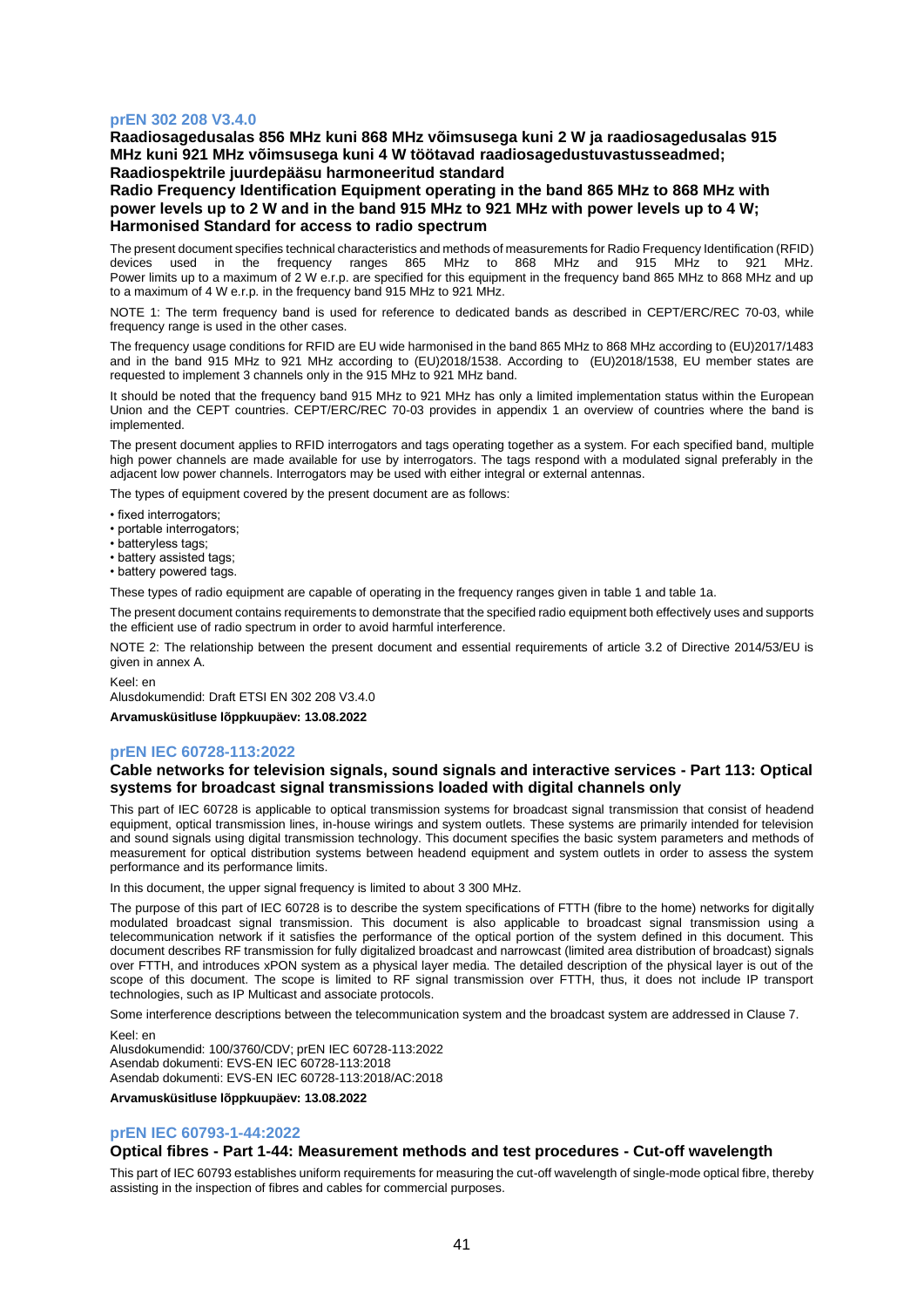### prEN 302 208 V3.4.0

**Raadiosagedusalas 856 MHz kuni 868 MHz võimsusega kuni 2 W ja raadiosagedusalas 915 MHz kuni 921 MHz võimsusega kuni 4 W töötavad raadiosagedustuvastusseadmed; Raadiospektrile juurdepääsu harmoneeritud standard**

**Radio Frequency Identification Equipment operating in the band 865 MHz to 868 MHz with power levels up to 2 W and in the band 915 MHz to 921 MHz with power levels up to 4 W; Harmonised Standard for access to radio spectrum**

The present document specifies technical characteristics and methods of measurements for Radio Frequency Identification (RFID) devices used in the frequency ranges 865 MHz to 868 MHz and 915 MHz to 921 MHz. Power limits up to a maximum of 2 W e.r.p. are specified for this equipment in the frequency band 865 MHz to 868 MHz and up to a maximum of 4 W e.r.p. in the frequency band 915 MHz to 921 MHz.

NOTE 1: The term frequency band is used for reference to dedicated bands as described in CEPT/ERC/REC 70-03, while frequency range is used in the other cases.

The frequency usage conditions for RFID are EU wide harmonised in the band 865 MHz to 868 MHz according to (EU)2017/1483 and in the band 915 MHz to 921 MHz according to (EU)2018/1538. According to (EU)2018/1538, EU member states are requested to implement 3 channels only in the 915 MHz to 921 MHz band.

It should be noted that the frequency band 915 MHz to 921 MHz has only a limited implementation status within the European Union and the CEPT countries. CEPT/ERC/REC 70-03 provides in appendix 1 an overview of countries where the band is implemented.

The present document applies to RFID interrogators and tags operating together as a system. For each specified band, multiple high power channels are made available for use by interrogators. The tags respond with a modulated signal preferably in the adjacent low power channels. Interrogators may be used with either integral or external antennas.

The types of equipment covered by the present document are as follows:

- fixed interrogators;
- portable interrogators;
- batteryless tags;
- battery assisted tags;
- battery powered tags.

These types of radio equipment are capable of operating in the frequency ranges given in table 1 and table 1a.

The present document contains requirements to demonstrate that the specified radio equipment both effectively uses and supports the efficient use of radio spectrum in order to avoid harmful interference.

NOTE 2: The relationship between the present document and essential requirements of article 3.2 of Directive 2014/53/EU is given in annex A.

Keel: en

Alusdokumendid: Draft ETSI EN 302 208 V3.4.0

**Arvamusküsitluse lõppkuupäev: 13.08.2022**

### prEN IEC 60728-113:2022

**Cable networks for television signals, sound signals and interactive services - Part 113: Optical systems for broadcast signal transmissions loaded with digital channels only**

This part of IEC 60728 is applicable to optical transmission systems for broadcast signal transmission that consist of headend equipment, optical transmission lines, in-house wirings and system outlets. These systems are primarily intended for television and sound signals using digital transmission technology. This document specifies the basic system parameters and methods of measurement for optical distribution systems between headend equipment and system outlets in order to assess the system performance and its performance limits.

In this document, the upper signal frequency is limited to about 3 300 MHz.

The purpose of this part of IEC 60728 is to describe the system specifications of FTTH (fibre to the home) networks for digitally modulated broadcast signal transmission. This document is also applicable to broadcast signal transmission using a telecommunication network if it satisfies the performance of the optical portion of the system defined in this document. This document describes RF transmission for fully digitalized broadcast and narrowcast (limited area distribution of broadcast) signals over FTTH, and introduces xPON system as a physical layer media. The detailed description of the physical layer is out of the scope of this document. The scope is limited to RF signal transmission over FTTH, thus, it does not include IP transport technologies, such as IP Multicast and associate protocols.

Some interference descriptions between the telecommunication system and the broadcast system are addressed in Clause 7.

Keel: en

Alusdokumendid: 100/3760/CDV; prEN IEC 60728-113:2022

Asendab dokumenti: EVS-EN IEC 60728-113:2018

Asendab dokumenti: EVS-EN IEC 60728-113:2018/AC:2018

**Arvamusküsitluse lõppkuupäev: 13.08.2022**

### prEN IEC 60793-1-44:2022

**Optical fibres - Part 1-44: Measurement methods and test procedures - Cut-off wavelength**

This part of IEC 60793 establishes uniform requirements for measuring the cut-off wavelength of single-mode optical fibre, thereby assisting in the inspection of fibres and cables for commercial purposes.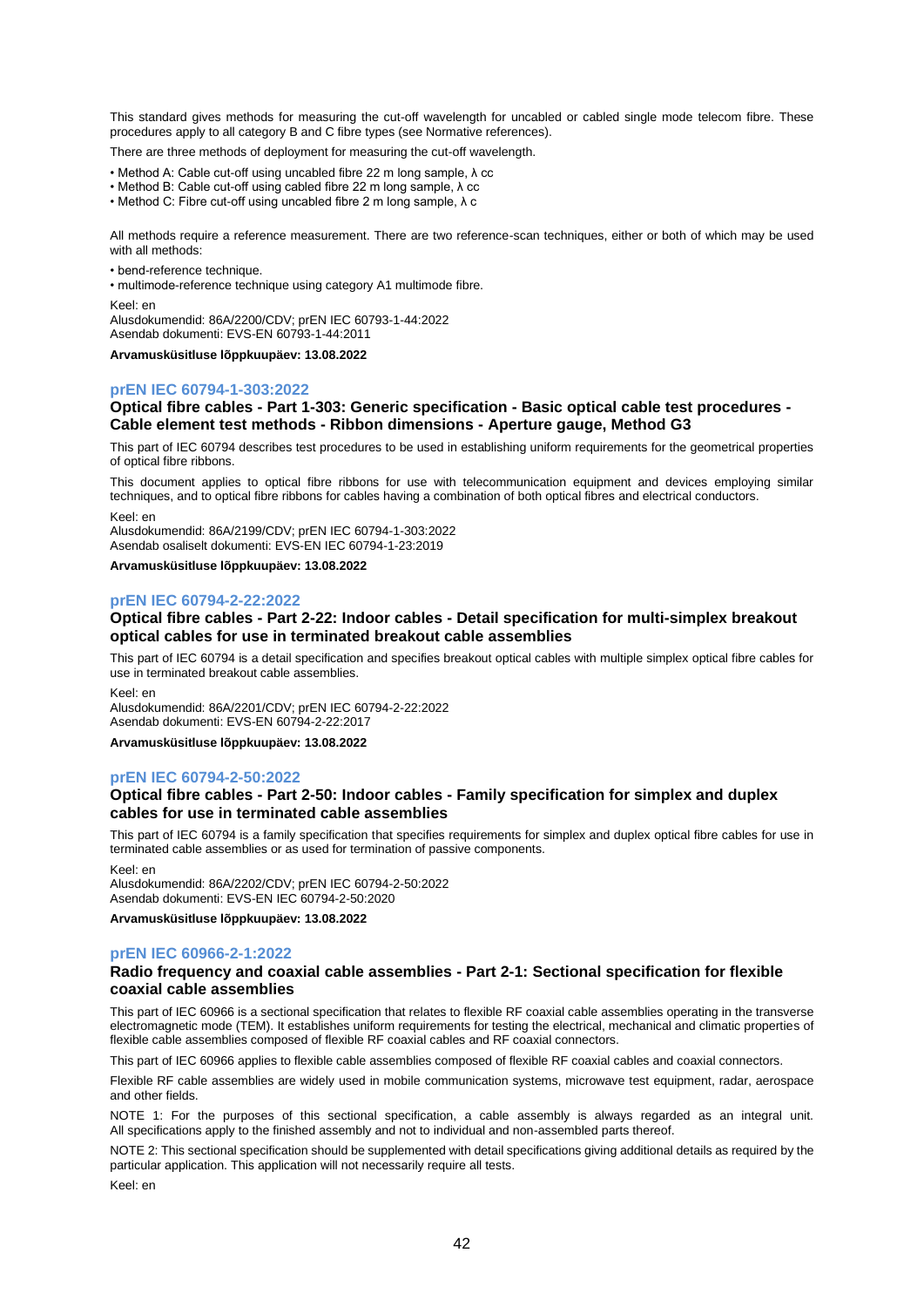This standard gives methods for measuring the cut-off wavelength for uncabled or cabled single mode telecom fibre. These procedures apply to all category B and C fibre types (see Normative references).

There are three methods of deployment for measuring the cut-off wavelength.

- Method A: Cable cut-off using uncabled fibre 22 m long sample, λ cc
- Method B: Cable cut-off using cabled fibre 22 m long sample, λ cc
- Method C: Fibre cut-off using uncabled fibre 2 m long sample, λ c

All methods require a reference measurement. There are two reference-scan techniques, either or both of which may be used with all methods:

- bend-reference technique.
- multimode-reference technique using category A1 multimode fibre.

Keel: en
Alusdokumendid: 86A/2200/CDV; prEN IEC 60793-1-44:2022
Asendab dokumenti: EVS-EN 60793-1-44:2011

**Arvamusküsitluse lõppkuupäev: 13.08.2022**

## prEN IEC 60794-1-303:2022

### Optical fibre cables - Part 1-303: Generic specification - Basic optical cable test procedures - Cable element test methods - Ribbon dimensions - Aperture gauge, Method G3

This part of IEC 60794 describes test procedures to be used in establishing uniform requirements for the geometrical properties of optical fibre ribbons.

This document applies to optical fibre ribbons for use with telecommunication equipment and devices employing similar techniques, and to optical fibre ribbons for cables having a combination of both optical fibres and electrical conductors.

Keel: en
Alusdokumendid: 86A/2199/CDV; prEN IEC 60794-1-303:2022
Asendab osaliselt dokumenti: EVS-EN IEC 60794-1-23:2019

**Arvamusküsitluse lõppkuupäev: 13.08.2022**

## prEN IEC 60794-2-22:2022

### Optical fibre cables - Part 2-22: Indoor cables - Detail specification for multi-simplex breakout optical cables for use in terminated breakout cable assemblies

This part of IEC 60794 is a detail specification and specifies breakout optical cables with multiple simplex optical fibre cables for use in terminated breakout cable assemblies.

Keel: en
Alusdokumendid: 86A/2201/CDV; prEN IEC 60794-2-22:2022
Asendab dokumenti: EVS-EN 60794-2-22:2017

**Arvamusküsitluse lõppkuupäev: 13.08.2022**

## prEN IEC 60794-2-50:2022

### Optical fibre cables - Part 2-50: Indoor cables - Family specification for simplex and duplex cables for use in terminated cable assemblies

This part of IEC 60794 is a family specification that specifies requirements for simplex and duplex optical fibre cables for use in terminated cable assemblies or as used for termination of passive components.

Keel: en
Alusdokumendid: 86A/2202/CDV; prEN IEC 60794-2-50:2022
Asendab dokumenti: EVS-EN IEC 60794-2-50:2020

**Arvamusküsitluse lõppkuupäev: 13.08.2022**

## prEN IEC 60966-2-1:2022

### Radio frequency and coaxial cable assemblies - Part 2-1: Sectional specification for flexible coaxial cable assemblies

This part of IEC 60966 is a sectional specification that relates to flexible RF coaxial cable assemblies operating in the transverse electromagnetic mode (TEM). It establishes uniform requirements for testing the electrical, mechanical and climatic properties of flexible cable assemblies composed of flexible RF coaxial cables and RF coaxial connectors.

This part of IEC 60966 applies to flexible cable assemblies composed of flexible RF coaxial cables and coaxial connectors.

Flexible RF cable assemblies are widely used in mobile communication systems, microwave test equipment, radar, aerospace and other fields.

NOTE 1: For the purposes of this sectional specification, a cable assembly is always regarded as an integral unit. All specifications apply to the finished assembly and not to individual and non-assembled parts thereof.

NOTE 2: This sectional specification should be supplemented with detail specifications giving additional details as required by the particular application. This application will not necessarily require all tests.

Keel: en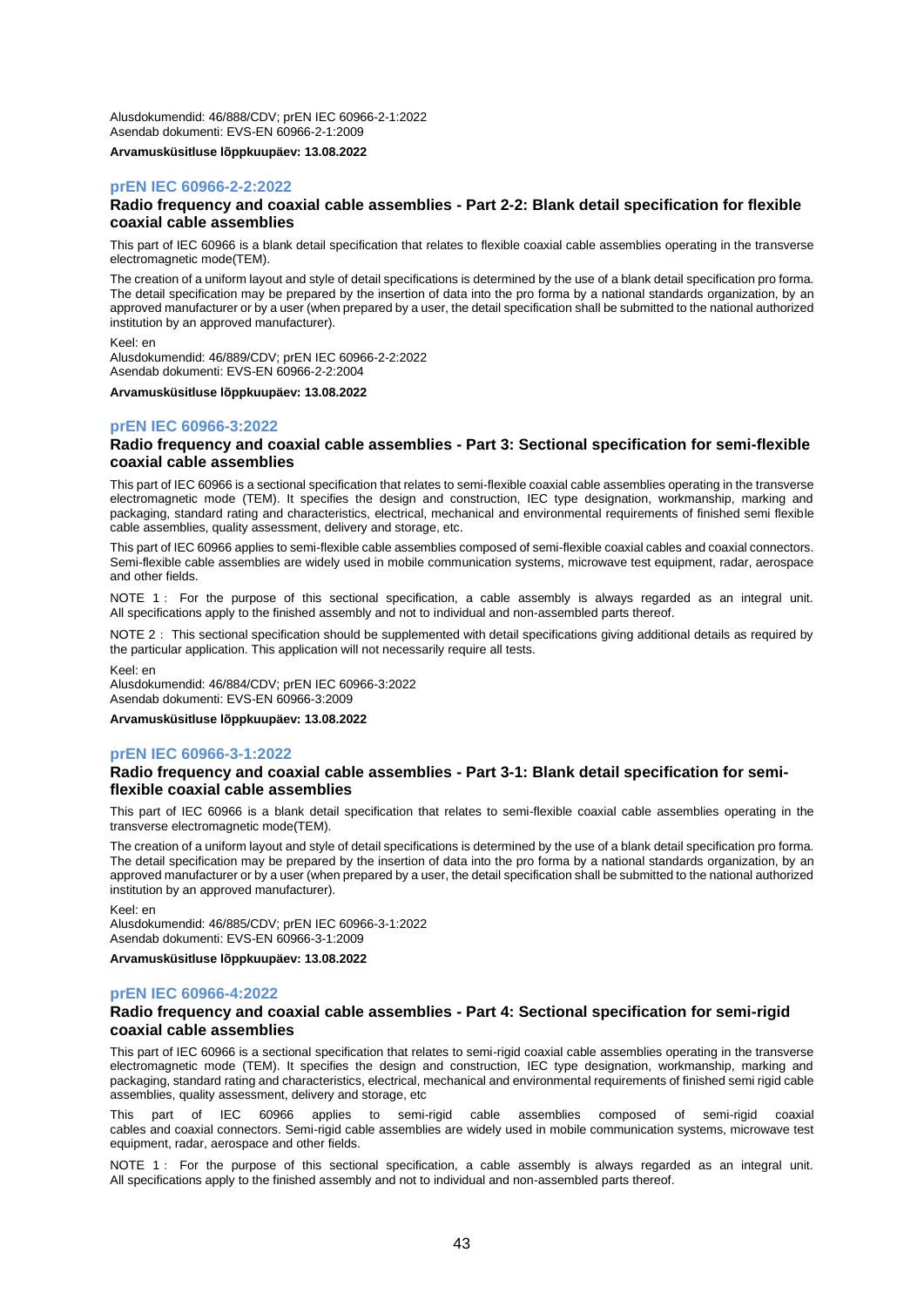Alusdokumendid: 46/888/CDV; prEN IEC 60966-2-1:2022
Asendab dokumenti: EVS-EN 60966-2-1:2009

**Arvamusküsitluse lõppkuupäev: 13.08.2022**

### prEN IEC 60966-2-2:2022

**Radio frequency and coaxial cable assemblies - Part 2-2: Blank detail specification for flexible coaxial cable assemblies**

This part of IEC 60966 is a blank detail specification that relates to flexible coaxial cable assemblies operating in the transverse electromagnetic mode(TEM).

The creation of a uniform layout and style of detail specifications is determined by the use of a blank detail specification pro forma. The detail specification may be prepared by the insertion of data into the pro forma by a national standards organization, by an approved manufacturer or by a user (when prepared by a user, the detail specification shall be submitted to the national authorized institution by an approved manufacturer).

Keel: en
Alusdokumendid: 46/889/CDV; prEN IEC 60966-2-2:2022
Asendab dokumenti: EVS-EN 60966-2-2:2004

**Arvamusküsitluse lõppkuupäev: 13.08.2022**

### prEN IEC 60966-3:2022

**Radio frequency and coaxial cable assemblies - Part 3: Sectional specification for semi-flexible coaxial cable assemblies**

This part of IEC 60966 is a sectional specification that relates to semi-flexible coaxial cable assemblies operating in the transverse electromagnetic mode (TEM). It specifies the design and construction, IEC type designation, workmanship, marking and packaging, standard rating and characteristics, electrical, mechanical and environmental requirements of finished semi flexible cable assemblies, quality assessment, delivery and storage, etc.

This part of IEC 60966 applies to semi-flexible cable assemblies composed of semi-flexible coaxial cables and coaxial connectors. Semi-flexible cable assemblies are widely used in mobile communication systems, microwave test equipment, radar, aerospace and other fields.

NOTE 1 : For the purpose of this sectional specification, a cable assembly is always regarded as an integral unit. All specifications apply to the finished assembly and not to individual and non-assembled parts thereof.

NOTE 2 : This sectional specification should be supplemented with detail specifications giving additional details as required by the particular application. This application will not necessarily require all tests.

Keel: en
Alusdokumendid: 46/884/CDV; prEN IEC 60966-3:2022
Asendab dokumenti: EVS-EN 60966-3:2009

**Arvamusküsitluse lõppkuupäev: 13.08.2022**

### prEN IEC 60966-3-1:2022

**Radio frequency and coaxial cable assemblies - Part 3-1: Blank detail specification for semi-flexible coaxial cable assemblies**

This part of IEC 60966 is a blank detail specification that relates to semi-flexible coaxial cable assemblies operating in the transverse electromagnetic mode(TEM).

The creation of a uniform layout and style of detail specifications is determined by the use of a blank detail specification pro forma. The detail specification may be prepared by the insertion of data into the pro forma by a national standards organization, by an approved manufacturer or by a user (when prepared by a user, the detail specification shall be submitted to the national authorized institution by an approved manufacturer).

Keel: en
Alusdokumendid: 46/885/CDV; prEN IEC 60966-3-1:2022
Asendab dokumenti: EVS-EN 60966-3-1:2009

**Arvamusküsitluse lõppkuupäev: 13.08.2022**

### prEN IEC 60966-4:2022

**Radio frequency and coaxial cable assemblies - Part 4: Sectional specification for semi-rigid coaxial cable assemblies**

This part of IEC 60966 is a sectional specification that relates to semi-rigid coaxial cable assemblies operating in the transverse electromagnetic mode (TEM). It specifies the design and construction, IEC type designation, workmanship, marking and packaging, standard rating and characteristics, electrical, mechanical and environmental requirements of finished semi rigid cable assemblies, quality assessment, delivery and storage, etc

This part of IEC 60966 applies to semi-rigid cable assemblies composed of semi-rigid coaxial cables and coaxial connectors. Semi-rigid cable assemblies are widely used in mobile communication systems, microwave test equipment, radar, aerospace and other fields.

NOTE 1 : For the purpose of this sectional specification, a cable assembly is always regarded as an integral unit. All specifications apply to the finished assembly and not to individual and non-assembled parts thereof.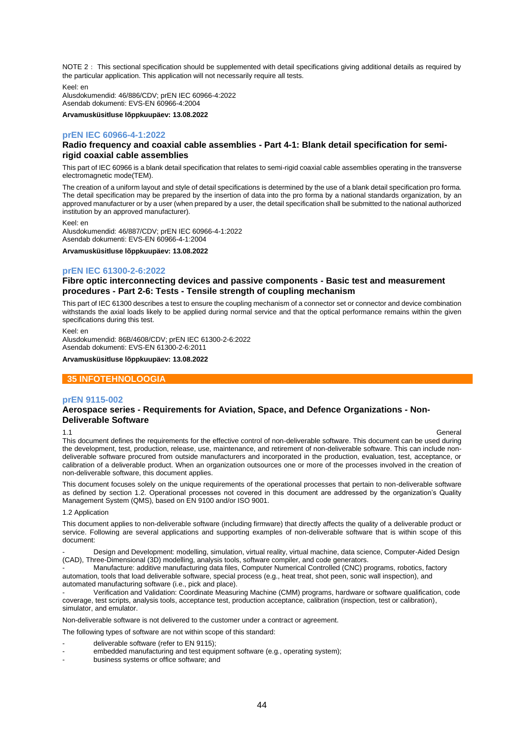NOTE 2 : This sectional specification should be supplemented with detail specifications giving additional details as required by the particular application. This application will not necessarily require all tests.

Keel: en
Alusdokumendid: 46/886/CDV; prEN IEC 60966-4:2022
Asendab dokumenti: EVS-EN 60966-4:2004

**Arvamusküsitluse lõppkuupäev: 13.08.2022**

### prEN IEC 60966-4-1:2022

**Radio frequency and coaxial cable assemblies - Part 4-1: Blank detail specification for semi-rigid coaxial cable assemblies**

This part of IEC 60966 is a blank detail specification that relates to semi-rigid coaxial cable assemblies operating in the transverse electromagnetic mode(TEM).

The creation of a uniform layout and style of detail specifications is determined by the use of a blank detail specification pro forma. The detail specification may be prepared by the insertion of data into the pro forma by a national standards organization, by an approved manufacturer or by a user (when prepared by a user, the detail specification shall be submitted to the national authorized institution by an approved manufacturer).

Keel: en
Alusdokumendid: 46/887/CDV; prEN IEC 60966-4-1:2022
Asendab dokumenti: EVS-EN 60966-4-1:2004

**Arvamusküsitluse lõppkuupäev: 13.08.2022**

### prEN IEC 61300-2-6:2022

**Fibre optic interconnecting devices and passive components - Basic test and measurement procedures - Part 2-6: Tests - Tensile strength of coupling mechanism**

This part of IEC 61300 describes a test to ensure the coupling mechanism of a connector set or connector and device combination withstands the axial loads likely to be applied during normal service and that the optical performance remains within the given specifications during this test.

Keel: en
Alusdokumendid: 86B/4608/CDV; prEN IEC 61300-2-6:2022
Asendab dokumenti: EVS-EN 61300-2-6:2011

**Arvamusküsitluse lõppkuupäev: 13.08.2022**

## 35 INFOTEHNOLOOGIA

### prEN 9115-002

**Aerospace series - Requirements for Aviation, Space, and Defence Organizations - Non-Deliverable Software**

1.1 General

This document defines the requirements for the effective control of non-deliverable software. This document can be used during the development, test, production, release, use, maintenance, and retirement of non-deliverable software. This can include non-deliverable software procured from outside manufacturers and incorporated in the production, evaluation, test, acceptance, or calibration of a deliverable product. When an organization outsources one or more of the processes involved in the creation of non-deliverable software, this document applies.

This document focuses solely on the unique requirements of the operational processes that pertain to non-deliverable software as defined by section 1.2. Operational processes not covered in this document are addressed by the organization's Quality Management System (QMS), based on EN 9100 and/or ISO 9001.

1.2 Application

This document applies to non-deliverable software (including firmware) that directly affects the quality of a deliverable product or service. Following are several applications and supporting examples of non-deliverable software that is within scope of this document:

- Design and Development: modelling, simulation, virtual reality, virtual machine, data science, Computer-Aided Design (CAD), Three-Dimensional (3D) modelling, analysis tools, software compiler, and code generators.
- Manufacture: additive manufacturing data files, Computer Numerical Controlled (CNC) programs, robotics, factory automation, tools that load deliverable software, special process (e.g., heat treat, shot peen, sonic wall inspection), and automated manufacturing software (i.e., pick and place).
- Verification and Validation: Coordinate Measuring Machine (CMM) programs, hardware or software qualification, code coverage, test scripts, analysis tools, acceptance test, production acceptance, calibration (inspection, test or calibration), simulator, and emulator.

Non-deliverable software is not delivered to the customer under a contract or agreement.

The following types of software are not within scope of this standard:

- deliverable software (refer to EN 9115);
- embedded manufacturing and test equipment software (e.g., operating system);
- business systems or office software; and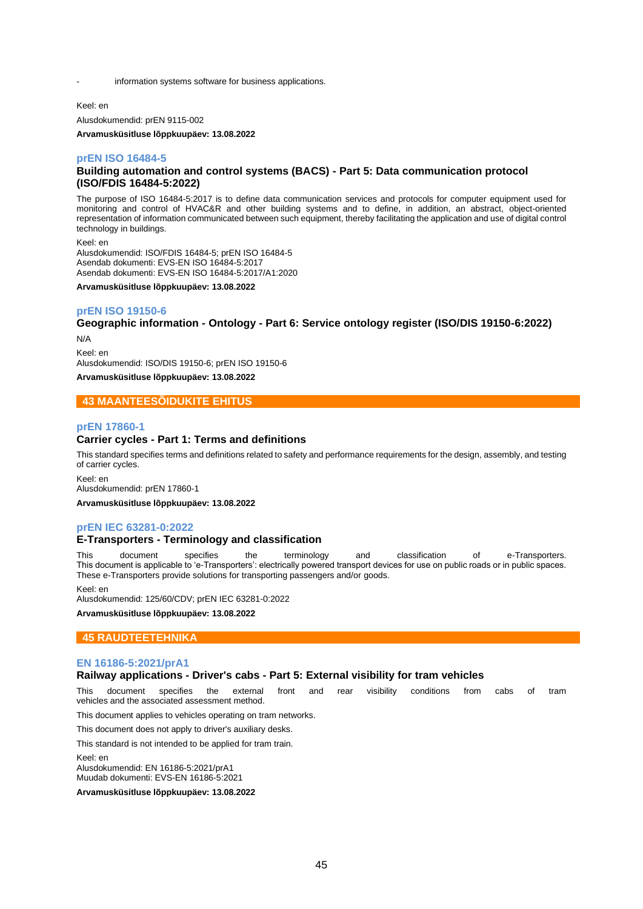- information systems software for business applications.

Keel: en

Alusdokumendid: prEN 9115-002

**Arvamusküsitluse lõppkuupäev: 13.08.2022**

### prEN ISO 16484-5

**Building automation and control systems (BACS) - Part 5: Data communication protocol (ISO/FDIS 16484-5:2022)**

The purpose of ISO 16484-5:2017 is to define data communication services and protocols for computer equipment used for monitoring and control of HVAC&R and other building systems and to define, in addition, an abstract, object-oriented representation of information communicated between such equipment, thereby facilitating the application and use of digital control technology in buildings.

Keel: en
Alusdokumendid: ISO/FDIS 16484-5; prEN ISO 16484-5
Asendab dokumenti: EVS-EN ISO 16484-5:2017
Asendab dokumenti: EVS-EN ISO 16484-5:2017/A1:2020

**Arvamusküsitluse lõppkuupäev: 13.08.2022**

### prEN ISO 19150-6

**Geographic information - Ontology - Part 6: Service ontology register (ISO/DIS 19150-6:2022)**

N/A

Keel: en
Alusdokumendid: ISO/DIS 19150-6; prEN ISO 19150-6

**Arvamusküsitluse lõppkuupäev: 13.08.2022**

## 43 MAANTEESÕIDUKITE EHITUS

### prEN 17860-1

**Carrier cycles - Part 1: Terms and definitions**

This standard specifies terms and definitions related to safety and performance requirements for the design, assembly, and testing of carrier cycles.

Keel: en
Alusdokumendid: prEN 17860-1

**Arvamusküsitluse lõppkuupäev: 13.08.2022**

### prEN IEC 63281-0:2022

**E-Transporters - Terminology and classification**

This document specifies the terminology and classification of e-Transporters.
This document is applicable to 'e-Transporters': electrically powered transport devices for use on public roads or in public spaces. These e-Transporters provide solutions for transporting passengers and/or goods.

Keel: en
Alusdokumendid: 125/60/CDV; prEN IEC 63281-0:2022

**Arvamusküsitluse lõppkuupäev: 13.08.2022**

## 45 RAUDTEETEHNIKA

### EN 16186-5:2021/prA1

**Railway applications - Driver's cabs - Part 5: External visibility for tram vehicles**

This document specifies the external front and rear visibility conditions from cabs of tram vehicles and the associated assessment method.

This document applies to vehicles operating on tram networks.

This document does not apply to driver's auxiliary desks.

This standard is not intended to be applied for tram train.

Keel: en
Alusdokumendid: EN 16186-5:2021/prA1
Muudab dokumenti: EVS-EN 16186-5:2021

**Arvamusküsitluse lõppkuupäev: 13.08.2022**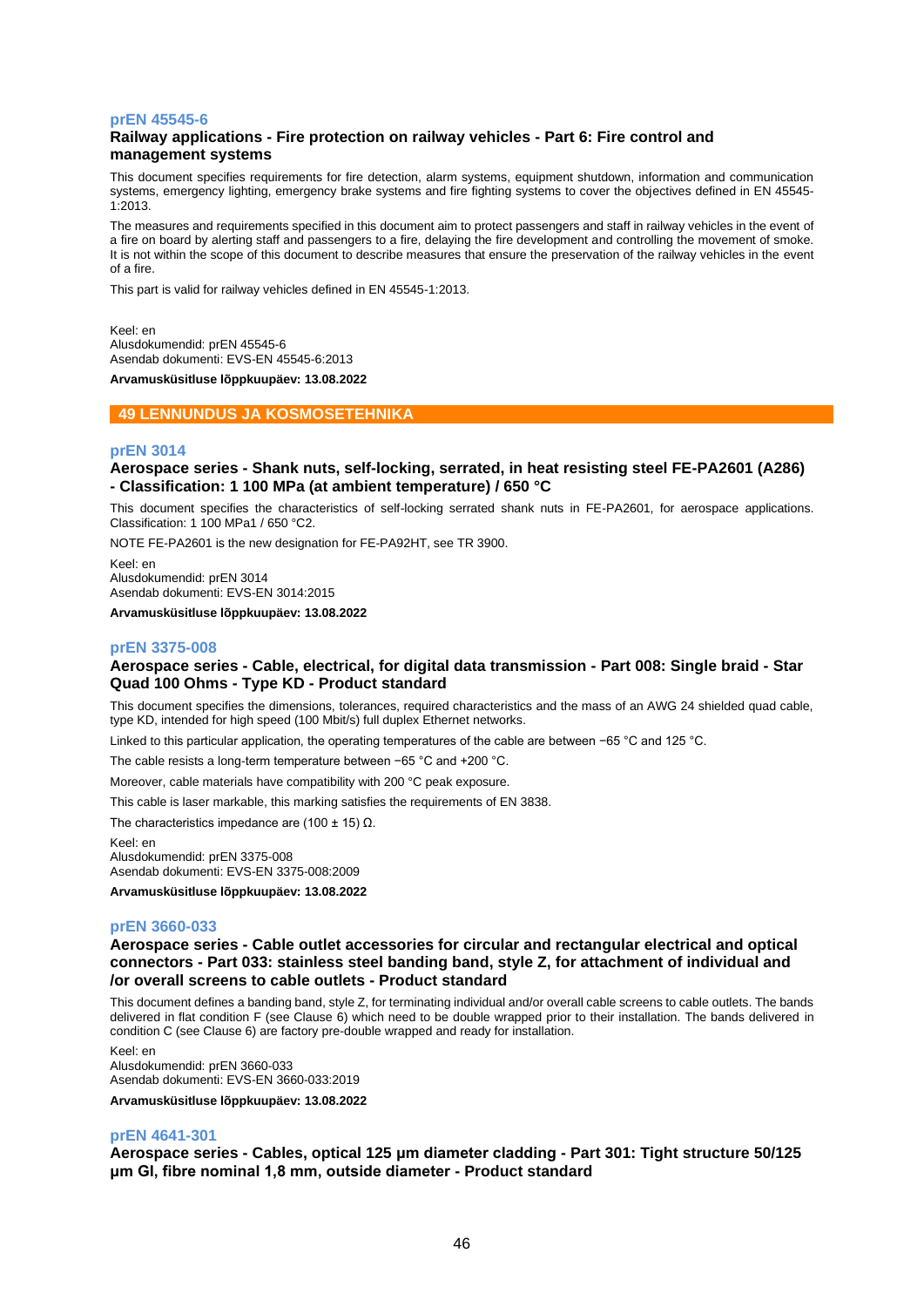### prEN 45545-6

**Railway applications - Fire protection on railway vehicles - Part 6: Fire control and management systems**

This document specifies requirements for fire detection, alarm systems, equipment shutdown, information and communication systems, emergency lighting, emergency brake systems and fire fighting systems to cover the objectives defined in EN 45545-1:2013.

The measures and requirements specified in this document aim to protect passengers and staff in railway vehicles in the event of a fire on board by alerting staff and passengers to a fire, delaying the fire development and controlling the movement of smoke. It is not within the scope of this document to describe measures that ensure the preservation of the railway vehicles in the event of a fire.

This part is valid for railway vehicles defined in EN 45545-1:2013.

Keel: en
Alusdokumendid: prEN 45545-6
Asendab dokumenti: EVS-EN 45545-6:2013

**Arvamusküsitluse lõppkuupäev: 13.08.2022**

## 49 LENNUNDUS JA KOSMOSETEHNIKA

### prEN 3014

**Aerospace series - Shank nuts, self-locking, serrated, in heat resisting steel FE-PA2601 (A286) - Classification: 1 100 MPa (at ambient temperature) / 650 °C**

This document specifies the characteristics of self-locking serrated shank nuts in FE-PA2601, for aerospace applications. Classification: 1 100 MPa1 / 650 °C2.

NOTE FE-PA2601 is the new designation for FE-PA92HT, see TR 3900.

Keel: en
Alusdokumendid: prEN 3014
Asendab dokumenti: EVS-EN 3014:2015

**Arvamusküsitluse lõppkuupäev: 13.08.2022**

### prEN 3375-008

**Aerospace series - Cable, electrical, for digital data transmission - Part 008: Single braid - Star Quad 100 Ohms - Type KD - Product standard**

This document specifies the dimensions, tolerances, required characteristics and the mass of an AWG 24 shielded quad cable, type KD, intended for high speed (100 Mbit/s) full duplex Ethernet networks.

Linked to this particular application, the operating temperatures of the cable are between −65 °C and 125 °C.

The cable resists a long-term temperature between −65 °C and +200 °C.

Moreover, cable materials have compatibility with 200 °C peak exposure.

This cable is laser markable, this marking satisfies the requirements of EN 3838.

The characteristics impedance are (100 ± 15) Ω.

Keel: en
Alusdokumendid: prEN 3375-008
Asendab dokumenti: EVS-EN 3375-008:2009

**Arvamusküsitluse lõppkuupäev: 13.08.2022**

### prEN 3660-033

**Aerospace series - Cable outlet accessories for circular and rectangular electrical and optical connectors - Part 033: stainless steel banding band, style Z, for attachment of individual and /or overall screens to cable outlets - Product standard**

This document defines a banding band, style Z, for terminating individual and/or overall cable screens to cable outlets. The bands delivered in flat condition F (see Clause 6) which need to be double wrapped prior to their installation. The bands delivered in condition C (see Clause 6) are factory pre-double wrapped and ready for installation.

Keel: en
Alusdokumendid: prEN 3660-033
Asendab dokumenti: EVS-EN 3660-033:2019

**Arvamusküsitluse lõppkuupäev: 13.08.2022**

### prEN 4641-301

**Aerospace series - Cables, optical 125 μm diameter cladding - Part 301: Tight structure 50/125 μm GI, fibre nominal 1,8 mm, outside diameter - Product standard**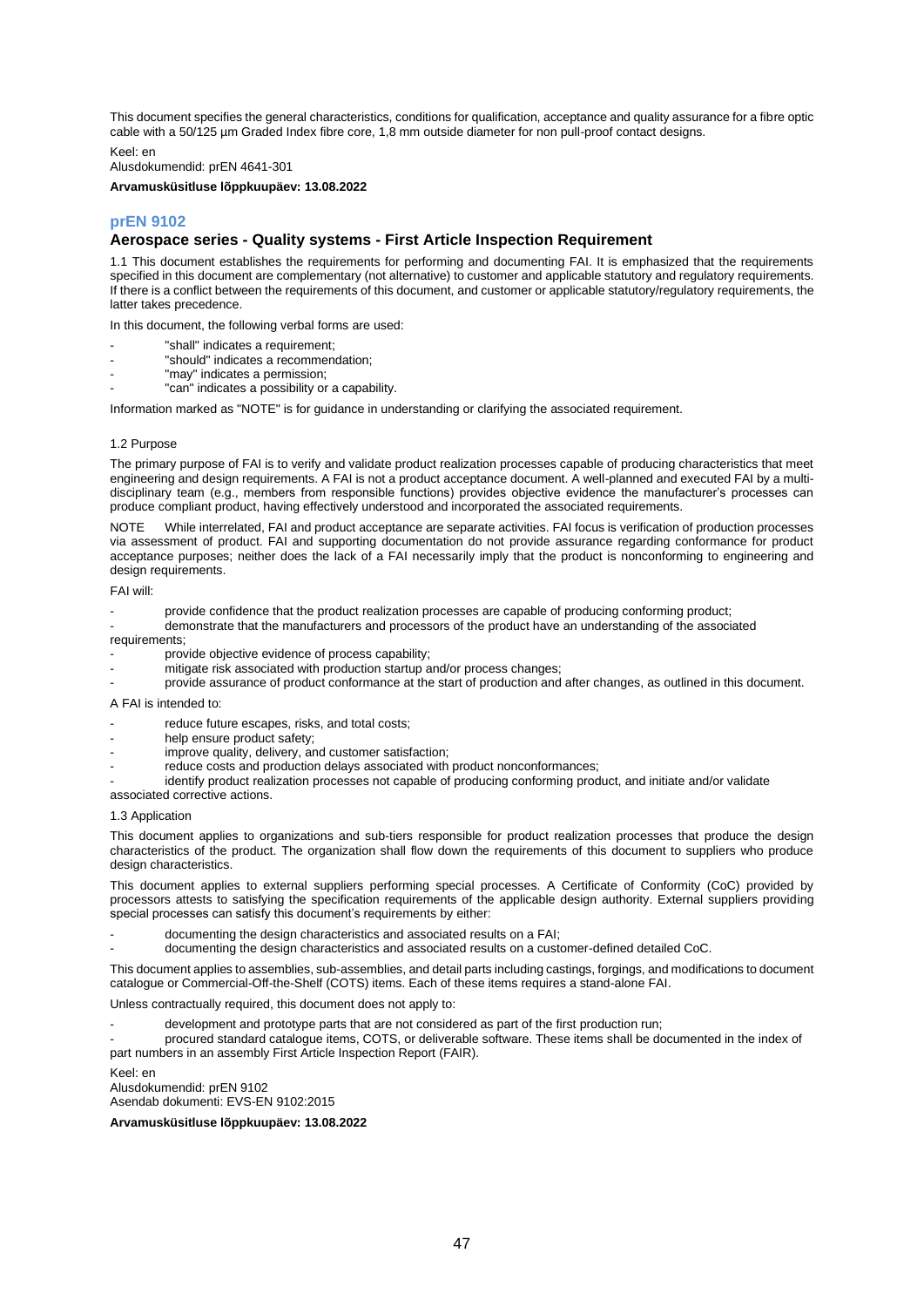This document specifies the general characteristics, conditions for qualification, acceptance and quality assurance for a fibre optic cable with a 50/125 µm Graded Index fibre core, 1,8 mm outside diameter for non pull-proof contact designs.

Keel: en

Alusdokumendid: prEN 4641-301

**Arvamusküsitluse lõppkuupäev: 13.08.2022**

## prEN 9102

### Aerospace series - Quality systems - First Article Inspection Requirement

1.1 This document establishes the requirements for performing and documenting FAI. It is emphasized that the requirements specified in this document are complementary (not alternative) to customer and applicable statutory and regulatory requirements. If there is a conflict between the requirements of this document, and customer or applicable statutory/regulatory requirements, the latter takes precedence.

In this document, the following verbal forms are used:

- "shall" indicates a requirement;
- "should" indicates a recommendation;
- "may" indicates a permission;
- "can" indicates a possibility or a capability.

Information marked as "NOTE" is for guidance in understanding or clarifying the associated requirement.

1.2 Purpose

The primary purpose of FAI is to verify and validate product realization processes capable of producing characteristics that meet engineering and design requirements. A FAI is not a product acceptance document. A well-planned and executed FAI by a multi-disciplinary team (e.g., members from responsible functions) provides objective evidence the manufacturer's processes can produce compliant product, having effectively understood and incorporated the associated requirements.

NOTE While interrelated, FAI and product acceptance are separate activities. FAI focus is verification of production processes via assessment of product. FAI and supporting documentation do not provide assurance regarding conformance for product acceptance purposes; neither does the lack of a FAI necessarily imply that the product is nonconforming to engineering and design requirements.

FAI will:

- provide confidence that the product realization processes are capable of producing conforming product;
- demonstrate that the manufacturers and processors of the product have an understanding of the associated requirements;
- provide objective evidence of process capability;
- mitigate risk associated with production startup and/or process changes;
- provide assurance of product conformance at the start of production and after changes, as outlined in this document.

A FAI is intended to:

- reduce future escapes, risks, and total costs;
- help ensure product safety;
- improve quality, delivery, and customer satisfaction;
- reduce costs and production delays associated with product nonconformances;
- identify product realization processes not capable of producing conforming product, and initiate and/or validate associated corrective actions.

1.3 Application

This document applies to organizations and sub-tiers responsible for product realization processes that produce the design characteristics of the product. The organization shall flow down the requirements of this document to suppliers who produce design characteristics.

This document applies to external suppliers performing special processes. A Certificate of Conformity (CoC) provided by processors attests to satisfying the specification requirements of the applicable design authority. External suppliers providing special processes can satisfy this document's requirements by either:

- documenting the design characteristics and associated results on a FAI;
- documenting the design characteristics and associated results on a customer-defined detailed CoC.

This document applies to assemblies, sub-assemblies, and detail parts including castings, forgings, and modifications to document catalogue or Commercial-Off-the-Shelf (COTS) items. Each of these items requires a stand-alone FAI.

Unless contractually required, this document does not apply to:

- development and prototype parts that are not considered as part of the first production run;
- procured standard catalogue items, COTS, or deliverable software. These items shall be documented in the index of part numbers in an assembly First Article Inspection Report (FAIR).

Keel: en

Alusdokumendid: prEN 9102

Asendab dokumenti: EVS-EN 9102:2015

**Arvamusküsitluse lõppkuupäev: 13.08.2022**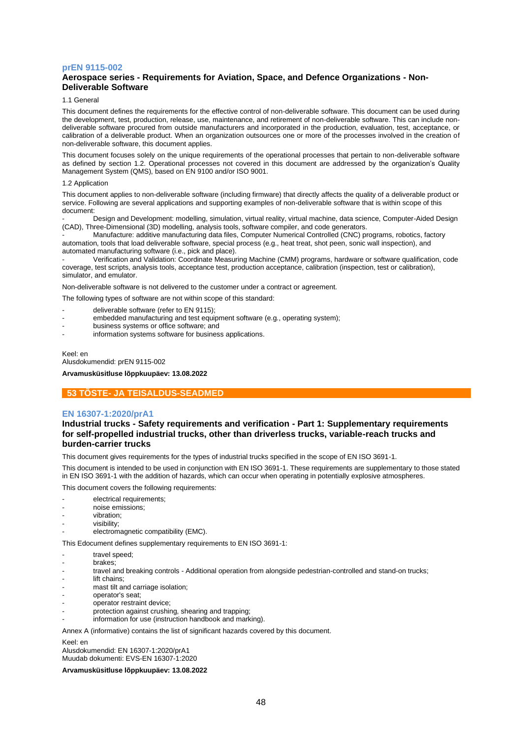## prEN 9115-002

### Aerospace series - Requirements for Aviation, Space, and Defence Organizations - Non-Deliverable Software

1.1 General

This document defines the requirements for the effective control of non-deliverable software. This document can be used during the development, test, production, release, use, maintenance, and retirement of non-deliverable software. This can include non-deliverable software procured from outside manufacturers and incorporated in the production, evaluation, test, acceptance, or calibration of a deliverable product. When an organization outsources one or more of the processes involved in the creation of non-deliverable software, this document applies.

This document focuses solely on the unique requirements of the operational processes that pertain to non-deliverable software as defined by section 1.2. Operational processes not covered in this document are addressed by the organization's Quality Management System (QMS), based on EN 9100 and/or ISO 9001.

1.2 Application

This document applies to non-deliverable software (including firmware) that directly affects the quality of a deliverable product or service. Following are several applications and supporting examples of non-deliverable software that is within scope of this document:

- Design and Development: modelling, simulation, virtual reality, virtual machine, data science, Computer-Aided Design (CAD), Three-Dimensional (3D) modelling, analysis tools, software compiler, and code generators.
- Manufacture: additive manufacturing data files, Computer Numerical Controlled (CNC) programs, robotics, factory automation, tools that load deliverable software, special process (e.g., heat treat, shot peen, sonic wall inspection), and automated manufacturing software (i.e., pick and place).
- Verification and Validation: Coordinate Measuring Machine (CMM) programs, hardware or software qualification, code coverage, test scripts, analysis tools, acceptance test, production acceptance, calibration (inspection, test or calibration), simulator, and emulator.

Non-deliverable software is not delivered to the customer under a contract or agreement.

The following types of software are not within scope of this standard:

- deliverable software (refer to EN 9115);
- embedded manufacturing and test equipment software (e.g., operating system);
- business systems or office software; and
- information systems software for business applications.

Keel: en
Alusdokumendid: prEN 9115-002

**Arvamusküsitluse lõppkuupäev: 13.08.2022**

# 53 TÕSTE- JA TEISALDUS-SEADMED

## EN 16307-1:2020/prA1

### Industrial trucks - Safety requirements and verification - Part 1: Supplementary requirements for self-propelled industrial trucks, other than driverless trucks, variable-reach trucks and burden-carrier trucks

This document gives requirements for the types of industrial trucks specified in the scope of EN ISO 3691-1.

This document is intended to be used in conjunction with EN ISO 3691-1. These requirements are supplementary to those stated in EN ISO 3691-1 with the addition of hazards, which can occur when operating in potentially explosive atmospheres.

This document covers the following requirements:

- electrical requirements;
- noise emissions;
- vibration;
- visibility;
- electromagnetic compatibility (EMC).

This Edocument defines supplementary requirements to EN ISO 3691-1:

- travel speed;
- brakes;
- travel and breaking controls - Additional operation from alongside pedestrian-controlled and stand-on trucks;
- lift chains;
- mast tilt and carriage isolation;
- operator's seat;
- operator restraint device;
- protection against crushing, shearing and trapping;
- information for use (instruction handbook and marking).

Annex A (informative) contains the list of significant hazards covered by this document.

Keel: en
Alusdokumendid: EN 16307-1:2020/prA1
Muudab dokumenti: EVS-EN 16307-1:2020

**Arvamusküsitluse lõppkuupäev: 13.08.2022**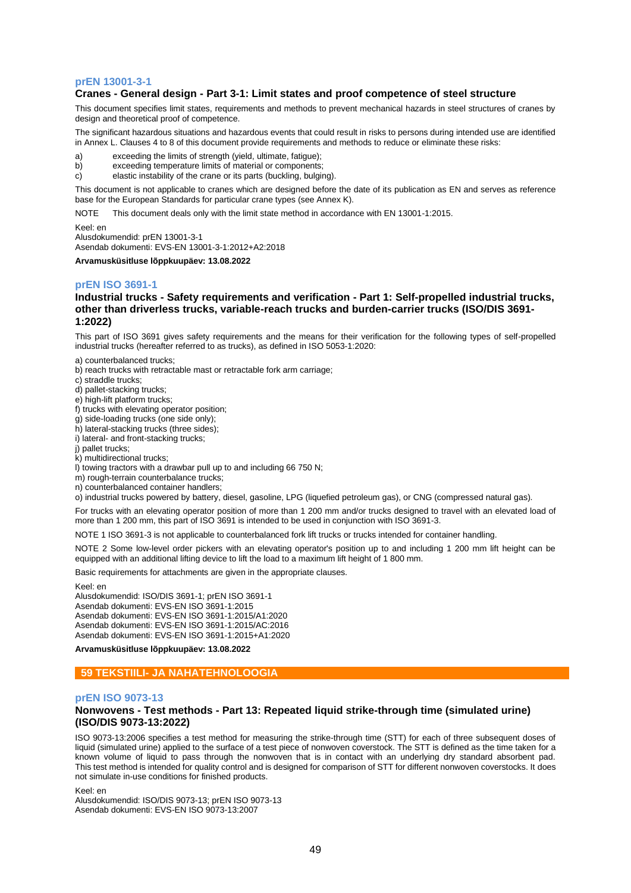### prEN 13001-3-1

**Cranes - General design - Part 3-1: Limit states and proof competence of steel structure**

This document specifies limit states, requirements and methods to prevent mechanical hazards in steel structures of cranes by design and theoretical proof of competence.

The significant hazardous situations and hazardous events that could result in risks to persons during intended use are identified in Annex L. Clauses 4 to 8 of this document provide requirements and methods to reduce or eliminate these risks:

a) exceeding the limits of strength (yield, ultimate, fatigue);
b) exceeding temperature limits of material or components;
c) elastic instability of the crane or its parts (buckling, bulging).

This document is not applicable to cranes which are designed before the date of its publication as EN and serves as reference base for the European Standards for particular crane types (see Annex K).

NOTE This document deals only with the limit state method in accordance with EN 13001-1:2015.

Keel: en
Alusdokumendid: prEN 13001-3-1
Asendab dokumenti: EVS-EN 13001-3-1:2012+A2:2018

**Arvamusküsitluse lõppkuupäev: 13.08.2022**

### prEN ISO 3691-1

**Industrial trucks - Safety requirements and verification - Part 1: Self-propelled industrial trucks, other than driverless trucks, variable-reach trucks and burden-carrier trucks (ISO/DIS 3691-1:2022)**

This part of ISO 3691 gives safety requirements and the means for their verification for the following types of self-propelled industrial trucks (hereafter referred to as trucks), as defined in ISO 5053-1:2020:

a) counterbalanced trucks;
b) reach trucks with retractable mast or retractable fork arm carriage;
c) straddle trucks;
d) pallet-stacking trucks;
e) high-lift platform trucks;
f) trucks with elevating operator position;
g) side-loading trucks (one side only);
h) lateral-stacking trucks (three sides);
i) lateral- and front-stacking trucks;
j) pallet trucks;
k) multidirectional trucks;
l) towing tractors with a drawbar pull up to and including 66 750 N;
m) rough-terrain counterbalance trucks;
n) counterbalanced container handlers;
o) industrial trucks powered by battery, diesel, gasoline, LPG (liquefied petroleum gas), or CNG (compressed natural gas).

For trucks with an elevating operator position of more than 1 200 mm and/or trucks designed to travel with an elevated load of more than 1 200 mm, this part of ISO 3691 is intended to be used in conjunction with ISO 3691-3.

NOTE 1 ISO 3691-3 is not applicable to counterbalanced fork lift trucks or trucks intended for container handling.

NOTE 2 Some low-level order pickers with an elevating operator's position up to and including 1 200 mm lift height can be equipped with an additional lifting device to lift the load to a maximum lift height of 1 800 mm.

Basic requirements for attachments are given in the appropriate clauses.

Keel: en
Alusdokumendid: ISO/DIS 3691-1; prEN ISO 3691-1
Asendab dokumenti: EVS-EN ISO 3691-1:2015
Asendab dokumenti: EVS-EN ISO 3691-1:2015/A1:2020
Asendab dokumenti: EVS-EN ISO 3691-1:2015/AC:2016
Asendab dokumenti: EVS-EN ISO 3691-1:2015+A1:2020

**Arvamusküsitluse lõppkuupäev: 13.08.2022**

## 59 TEKSTIILI- JA NAHATEHNOLOOGIA

### prEN ISO 9073-13

**Nonwovens - Test methods - Part 13: Repeated liquid strike-through time (simulated urine) (ISO/DIS 9073-13:2022)**

ISO 9073-13:2006 specifies a test method for measuring the strike-through time (STT) for each of three subsequent doses of liquid (simulated urine) applied to the surface of a test piece of nonwoven coverstock. The STT is defined as the time taken for a known volume of liquid to pass through the nonwoven that is in contact with an underlying dry standard absorbent pad. This test method is intended for quality control and is designed for comparison of STT for different nonwoven coverstocks. It does not simulate in-use conditions for finished products.

Keel: en
Alusdokumendid: ISO/DIS 9073-13; prEN ISO 9073-13
Asendab dokumenti: EVS-EN ISO 9073-13:2007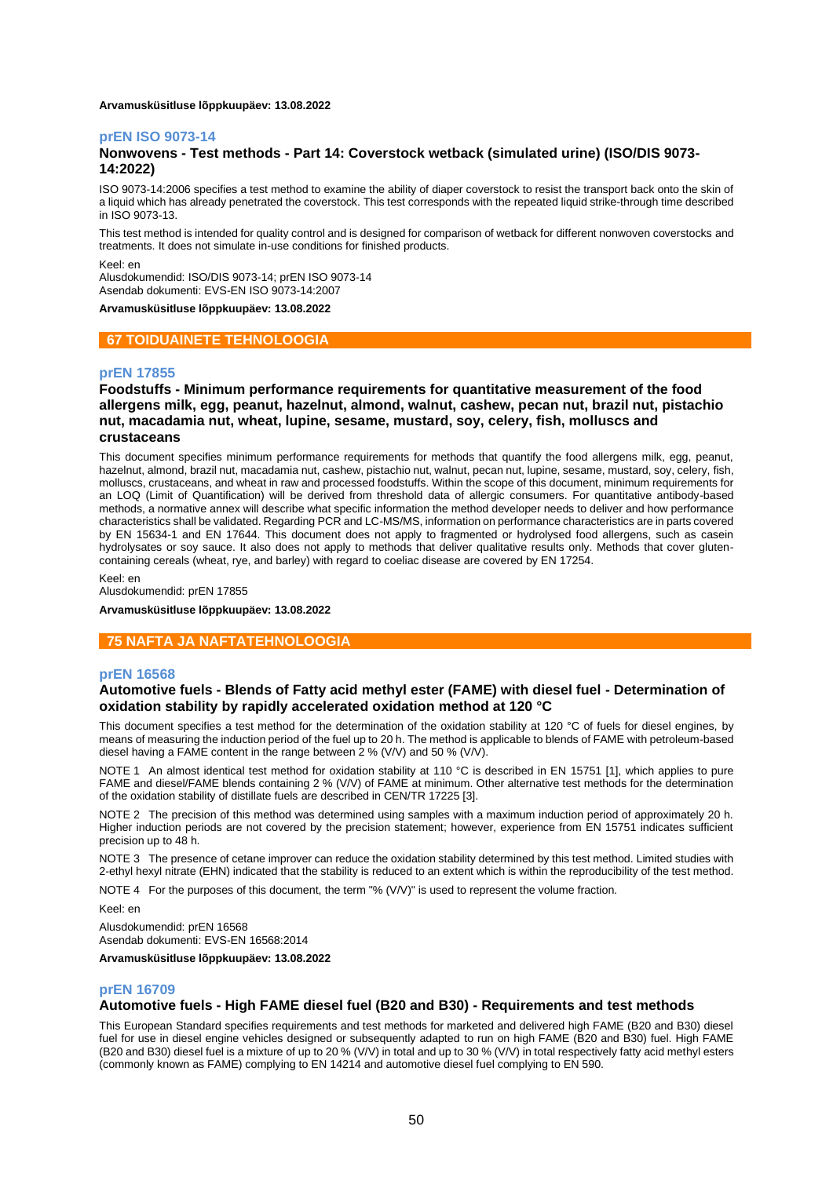**Arvamusküsitluse lõppkuupäev: 13.08.2022**

### prEN ISO 9073-14

**Nonwovens - Test methods - Part 14: Coverstock wetback (simulated urine) (ISO/DIS 9073-14:2022)**

ISO 9073-14:2006 specifies a test method to examine the ability of diaper coverstock to resist the transport back onto the skin of a liquid which has already penetrated the coverstock. This test corresponds with the repeated liquid strike-through time described in ISO 9073-13.

This test method is intended for quality control and is designed for comparison of wetback for different nonwoven coverstocks and treatments. It does not simulate in-use conditions for finished products.

Keel: en
Alusdokumendid: ISO/DIS 9073-14; prEN ISO 9073-14
Asendab dokumenti: EVS-EN ISO 9073-14:2007

**Arvamusküsitluse lõppkuupäev: 13.08.2022**

## 67 TOIDUAINETE TEHNOLOOGIA

### prEN 17855

**Foodstuffs - Minimum performance requirements for quantitative measurement of the food allergens milk, egg, peanut, hazelnut, almond, walnut, cashew, pecan nut, brazil nut, pistachio nut, macadamia nut, wheat, lupine, sesame, mustard, soy, celery, fish, molluscs and crustaceans**

This document specifies minimum performance requirements for methods that quantify the food allergens milk, egg, peanut, hazelnut, almond, brazil nut, macadamia nut, cashew, pistachio nut, walnut, pecan nut, lupine, sesame, mustard, soy, celery, fish, molluscs, crustaceans, and wheat in raw and processed foodstuffs. Within the scope of this document, minimum requirements for an LOQ (Limit of Quantification) will be derived from threshold data of allergic consumers. For quantitative antibody-based methods, a normative annex will describe what specific information the method developer needs to deliver and how performance characteristics shall be validated. Regarding PCR and LC-MS/MS, information on performance characteristics are in parts covered by EN 15634-1 and EN 17644. This document does not apply to fragmented or hydrolysed food allergens, such as casein hydrolysates or soy sauce. It also does not apply to methods that deliver qualitative results only. Methods that cover gluten-containing cereals (wheat, rye, and barley) with regard to coeliac disease are covered by EN 17254.

Keel: en
Alusdokumendid: prEN 17855

**Arvamusküsitluse lõppkuupäev: 13.08.2022**

## 75 NAFTA JA NAFTATEHNOLOOGIA

### prEN 16568

**Automotive fuels - Blends of Fatty acid methyl ester (FAME) with diesel fuel - Determination of oxidation stability by rapidly accelerated oxidation method at 120 °C**

This document specifies a test method for the determination of the oxidation stability at 120 °C of fuels for diesel engines, by means of measuring the induction period of the fuel up to 20 h. The method is applicable to blends of FAME with petroleum-based diesel having a FAME content in the range between 2 % (V/V) and 50 % (V/V).

NOTE 1 An almost identical test method for oxidation stability at 110 °C is described in EN 15751 [1], which applies to pure FAME and diesel/FAME blends containing 2 % (V/V) of FAME at minimum. Other alternative test methods for the determination of the oxidation stability of distillate fuels are described in CEN/TR 17225 [3].

NOTE 2 The precision of this method was determined using samples with a maximum induction period of approximately 20 h. Higher induction periods are not covered by the precision statement; however, experience from EN 15751 indicates sufficient precision up to 48 h.

NOTE 3 The presence of cetane improver can reduce the oxidation stability determined by this test method. Limited studies with 2-ethyl hexyl nitrate (EHN) indicated that the stability is reduced to an extent which is within the reproducibility of the test method.

NOTE 4 For the purposes of this document, the term "% (V/V)" is used to represent the volume fraction.

Keel: en

Alusdokumendid: prEN 16568
Asendab dokumenti: EVS-EN 16568:2014

**Arvamusküsitluse lõppkuupäev: 13.08.2022**

### prEN 16709

**Automotive fuels - High FAME diesel fuel (B20 and B30) - Requirements and test methods**

This European Standard specifies requirements and test methods for marketed and delivered high FAME (B20 and B30) diesel fuel for use in diesel engine vehicles designed or subsequently adapted to run on high FAME (B20 and B30) fuel. High FAME (B20 and B30) diesel fuel is a mixture of up to 20 % (V/V) in total and up to 30 % (V/V) in total respectively fatty acid methyl esters (commonly known as FAME) complying to EN 14214 and automotive diesel fuel complying to EN 590.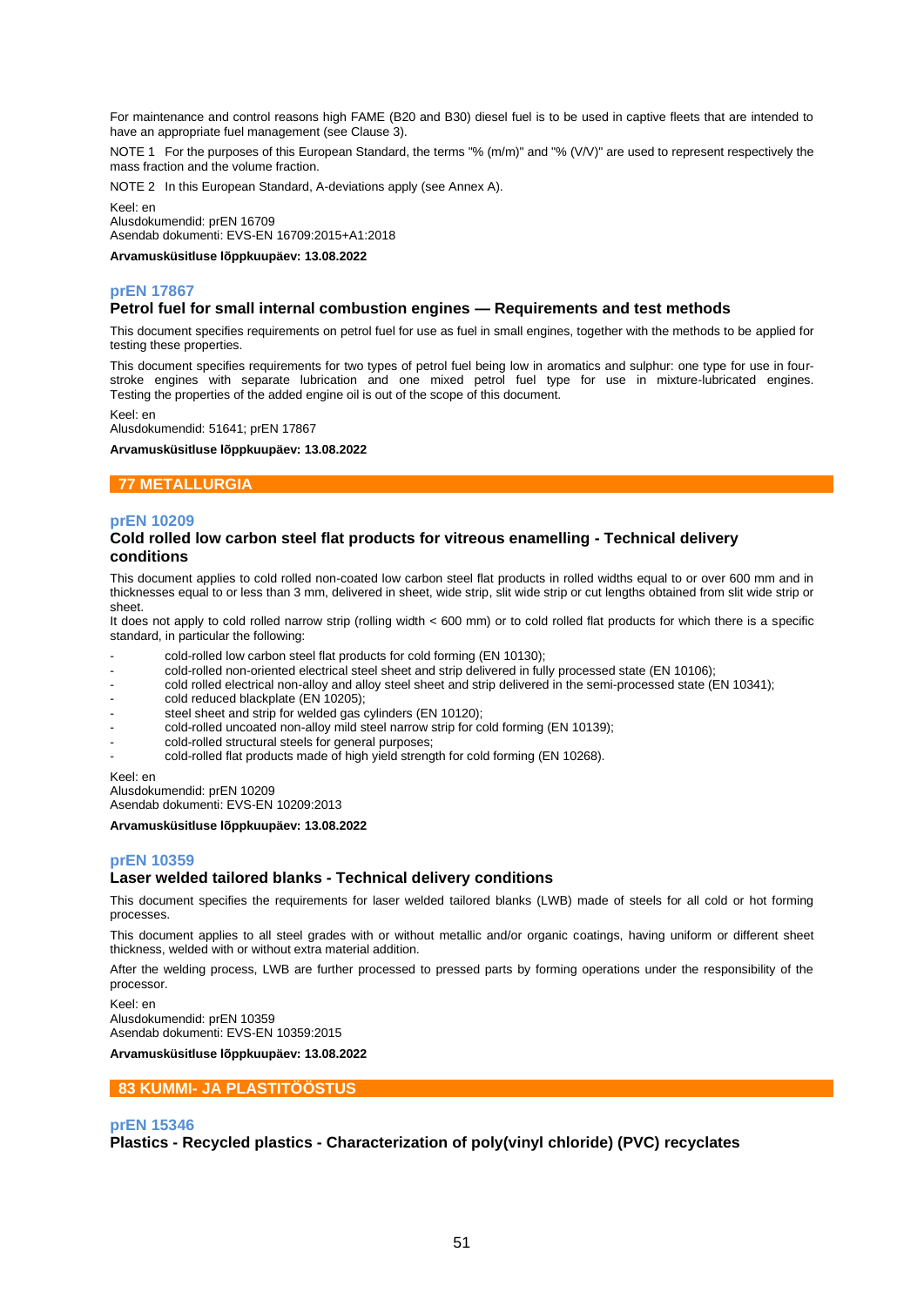For maintenance and control reasons high FAME (B20 and B30) diesel fuel is to be used in captive fleets that are intended to have an appropriate fuel management (see Clause 3).

NOTE 1 For the purposes of this European Standard, the terms "% (m/m)" and "% (V/V)" are used to represent respectively the mass fraction and the volume fraction.

NOTE 2 In this European Standard, A-deviations apply (see Annex A).

Keel: en
Alusdokumendid: prEN 16709
Asendab dokumenti: EVS-EN 16709:2015+A1:2018

**Arvamusküsitluse lõppkuupäev: 13.08.2022**

### prEN 17867

### Petrol fuel for small internal combustion engines — Requirements and test methods

This document specifies requirements on petrol fuel for use as fuel in small engines, together with the methods to be applied for testing these properties.

This document specifies requirements for two types of petrol fuel being low in aromatics and sulphur: one type for use in four-stroke engines with separate lubrication and one mixed petrol fuel type for use in mixture-lubricated engines. Testing the properties of the added engine oil is out of the scope of this document.

Keel: en
Alusdokumendid: 51641; prEN 17867

**Arvamusküsitluse lõppkuupäev: 13.08.2022**

## 77 METALLURGIA

### prEN 10209

### Cold rolled low carbon steel flat products for vitreous enamelling - Technical delivery conditions

This document applies to cold rolled non-coated low carbon steel flat products in rolled widths equal to or over 600 mm and in thicknesses equal to or less than 3 mm, delivered in sheet, wide strip, slit wide strip or cut lengths obtained from slit wide strip or sheet.
It does not apply to cold rolled narrow strip (rolling width < 600 mm) or to cold rolled flat products for which there is a specific standard, in particular the following:

- cold-rolled low carbon steel flat products for cold forming (EN 10130);
- cold-rolled non-oriented electrical steel sheet and strip delivered in fully processed state (EN 10106);
- cold rolled electrical non-alloy and alloy steel sheet and strip delivered in the semi-processed state (EN 10341);
- cold reduced blackplate (EN 10205);
- steel sheet and strip for welded gas cylinders (EN 10120);
- cold-rolled uncoated non-alloy mild steel narrow strip for cold forming (EN 10139);
- cold-rolled structural steels for general purposes;
- cold-rolled flat products made of high yield strength for cold forming (EN 10268).

Keel: en
Alusdokumendid: prEN 10209
Asendab dokumenti: EVS-EN 10209:2013

**Arvamusküsitluse lõppkuupäev: 13.08.2022**

### prEN 10359

### Laser welded tailored blanks - Technical delivery conditions

This document specifies the requirements for laser welded tailored blanks (LWB) made of steels for all cold or hot forming processes.

This document applies to all steel grades with or without metallic and/or organic coatings, having uniform or different sheet thickness, welded with or without extra material addition.

After the welding process, LWB are further processed to pressed parts by forming operations under the responsibility of the processor.

Keel: en
Alusdokumendid: prEN 10359
Asendab dokumenti: EVS-EN 10359:2015

**Arvamusküsitluse lõppkuupäev: 13.08.2022**

## 83 KUMMI- JA PLASTITÖÖSTUS

### prEN 15346

### Plastics - Recycled plastics - Characterization of poly(vinyl chloride) (PVC) recyclates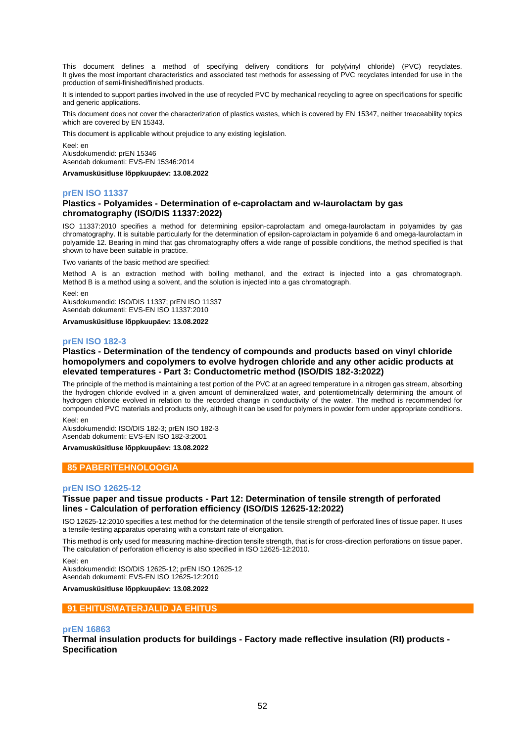This document defines a method of specifying delivery conditions for poly(vinyl chloride) (PVC) recyclates. It gives the most important characteristics and associated test methods for assessing of PVC recyclates intended for use in the production of semi-finished/finished products.

It is intended to support parties involved in the use of recycled PVC by mechanical recycling to agree on specifications for specific and generic applications.

This document does not cover the characterization of plastics wastes, which is covered by EN 15347, neither treaceability topics which are covered by EN 15343.

This document is applicable without prejudice to any existing legislation.

Keel: en
Alusdokumendid: prEN 15346
Asendab dokumenti: EVS-EN 15346:2014

**Arvamusküsitluse lõppkuupäev: 13.08.2022**

### prEN ISO 11337

**Plastics - Polyamides - Determination of e-caprolactam and w-laurolactam by gas chromatography (ISO/DIS 11337:2022)**

ISO 11337:2010 specifies a method for determining epsilon-caprolactam and omega-laurolactam in polyamides by gas chromatography. It is suitable particularly for the determination of epsilon-caprolactam in polyamide 6 and omega-laurolactam in polyamide 12. Bearing in mind that gas chromatography offers a wide range of possible conditions, the method specified is that shown to have been suitable in practice.

Two variants of the basic method are specified:

Method A is an extraction method with boiling methanol, and the extract is injected into a gas chromatograph. Method B is a method using a solvent, and the solution is injected into a gas chromatograph.

Keel: en
Alusdokumendid: ISO/DIS 11337; prEN ISO 11337
Asendab dokumenti: EVS-EN ISO 11337:2010

**Arvamusküsitluse lõppkuupäev: 13.08.2022**

### prEN ISO 182-3

**Plastics - Determination of the tendency of compounds and products based on vinyl chloride homopolymers and copolymers to evolve hydrogen chloride and any other acidic products at elevated temperatures - Part 3: Conductometric method (ISO/DIS 182-3:2022)**

The principle of the method is maintaining a test portion of the PVC at an agreed temperature in a nitrogen gas stream, absorbing the hydrogen chloride evolved in a given amount of demineralized water, and potentiometrically determining the amount of hydrogen chloride evolved in relation to the recorded change in conductivity of the water. The method is recommended for compounded PVC materials and products only, although it can be used for polymers in powder form under appropriate conditions.

Keel: en
Alusdokumendid: ISO/DIS 182-3; prEN ISO 182-3
Asendab dokumenti: EVS-EN ISO 182-3:2001

**Arvamusküsitluse lõppkuupäev: 13.08.2022**

## 85 PABERITEHNOLOOGIA

### prEN ISO 12625-12

**Tissue paper and tissue products - Part 12: Determination of tensile strength of perforated lines - Calculation of perforation efficiency (ISO/DIS 12625-12:2022)**

ISO 12625-12:2010 specifies a test method for the determination of the tensile strength of perforated lines of tissue paper. It uses a tensile-testing apparatus operating with a constant rate of elongation.

This method is only used for measuring machine-direction tensile strength, that is for cross-direction perforations on tissue paper. The calculation of perforation efficiency is also specified in ISO 12625-12:2010.

Keel: en
Alusdokumendid: ISO/DIS 12625-12; prEN ISO 12625-12
Asendab dokumenti: EVS-EN ISO 12625-12:2010

**Arvamusküsitluse lõppkuupäev: 13.08.2022**

## 91 EHITUSMATERJALID JA EHITUS

### prEN 16863

**Thermal insulation products for buildings - Factory made reflective insulation (RI) products - Specification**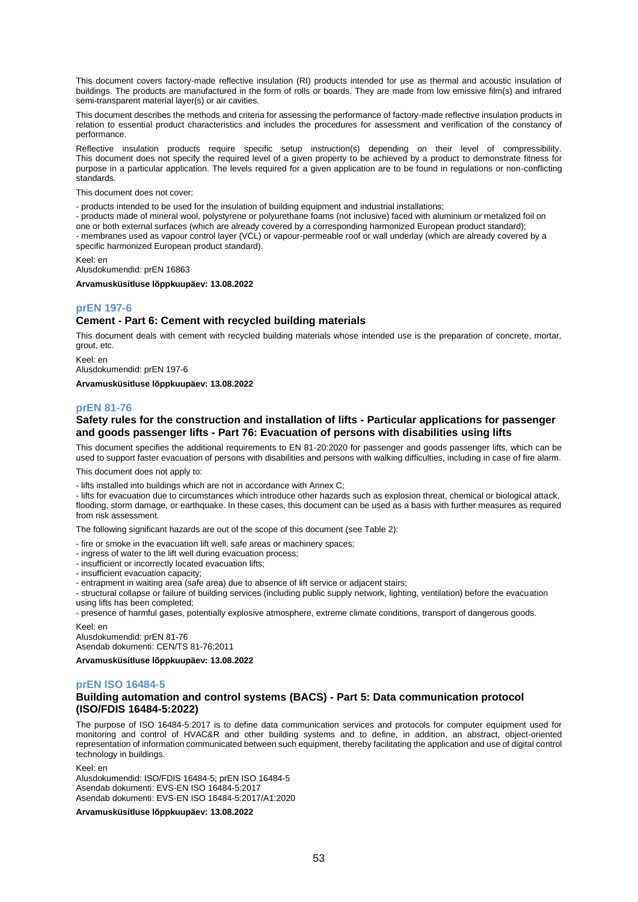This document covers factory-made reflective insulation (RI) products intended for use as thermal and acoustic insulation of buildings. The products are manufactured in the form of rolls or boards. They are made from low emissive film(s) and infrared semi-transparent material layer(s) or air cavities.

This document describes the methods and criteria for assessing the performance of factory-made reflective insulation products in relation to essential product characteristics and includes the procedures for assessment and verification of the constancy of performance.

Reflective insulation products require specific setup instruction(s) depending on their level of compressibility. This document does not specify the required level of a given property to be achieved by a product to demonstrate fitness for purpose in a particular application. The levels required for a given application are to be found in regulations or non-conflicting standards.

This document does not cover:

- products intended to be used for the insulation of building equipment and industrial installations;
- products made of mineral wool, polystyrene or polyurethane foams (not inclusive) faced with aluminium or metalized foil on one or both external surfaces (which are already covered by a corresponding harmonized European product standard);
- membranes used as vapour control layer (VCL) or vapour-permeable roof or wall underlay (which are already covered by a specific harmonized European product standard).

Keel: en
Alusdokumendid: prEN 16863

**Arvamusküsitluse lõppkuupäev: 13.08.2022**

### prEN 197-6

### Cement - Part 6: Cement with recycled building materials

This document deals with cement with recycled building materials whose intended use is the preparation of concrete, mortar, grout, etc.

Keel: en
Alusdokumendid: prEN 197-6

**Arvamusküsitluse lõppkuupäev: 13.08.2022**

### prEN 81-76

### Safety rules for the construction and installation of lifts - Particular applications for passenger and goods passenger lifts - Part 76: Evacuation of persons with disabilities using lifts

This document specifies the additional requirements to EN 81-20:2020 for passenger and goods passenger lifts, which can be used to support faster evacuation of persons with disabilities and persons with walking difficulties, including in case of fire alarm.

This document does not apply to:

- lifts installed into buildings which are not in accordance with Annex C;
- lifts for evacuation due to circumstances which introduce other hazards such as explosion threat, chemical or biological attack, flooding, storm damage, or earthquake. In these cases, this document can be used as a basis with further measures as required from risk assessment.

The following significant hazards are out of the scope of this document (see Table 2):

- fire or smoke in the evacuation lift well, safe areas or machinery spaces;
- ingress of water to the lift well during evacuation process;
- insufficient or incorrectly located evacuation lifts;
- insufficient evacuation capacity;
- entrapment in waiting area (safe area) due to absence of lift service or adjacent stairs;
- structural collapse or failure of building services (including public supply network, lighting, ventilation) before the evacuation using lifts has been completed;
- presence of harmful gases, potentially explosive atmosphere, extreme climate conditions, transport of dangerous goods.

Keel: en
Alusdokumendid: prEN 81-76
Asendab dokumenti: CEN/TS 81-76:2011

**Arvamusküsitluse lõppkuupäev: 13.08.2022**

### prEN ISO 16484-5

### Building automation and control systems (BACS) - Part 5: Data communication protocol (ISO/FDIS 16484-5:2022)

The purpose of ISO 16484-5:2017 is to define data communication services and protocols for computer equipment used for monitoring and control of HVAC&R and other building systems and to define, in addition, an abstract, object-oriented representation of information communicated between such equipment, thereby facilitating the application and use of digital control technology in buildings.

Keel: en
Alusdokumendid: ISO/FDIS 16484-5; prEN ISO 16484-5
Asendab dokumenti: EVS-EN ISO 16484-5:2017
Asendab dokumenti: EVS-EN ISO 16484-5:2017/A1:2020

**Arvamusküsitluse lõppkuupäev: 13.08.2022**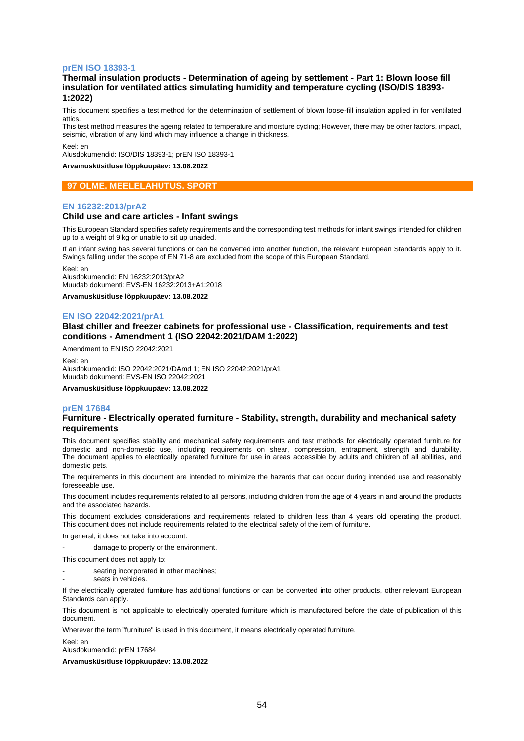### prEN ISO 18393-1

**Thermal insulation products - Determination of ageing by settlement - Part 1: Blown loose fill insulation for ventilated attics simulating humidity and temperature cycling (ISO/DIS 18393-1:2022)**

This document specifies a test method for the determination of settlement of blown loose-fill insulation applied in for ventilated attics.
This test method measures the ageing related to temperature and moisture cycling; However, there may be other factors, impact, seismic, vibration of any kind which may influence a change in thickness.

Keel: en
Alusdokumendid: ISO/DIS 18393-1; prEN ISO 18393-1

**Arvamusküsitluse lõppkuupäev: 13.08.2022**

## 97 OLME. MEELELAHUTUS. SPORT

### EN 16232:2013/prA2

**Child use and care articles - Infant swings**

This European Standard specifies safety requirements and the corresponding test methods for infant swings intended for children up to a weight of 9 kg or unable to sit up unaided.

If an infant swing has several functions or can be converted into another function, the relevant European Standards apply to it. Swings falling under the scope of EN 71-8 are excluded from the scope of this European Standard.

Keel: en
Alusdokumendid: EN 16232:2013/prA2
Muudab dokumenti: EVS-EN 16232:2013+A1:2018

**Arvamusküsitluse lõppkuupäev: 13.08.2022**

### EN ISO 22042:2021/prA1

**Blast chiller and freezer cabinets for professional use - Classification, requirements and test conditions - Amendment 1 (ISO 22042:2021/DAM 1:2022)**

Amendment to EN ISO 22042:2021

Keel: en
Alusdokumendid: ISO 22042:2021/DAmd 1; EN ISO 22042:2021/prA1
Muudab dokumenti: EVS-EN ISO 22042:2021

**Arvamusküsitluse lõppkuupäev: 13.08.2022**

### prEN 17684

**Furniture - Electrically operated furniture - Stability, strength, durability and mechanical safety requirements**

This document specifies stability and mechanical safety requirements and test methods for electrically operated furniture for domestic and non-domestic use, including requirements on shear, compression, entrapment, strength and durability. The document applies to electrically operated furniture for use in areas accessible by adults and children of all abilities, and domestic pets.

The requirements in this document are intended to minimize the hazards that can occur during intended use and reasonably foreseeable use.

This document includes requirements related to all persons, including children from the age of 4 years in and around the products and the associated hazards.

This document excludes considerations and requirements related to children less than 4 years old operating the product. This document does not include requirements related to the electrical safety of the item of furniture.

In general, it does not take into account:

- damage to property or the environment.

This document does not apply to:

- seating incorporated in other machines;
- seats in vehicles.

If the electrically operated furniture has additional functions or can be converted into other products, other relevant European Standards can apply.

This document is not applicable to electrically operated furniture which is manufactured before the date of publication of this document.

Wherever the term "furniture" is used in this document, it means electrically operated furniture.

Keel: en
Alusdokumendid: prEN 17684

**Arvamusküsitluse lõppkuupäev: 13.08.2022**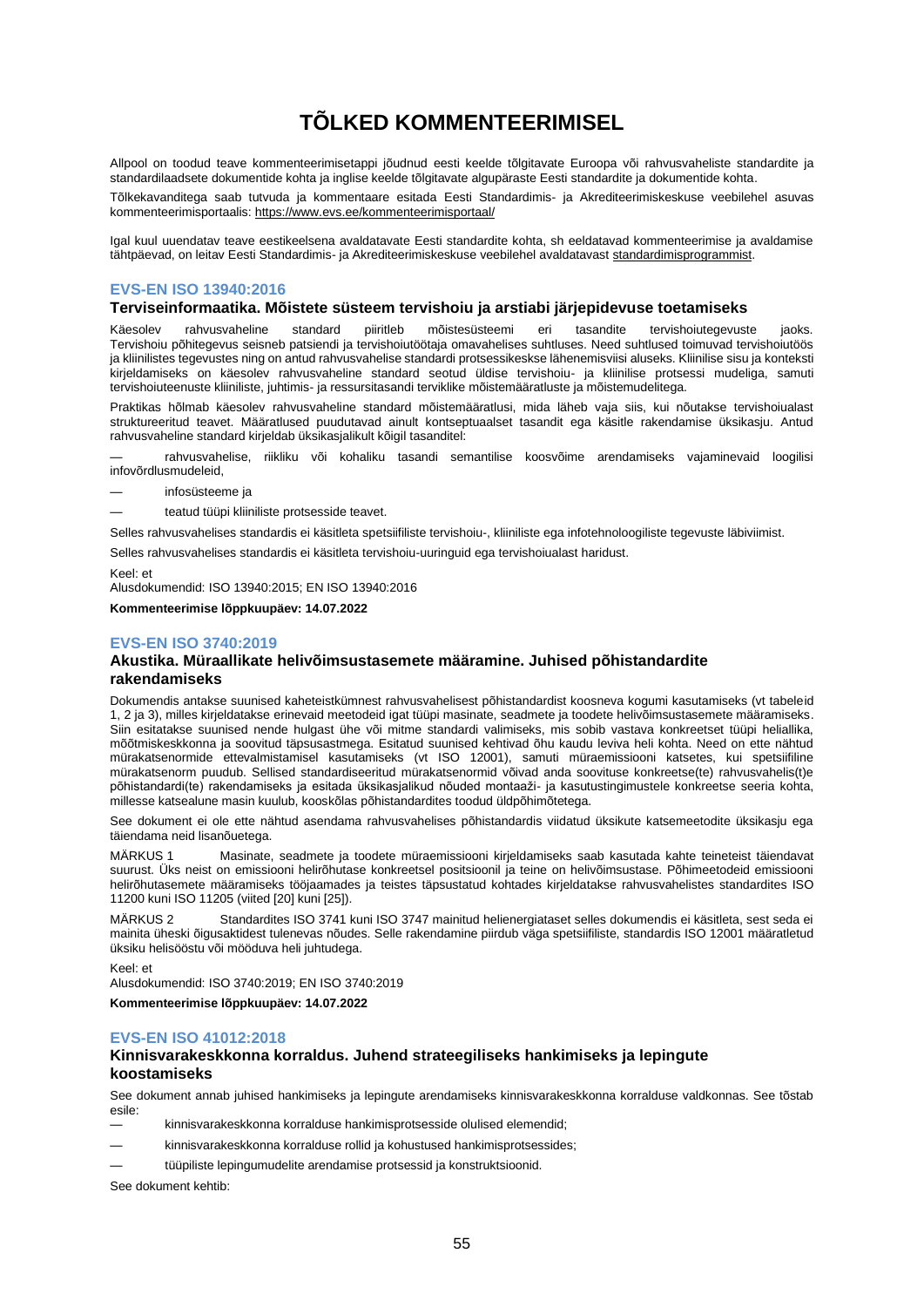# TÕLKED KOMMENTEERIMISEL

Allpool on toodud teave kommenteerimisetappi jõudnud eesti keelde tõlgitavate Euroopa või rahvusvaheliste standardite ja standardilaadsete dokumentide kohta ja inglise keelde tõlgitavate algupäraste Eesti standardite ja dokumentide kohta.

Tõlkekavanditega saab tutvuda ja kommentaare esitada Eesti Standardimis- ja Akrediteerimiskeskuse veebilehel asuvas kommenteerimisportaalis: https://www.evs.ee/kommenteerimisportaal/

Igal kuul uuendatav teave eestikeelsena avaldatavate Eesti standardite kohta, sh eeldatavad kommenteerimise ja avaldamise tähtpäevad, on leitav Eesti Standardimis- ja Akrediteerimiskeskuse veebilehel avaldatavast standardimisprogrammist.

### EVS-EN ISO 13940:2016

### Terviseinformaatika. Mõistete süsteem tervishoiu ja arstiabi järjepidevuse toetamiseks

Käesolev rahvusvaheline standard piiritleb mõistesüsteemi eri tasandite tervishoiutegevuste jaoks. Tervishoiu põhitegevus seisneb patsiendi ja tervishoiutöötaja omavahelises suhtluses. Need suhtlused toimuvad tervishoiutöös ja kliinilistes tegevustes ning on antud rahvusvahelise standardi protsessikeskse lähenemisviisi aluseks. Kliinilise sisu ja konteksti kirjeldamiseks on käesolev rahvusvaheline standard seotud üldise tervishoiu- ja kliinilise protsessi mudeliga, samuti tervishoiuteenuste kliiniliste, juhtimis- ja ressursitasandi terviklike mõistemääratluste ja mõistemudelitega.

Praktikas hõlmab käesolev rahvusvaheline standard mõistemääratlusi, mida läheb vaja siis, kui nõutakse tervishoiualast struktureeritud teavet. Määratlused puudutavad ainult kontseptuaalset tasandit ega käsitle rakendamise üksikasju. Antud rahvusvaheline standard kirjeldab üksikasjalikult kõigil tasanditel:

— rahvusvahelise, riikliku või kohaliku tasandi semantilise koosvõime arendamiseks vajaminevaid loogilisi infovõrdlusmudeleid,

— infosüsteeme ja

— teatud tüüpi kliiniliste protsesside teavet.

Selles rahvusvahelises standardis ei käsitleta spetsiifiliste tervishoiu-, kliiniliste ega infotehnoloogiliste tegevuste läbiviimist.

Selles rahvusvahelises standardis ei käsitleta tervishoiu-uuringuid ega tervishoiualast haridust.

Keel: et
Alusdokumendid: ISO 13940:2015; EN ISO 13940:2016

**Kommenteerimise lõppkuupäev: 14.07.2022**

### EVS-EN ISO 3740:2019

### Akustika. Müraallikate helivõimsustasemete määramine. Juhised põhistandardite rakendamiseks

Dokumendis antakse suunised kaheteistkümnest rahvusvahelisest põhistandardist koosneva kogumi kasutamiseks (vt tabeleid 1, 2 ja 3), milles kirjeldatakse erinevaid meetodeid igat tüüpi masinate, seadmete ja toodete helivõimsustasemete määramiseks. Siin esitatakse suunised nende hulgast ühe või mitme standardi valimiseks, mis sobib vastava konkreetset tüüpi heliallika, mõõtmiskeskkonna ja soovitud täpsusastmega. Esitatud suunised kehtivad õhu kaudu leviva heli kohta. Need on ette nähtud mürakatsenormide ettevalmistamisel kasutamiseks (vt ISO 12001), samuti müraemissiooni katsetes, kui spetsiifiline mürakatsenorm puudub. Sellised standardiseeritud mürakatsenormid võivad anda soovituse konkreetse(te) rahvusvahelis(t)e põhistandardi(te) rakendamiseks ja esitada üksikasjalikud nõuded montaaži- ja kasutustingimustele konkreetse seeria kohta, millesse katsealune masin kuulub, kooskõlas põhistandardites toodud üldpõhimõtetega.

See dokument ei ole ette nähtud asendama rahvusvahelises põhistandardis viidatud üksikute katsemeetodite üksikasju ega täiendama neid lisanõuetega.

MÄRKUS 1 Masinate, seadmete ja toodete müraemissiooni kirjeldamiseks saab kasutada kahte teineteist täiendavat suurust. Üks neist on emissiooni helirõhutase konkreetsel positsioonil ja teine on helivõimsustase. Põhimeetodeid emissiooni helirõhutasemete määramiseks tööjaamades ja teistes täpsustatud kohtades kirjeldatakse rahvusvahelistes standardites ISO 11200 kuni ISO 11205 (viited [20] kuni [25]).

MÄRKUS 2 Standardites ISO 3741 kuni ISO 3747 mainitud helienergiataset selles dokumendis ei käsitleta, sest seda ei mainita üheski õigusaktidest tulenevas nõudes. Selle rakendamine piirdub väga spetsiifiliste, standardis ISO 12001 määratletud üksiku helisööstu või mööduva heli juhtudega.

Keel: et
Alusdokumendid: ISO 3740:2019; EN ISO 3740:2019

**Kommenteerimise lõppkuupäev: 14.07.2022**

### EVS-EN ISO 41012:2018

### Kinnisvarakeskkonna korraldus. Juhend strateegiliseks hankimiseks ja lepingute koostamiseks

See dokument annab juhised hankimiseks ja lepingute arendamiseks kinnisvarakeskkonna korralduse valdkonnas. See tõstab esile:

— kinnisvarakeskkonna korralduse hankimisprotsesside olulised elemendid;

— kinnisvarakeskkonna korralduse rollid ja kohustused hankimisprotsessides;

— tüüpiliste lepingumudelite arendamise protsessid ja konstruktsioonid.

See dokument kehtib: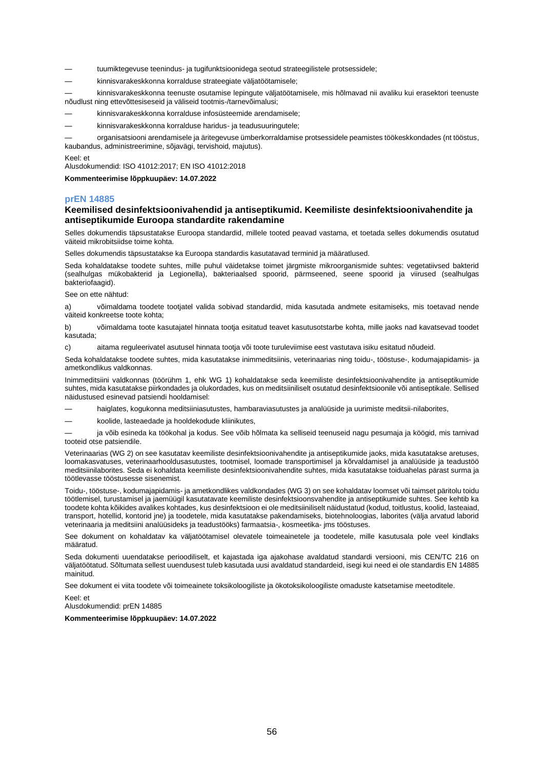— tuumiktegevuse teenindus- ja tugifunktsioonidega seotud strateegilistele protsessidele;

— kinnisvarakeskkonna korralduse strateegiate väljatöötamisele;

— kinnisvarakeskkonna teenuste osutamise lepingute väljatöötamisele, mis hõlmavad nii avaliku kui erasektori teenuste nõudlust ning ettevõttesiseseid ja väliseid tootmis-/tarnevõimalusi;

— kinnisvarakeskkonna korralduse infosüsteemide arendamisele;

— kinnisvarakeskkonna korralduse haridus- ja teadusuuringutele;

— organisatsiooni arendamisele ja äritegevuse ümberkorraldamise protsessidele peamistes töökeskkondades (nt tööstus, kaubandus, administreerimine, sõjavägi, tervishoid, majutus).

Keel: et
Alusdokumendid: ISO 41012:2017; EN ISO 41012:2018

**Kommenteerimise lõppkuupäev: 14.07.2022**

## prEN 14885

### Keemilised desinfektsioonivahendid ja antiseptikumid. Keemiliste desinfektsioonivahendite ja antiseptikumide Euroopa standardite rakendamine

Selles dokumendis täpsustatakse Euroopa standardid, millele tooted peavad vastama, et toetada selles dokumendis osutatud väiteid mikrobitsiidse toime kohta.

Selles dokumendis täpsustatakse ka Euroopa standardis kasutatavad terminid ja määratlused.

Seda kohaldatakse toodete suhtes, mille puhul väidetakse toimet järgmiste mikroorganismide suhtes: vegetatiivsed bakterid (sealhulgas mükobakterid ja Legionella), bakteriaalsed spoorid, pärmseened, seene spoorid ja viirused (sealhulgas bakteriofaagid).

See on ette nähtud:

a) võimaldama toodete tootjatel valida sobivad standardid, mida kasutada andmete esitamiseks, mis toetavad nende väiteid konkreetse toote kohta;

b) võimaldama toote kasutajatel hinnata tootja esitatud teavet kasutusotstarbe kohta, mille jaoks nad kavatsevad toodet kasutada;

c) aitama reguleerivatel asutusel hinnata tootja või toote turuleviimise eest vastutava isiku esitatud nõudeid.

Seda kohaldatakse toodete suhtes, mida kasutatakse inimmeditsiinis, veterinaarias ning toidu-, tööstuse-, kodumajapidamis- ja ametkondlikus valdkonnas.

Inimmeditsiini valdkonnas (töörühm 1, ehk WG 1) kohaldatakse seda keemiliste desinfektsioonivahendite ja antiseptikumide suhtes, mida kasutatakse piirkondades ja olukordades, kus on meditsiiniliselt osutatud desinfektsioonile või antiseptikale. Sellised näidustused esinevad patsiendi hooldamisel:

— haiglates, kogukonna meditsiiniasutustes, hambaraviasutustes ja analüüside ja uurimiste meditsii-nilaborites,

— koolide, lasteaedade ja hooldekodude kliinikutes,

— ja võib esineda ka töökohal ja kodus. See võib hõlmata ka selliseid teenuseid nagu pesumaja ja köögid, mis tarnivad tooteid otse patsiendile.

Veterinaarias (WG 2) on see kasutatav keemiliste desinfektsioonivahendite ja antiseptikumide jaoks, mida kasutatakse aretuses, loomakasvatuses, veterinaarhooldusasutustes, tootmisel, loomade transportimisel ja kõrvaldamisel ja analüüside ja teadustöö meditsiinilaborites. Seda ei kohaldata keemiliste desinfektsioonivahendite suhtes, mida kasutatakse toiduahelas pärast surma ja töötlevasse tööstusesse sisenemist.

Toidu-, tööstuse-, kodumajapidamis- ja ametkondlikes valdkondades (WG 3) on see kohaldatav loomset või taimset päritolu toidu töötlemisel, turustamisel ja jaemüügil kasutatavate keemiliste desinfektsioonsvahendite ja antiseptikumide suhtes. See kehtib ka toodete kohta kõikides avalikes kohtades, kus desinfektsioon ei ole meditsiiniliselt näidustatud (kodud, toitlustus, koolid, lasteaiad, transport, hotellid, kontorid jne) ja toodetele, mida kasutatakse pakendamiseks, biotehnoloogias, laborites (välja arvatud laborid veterinaaria ja meditsiini analüüsideks ja teadustööks) farmaatsia-, kosmeetika- jms tööstuses.

See dokument on kohaldatav ka väljatöötamisel olevatele toimeainetele ja toodetele, mille kasutusala pole veel kindlaks määratud.

Seda dokumenti uuendatakse perioodiliselt, et kajastada iga ajakohase avaldatud standardi versiooni, mis CEN/TC 216 on väljatöötatud. Sõltumata sellest uuendusest tuleb kasutada uusi avaldatud standardeid, isegi kui need ei ole standardis EN 14885 mainitud.

See dokument ei viita toodete või toimeainete toksikoloogiliste ja ökotoksikoloogiliste omaduste katsetamise meetoditele.

Keel: et
Alusdokumendid: prEN 14885

**Kommenteerimise lõppkuupäev: 14.07.2022**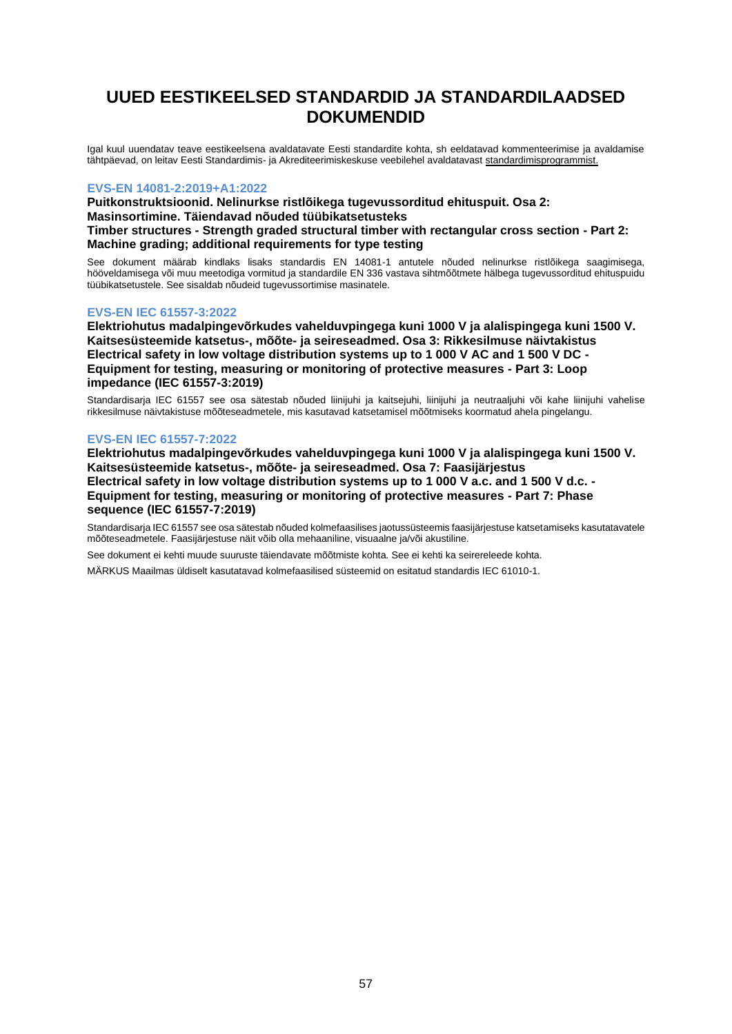# UUED EESTIKEELSED STANDARDID JA STANDARDILAADSED DOKUMENDID

Igal kuul uuendatav teave eestikeelsena avaldatavate Eesti standardite kohta, sh eeldatavad kommenteerimise ja avaldamise tähtpäevad, on leitav Eesti Standardimis- ja Akrediteerimiskeskuse veebilehel avaldatavast standardimisprogrammist.

### EVS-EN 14081-2:2019+A1:2022

**Puitkonstruktsioonid. Nelinurkse ristlõikega tugevussorditud ehituspuit. Osa 2: Masinsortimine. Täiendavad nõuded tüübikatsetusteks**
**Timber structures - Strength graded structural timber with rectangular cross section - Part 2: Machine grading; additional requirements for type testing**

See dokument määrab kindlaks lisaks standardis EN 14081-1 antutele nõuded nelinurkse ristlõikega saagimisega, hööveldamisega või muu meetodiga vormitud ja standardile EN 336 vastava sihtmõõtmete hälbega tugevussorditud ehituspuidu tüübikatsetustele. See sisaldab nõudeid tugevussortimise masinatele.

### EVS-EN IEC 61557-3:2022

**Elektriohutus madalpingevõrkudes vahelduvpingega kuni 1000 V ja alalispingega kuni 1500 V. Kaitsesüsteemide katsetus-, mõõte- ja seireseadmed. Osa 3: Rikkesilmuse näivtakistus**
**Electrical safety in low voltage distribution systems up to 1 000 V AC and 1 500 V DC - Equipment for testing, measuring or monitoring of protective measures - Part 3: Loop impedance (IEC 61557-3:2019)**

Standardisarja IEC 61557 see osa sätestab nõuded liinijuhi ja kaitsejuhi, liinijuhi ja neutraaljuhi või kahe liinijuhi vahelise rikkesilmuse näivtakistuse mõõteseadmetele, mis kasutavad katsetamisel mõõtmiseks koormatud ahela pingelangu.

### EVS-EN IEC 61557-7:2022

**Elektriohutus madalpingevõrkudes vahelduvpingega kuni 1000 V ja alalispingega kuni 1500 V. Kaitsesüsteemide katsetus-, mõõte- ja seireseadmed. Osa 7: Faasijärjestus**
**Electrical safety in low voltage distribution systems up to 1 000 V a.c. and 1 500 V d.c. - Equipment for testing, measuring or monitoring of protective measures - Part 7: Phase sequence (IEC 61557-7:2019)**

Standardisarja IEC 61557 see osa sätestab nõuded kolmefaasilises jaotussüsteemis faasijärjestuse katsetamiseks kasutatavatele mõõteseadmetele. Faasijärjestuse näit võib olla mehaaniline, visuaalne ja/või akustiline.

See dokument ei kehti muude suuruste täiendavate mõõtmiste kohta. See ei kehti ka seirereleede kohta.

MÄRKUS Maailmas üldiselt kasutatavad kolmefaasilised süsteemid on esitatud standardis IEC 61010-1.